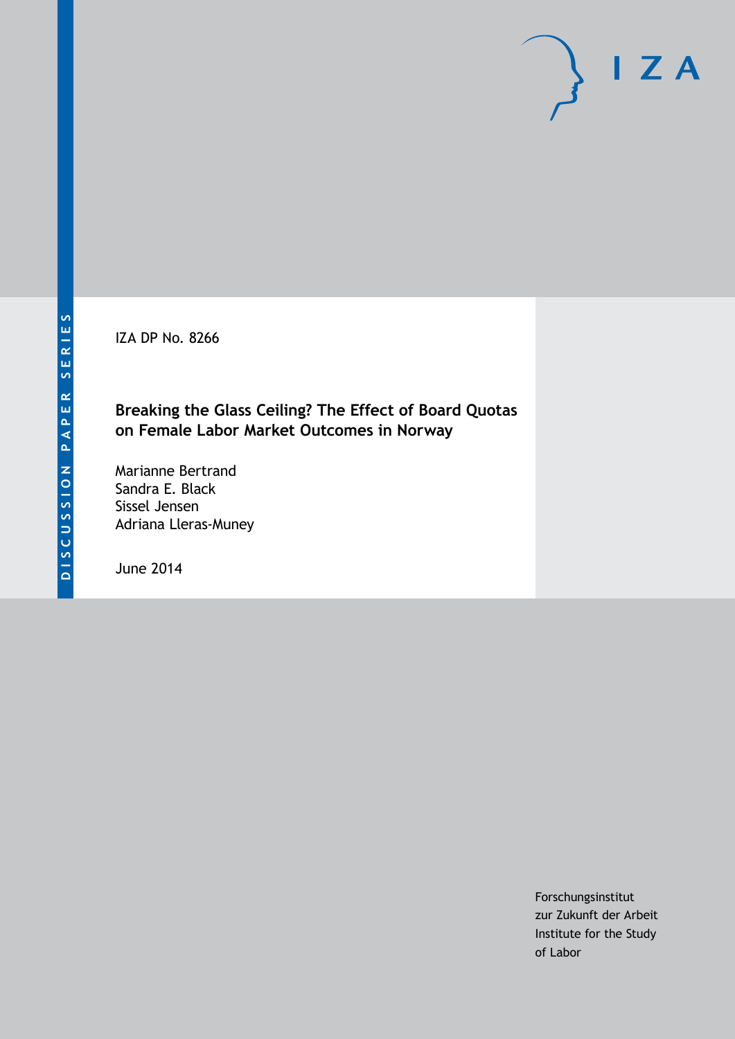DISCUSSION PAPER SERIES

IZA DP No. 8266

# Breaking the Glass Ceiling? The Effect of Board Quotas on Female Labor Market Outcomes in Norway

Marianne Bertrand
Sandra E. Black
Sissel Jensen
Adriana Lleras-Muney

June 2014

Forschungsinstitut
zur Zukunft der Arbeit
Institute for the Study
of Labor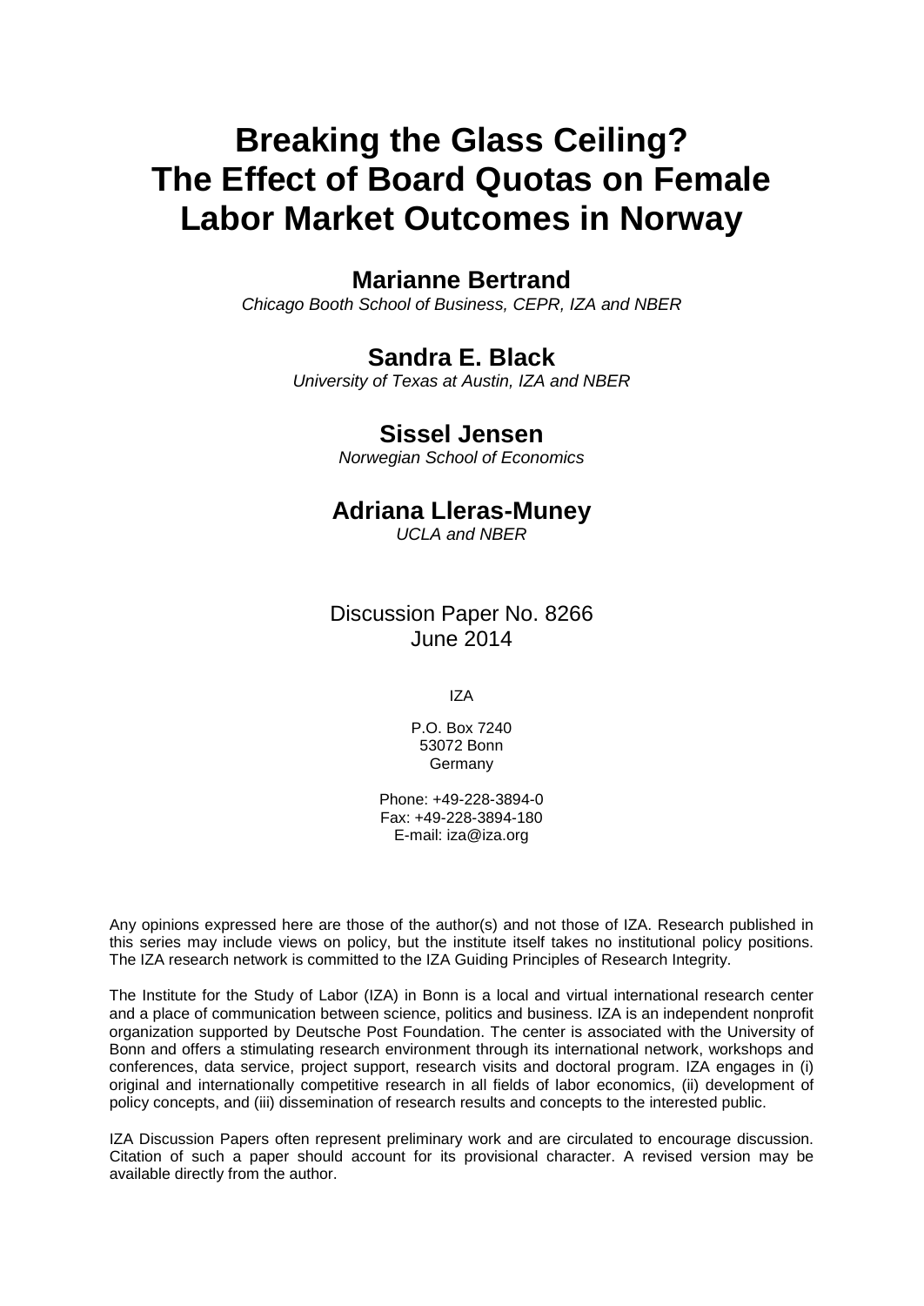# Breaking the Glass Ceiling? The Effect of Board Quotas on Female Labor Market Outcomes in Norway

**Marianne Bertrand**
*Chicago Booth School of Business, CEPR, IZA and NBER*

**Sandra E. Black**
*University of Texas at Austin, IZA and NBER*

**Sissel Jensen**
*Norwegian School of Economics*

**Adriana Lleras-Muney**
*UCLA and NBER*

Discussion Paper No. 8266
June 2014

IZA

P.O. Box 7240
53072 Bonn
Germany

Phone: +49-228-3894-0
Fax: +49-228-3894-180
E-mail: iza@iza.org

Any opinions expressed here are those of the author(s) and not those of IZA. Research published in this series may include views on policy, but the institute itself takes no institutional policy positions. The IZA research network is committed to the IZA Guiding Principles of Research Integrity.

The Institute for the Study of Labor (IZA) in Bonn is a local and virtual international research center and a place of communication between science, politics and business. IZA is an independent nonprofit organization supported by Deutsche Post Foundation. The center is associated with the University of Bonn and offers a stimulating research environment through its international network, workshops and conferences, data service, project support, research visits and doctoral program. IZA engages in (i) original and internationally competitive research in all fields of labor economics, (ii) development of policy concepts, and (iii) dissemination of research results and concepts to the interested public.

IZA Discussion Papers often represent preliminary work and are circulated to encourage discussion. Citation of such a paper should account for its provisional character. A revised version may be available directly from the author.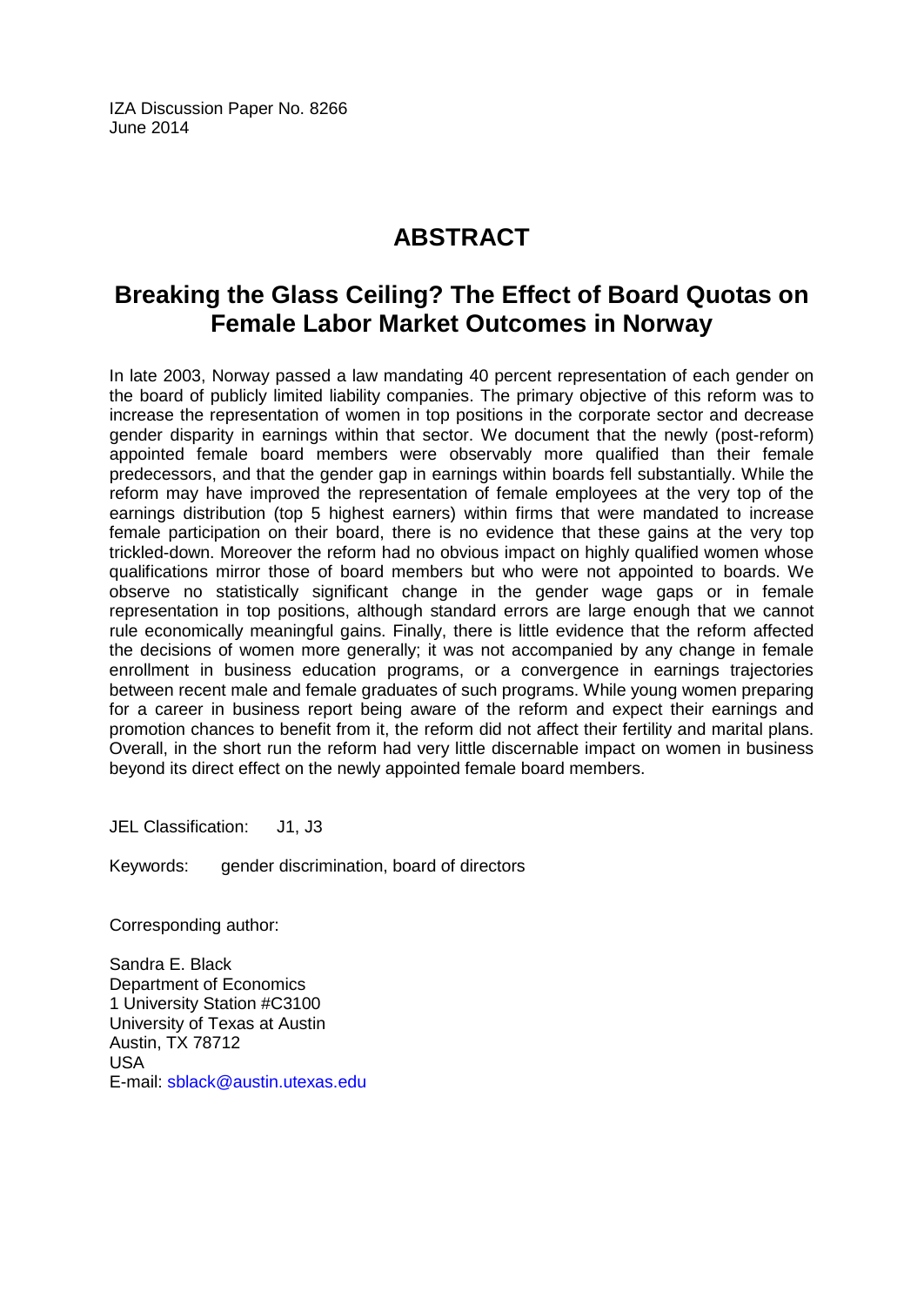IZA Discussion Paper No. 8266
June 2014

# ABSTRACT

## Breaking the Glass Ceiling? The Effect of Board Quotas on Female Labor Market Outcomes in Norway

In late 2003, Norway passed a law mandating 40 percent representation of each gender on the board of publicly limited liability companies. The primary objective of this reform was to increase the representation of women in top positions in the corporate sector and decrease gender disparity in earnings within that sector. We document that the newly (post-reform) appointed female board members were observably more qualified than their female predecessors, and that the gender gap in earnings within boards fell substantially. While the reform may have improved the representation of female employees at the very top of the earnings distribution (top 5 highest earners) within firms that were mandated to increase female participation on their board, there is no evidence that these gains at the very top trickled-down. Moreover the reform had no obvious impact on highly qualified women whose qualifications mirror those of board members but who were not appointed to boards. We observe no statistically significant change in the gender wage gaps or in female representation in top positions, although standard errors are large enough that we cannot rule economically meaningful gains. Finally, there is little evidence that the reform affected the decisions of women more generally; it was not accompanied by any change in female enrollment in business education programs, or a convergence in earnings trajectories between recent male and female graduates of such programs. While young women preparing for a career in business report being aware of the reform and expect their earnings and promotion chances to benefit from it, the reform did not affect their fertility and marital plans. Overall, in the short run the reform had very little discernable impact on women in business beyond its direct effect on the newly appointed female board members.

JEL Classification: J1, J3

Keywords: gender discrimination, board of directors

Corresponding author:

Sandra E. Black
Department of Economics
1 University Station #C3100
University of Texas at Austin
Austin, TX 78712
USA
E-mail: sblack@austin.utexas.edu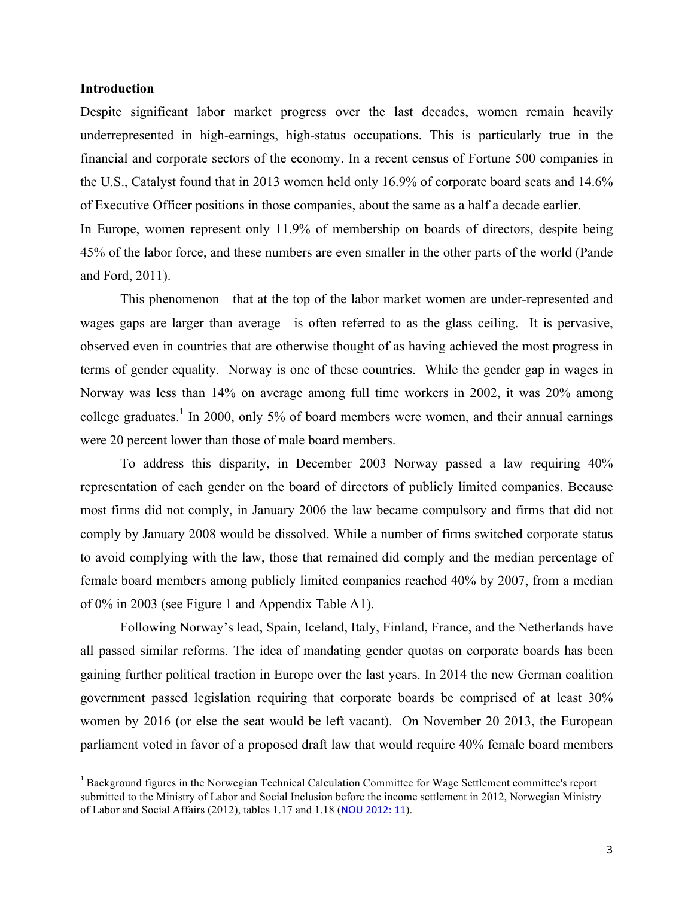## Introduction

Despite significant labor market progress over the last decades, women remain heavily underrepresented in high-earnings, high-status occupations. This is particularly true in the financial and corporate sectors of the economy. In a recent census of Fortune 500 companies in the U.S., Catalyst found that in 2013 women held only 16.9% of corporate board seats and 14.6% of Executive Officer positions in those companies, about the same as a half a decade earlier. In Europe, women represent only 11.9% of membership on boards of directors, despite being 45% of the labor force, and these numbers are even smaller in the other parts of the world (Pande and Ford, 2011).

This phenomenon—that at the top of the labor market women are under-represented and wages gaps are larger than average—is often referred to as the glass ceiling. It is pervasive, observed even in countries that are otherwise thought of as having achieved the most progress in terms of gender equality. Norway is one of these countries. While the gender gap in wages in Norway was less than 14% on average among full time workers in 2002, it was 20% among college graduates.[1] In 2000, only 5% of board members were women, and their annual earnings were 20 percent lower than those of male board members.

To address this disparity, in December 2003 Norway passed a law requiring 40% representation of each gender on the board of directors of publicly limited companies. Because most firms did not comply, in January 2006 the law became compulsory and firms that did not comply by January 2008 would be dissolved. While a number of firms switched corporate status to avoid complying with the law, those that remained did comply and the median percentage of female board members among publicly limited companies reached 40% by 2007, from a median of 0% in 2003 (see Figure 1 and Appendix Table A1).

Following Norway's lead, Spain, Iceland, Italy, Finland, France, and the Netherlands have all passed similar reforms. The idea of mandating gender quotas on corporate boards has been gaining further political traction in Europe over the last years. In 2014 the new German coalition government passed legislation requiring that corporate boards be comprised of at least 30% women by 2016 (or else the seat would be left vacant). On November 20 2013, the European parliament voted in favor of a proposed draft law that would require 40% female board members

[1] Background figures in the Norwegian Technical Calculation Committee for Wage Settlement committee's report submitted to the Ministry of Labor and Social Inclusion before the income settlement in 2012, Norwegian Ministry of Labor and Social Affairs (2012), tables 1.17 and 1.18 (NOU 2012: 11).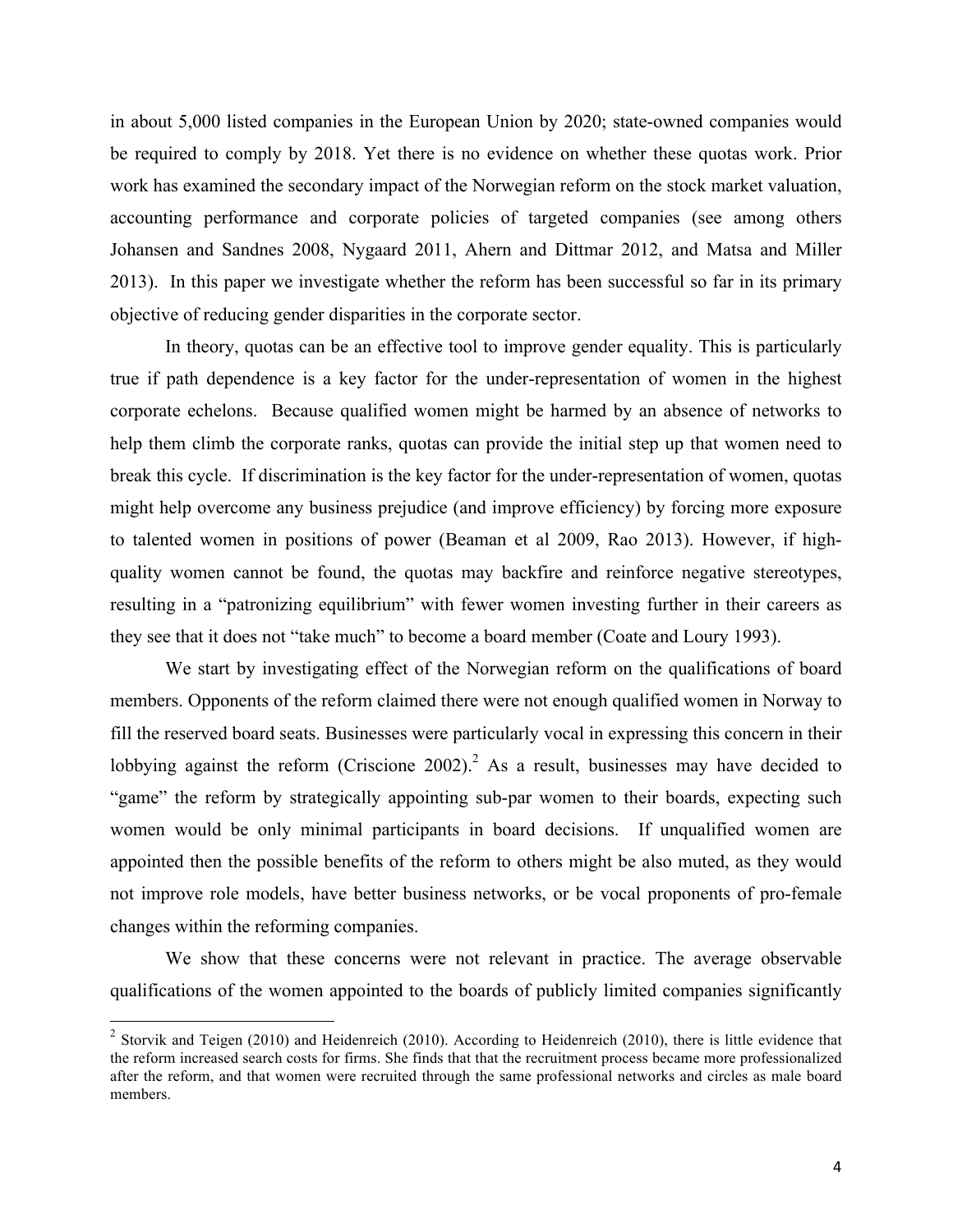in about 5,000 listed companies in the European Union by 2020; state-owned companies would be required to comply by 2018. Yet there is no evidence on whether these quotas work. Prior work has examined the secondary impact of the Norwegian reform on the stock market valuation, accounting performance and corporate policies of targeted companies (see among others Johansen and Sandnes 2008, Nygaard 2011, Ahern and Dittmar 2012, and Matsa and Miller 2013). In this paper we investigate whether the reform has been successful so far in its primary objective of reducing gender disparities in the corporate sector.

In theory, quotas can be an effective tool to improve gender equality. This is particularly true if path dependence is a key factor for the under-representation of women in the highest corporate echelons. Because qualified women might be harmed by an absence of networks to help them climb the corporate ranks, quotas can provide the initial step up that women need to break this cycle. If discrimination is the key factor for the under-representation of women, quotas might help overcome any business prejudice (and improve efficiency) by forcing more exposure to talented women in positions of power (Beaman et al 2009, Rao 2013). However, if high-quality women cannot be found, the quotas may backfire and reinforce negative stereotypes, resulting in a "patronizing equilibrium" with fewer women investing further in their careers as they see that it does not "take much" to become a board member (Coate and Loury 1993).

We start by investigating effect of the Norwegian reform on the qualifications of board members. Opponents of the reform claimed there were not enough qualified women in Norway to fill the reserved board seats. Businesses were particularly vocal in expressing this concern in their lobbying against the reform (Criscione 2002).[2] As a result, businesses may have decided to "game" the reform by strategically appointing sub-par women to their boards, expecting such women would be only minimal participants in board decisions. If unqualified women are appointed then the possible benefits of the reform to others might be also muted, as they would not improve role models, have better business networks, or be vocal proponents of pro-female changes within the reforming companies.

We show that these concerns were not relevant in practice. The average observable qualifications of the women appointed to the boards of publicly limited companies significantly

[2] Storvik and Teigen (2010) and Heidenreich (2010). According to Heidenreich (2010), there is little evidence that the reform increased search costs for firms. She finds that that the recruitment process became more professionalized after the reform, and that women were recruited through the same professional networks and circles as male board members.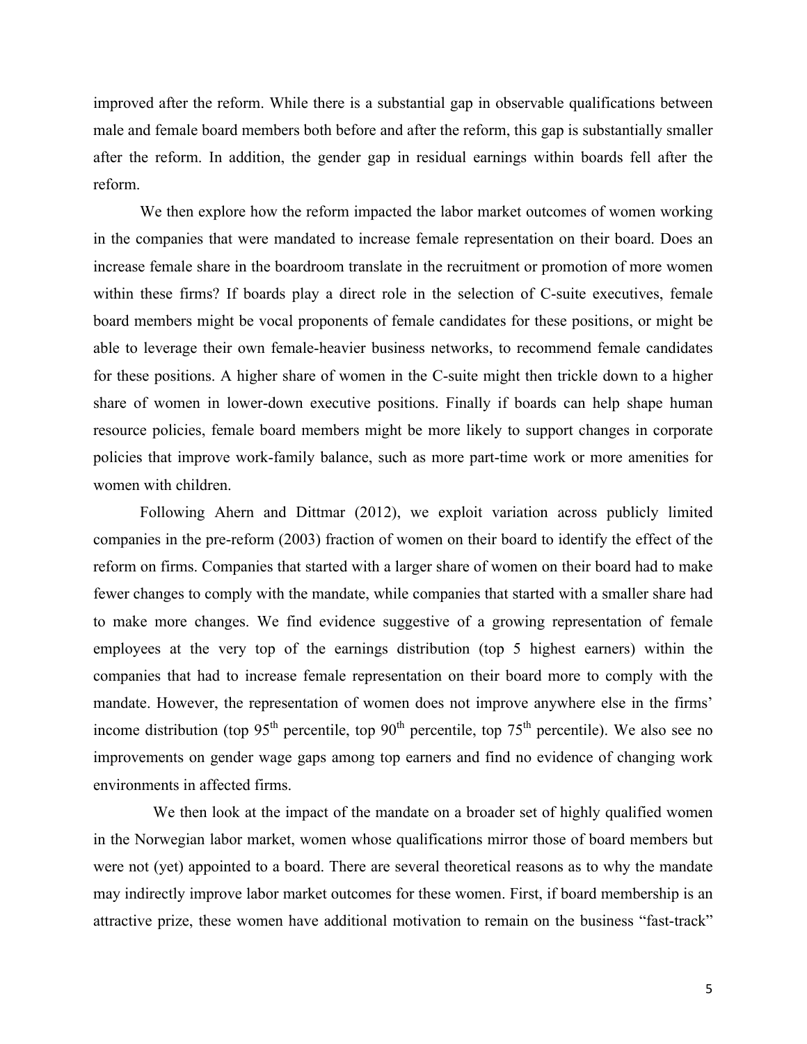improved after the reform. While there is a substantial gap in observable qualifications between male and female board members both before and after the reform, this gap is substantially smaller after the reform. In addition, the gender gap in residual earnings within boards fell after the reform.

We then explore how the reform impacted the labor market outcomes of women working in the companies that were mandated to increase female representation on their board. Does an increase female share in the boardroom translate in the recruitment or promotion of more women within these firms? If boards play a direct role in the selection of C-suite executives, female board members might be vocal proponents of female candidates for these positions, or might be able to leverage their own female-heavier business networks, to recommend female candidates for these positions. A higher share of women in the C-suite might then trickle down to a higher share of women in lower-down executive positions. Finally if boards can help shape human resource policies, female board members might be more likely to support changes in corporate policies that improve work-family balance, such as more part-time work or more amenities for women with children.

Following Ahern and Dittmar (2012), we exploit variation across publicly limited companies in the pre-reform (2003) fraction of women on their board to identify the effect of the reform on firms. Companies that started with a larger share of women on their board had to make fewer changes to comply with the mandate, while companies that started with a smaller share had to make more changes. We find evidence suggestive of a growing representation of female employees at the very top of the earnings distribution (top 5 highest earners) within the companies that had to increase female representation on their board more to comply with the mandate. However, the representation of women does not improve anywhere else in the firms' income distribution (top 95th percentile, top 90th percentile, top 75th percentile). We also see no improvements on gender wage gaps among top earners and find no evidence of changing work environments in affected firms.

We then look at the impact of the mandate on a broader set of highly qualified women in the Norwegian labor market, women whose qualifications mirror those of board members but were not (yet) appointed to a board. There are several theoretical reasons as to why the mandate may indirectly improve labor market outcomes for these women. First, if board membership is an attractive prize, these women have additional motivation to remain on the business "fast-track"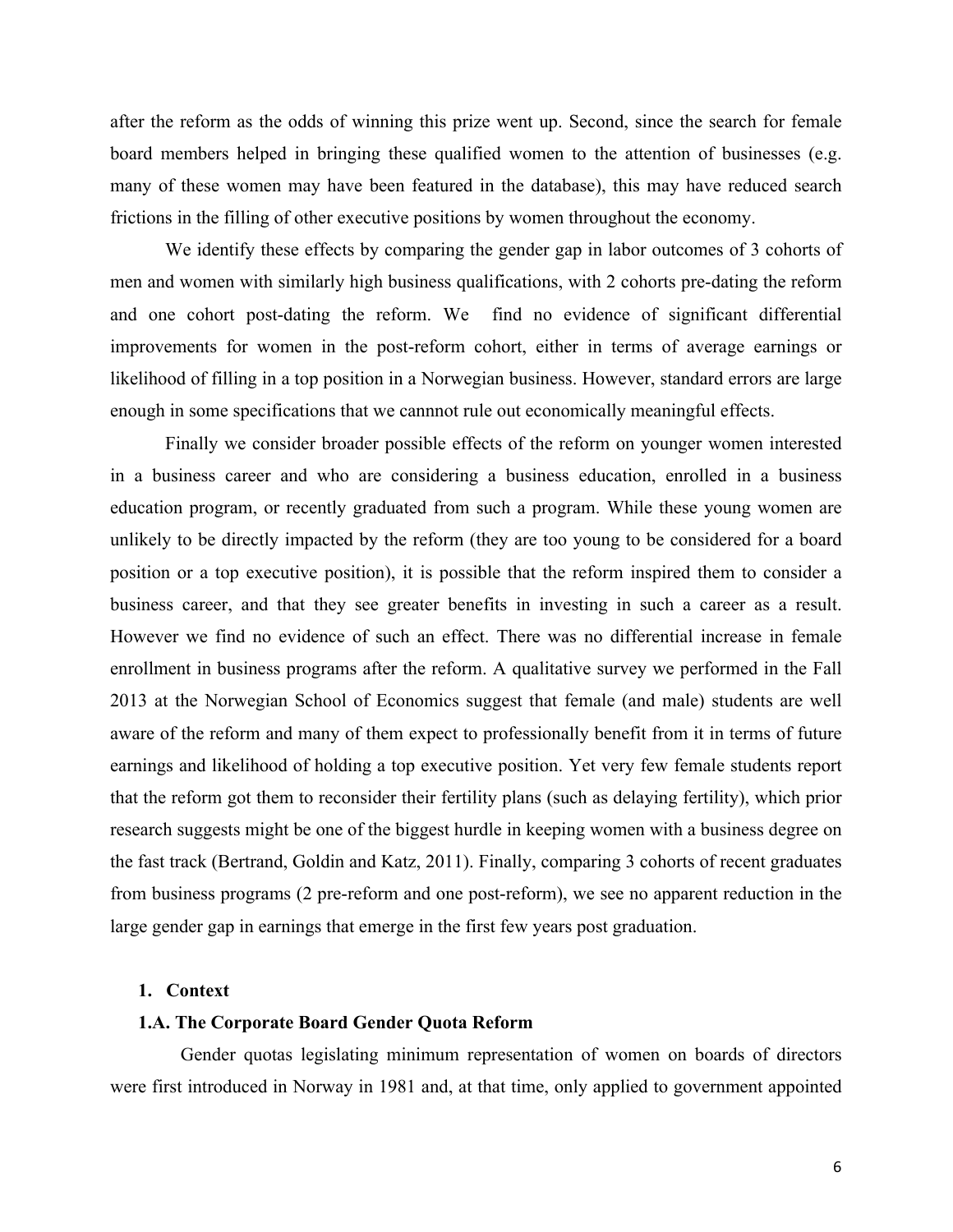after the reform as the odds of winning this prize went up. Second, since the search for female board members helped in bringing these qualified women to the attention of businesses (e.g. many of these women may have been featured in the database), this may have reduced search frictions in the filling of other executive positions by women throughout the economy.

We identify these effects by comparing the gender gap in labor outcomes of 3 cohorts of men and women with similarly high business qualifications, with 2 cohorts pre-dating the reform and one cohort post-dating the reform. We find no evidence of significant differential improvements for women in the post-reform cohort, either in terms of average earnings or likelihood of filling in a top position in a Norwegian business. However, standard errors are large enough in some specifications that we cannnot rule out economically meaningful effects.

Finally we consider broader possible effects of the reform on younger women interested in a business career and who are considering a business education, enrolled in a business education program, or recently graduated from such a program. While these young women are unlikely to be directly impacted by the reform (they are too young to be considered for a board position or a top executive position), it is possible that the reform inspired them to consider a business career, and that they see greater benefits in investing in such a career as a result. However we find no evidence of such an effect. There was no differential increase in female enrollment in business programs after the reform. A qualitative survey we performed in the Fall 2013 at the Norwegian School of Economics suggest that female (and male) students are well aware of the reform and many of them expect to professionally benefit from it in terms of future earnings and likelihood of holding a top executive position. Yet very few female students report that the reform got them to reconsider their fertility plans (such as delaying fertility), which prior research suggests might be one of the biggest hurdle in keeping women with a business degree on the fast track (Bertrand, Goldin and Katz, 2011). Finally, comparing 3 cohorts of recent graduates from business programs (2 pre-reform and one post-reform), we see no apparent reduction in the large gender gap in earnings that emerge in the first few years post graduation.

## 1. Context

### 1.A. The Corporate Board Gender Quota Reform

Gender quotas legislating minimum representation of women on boards of directors were first introduced in Norway in 1981 and, at that time, only applied to government appointed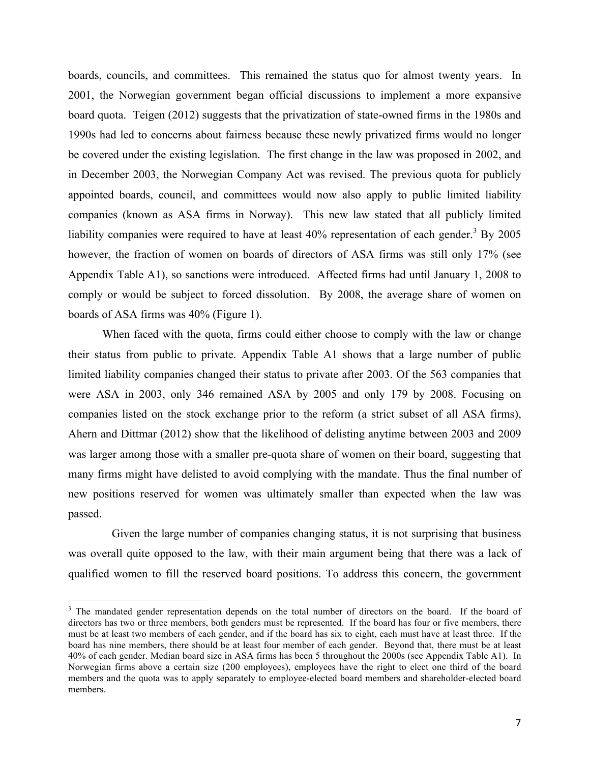boards, councils, and committees. This remained the status quo for almost twenty years. In 2001, the Norwegian government began official discussions to implement a more expansive board quota. Teigen (2012) suggests that the privatization of state-owned firms in the 1980s and 1990s had led to concerns about fairness because these newly privatized firms would no longer be covered under the existing legislation. The first change in the law was proposed in 2002, and in December 2003, the Norwegian Company Act was revised. The previous quota for publicly appointed boards, council, and committees would now also apply to public limited liability companies (known as ASA firms in Norway). This new law stated that all publicly limited liability companies were required to have at least 40% representation of each gender.[3] By 2005 however, the fraction of women on boards of directors of ASA firms was still only 17% (see Appendix Table A1), so sanctions were introduced. Affected firms had until January 1, 2008 to comply or would be subject to forced dissolution. By 2008, the average share of women on boards of ASA firms was 40% (Figure 1).

When faced with the quota, firms could either choose to comply with the law or change their status from public to private. Appendix Table A1 shows that a large number of public limited liability companies changed their status to private after 2003. Of the 563 companies that were ASA in 2003, only 346 remained ASA by 2005 and only 179 by 2008. Focusing on companies listed on the stock exchange prior to the reform (a strict subset of all ASA firms), Ahern and Dittmar (2012) show that the likelihood of delisting anytime between 2003 and 2009 was larger among those with a smaller pre-quota share of women on their board, suggesting that many firms might have delisted to avoid complying with the mandate. Thus the final number of new positions reserved for women was ultimately smaller than expected when the law was passed.

Given the large number of companies changing status, it is not surprising that business was overall quite opposed to the law, with their main argument being that there was a lack of qualified women to fill the reserved board positions. To address this concern, the government

[3] The mandated gender representation depends on the total number of directors on the board. If the board of directors has two or three members, both genders must be represented. If the board has four or five members, there must be at least two members of each gender, and if the board has six to eight, each must have at least three. If the board has nine members, there should be at least four member of each gender. Beyond that, there must be at least 40% of each gender. Median board size in ASA firms has been 5 throughout the 2000s (see Appendix Table A1). In Norwegian firms above a certain size (200 employees), employees have the right to elect one third of the board members and the quota was to apply separately to employee-elected board members and shareholder-elected board members.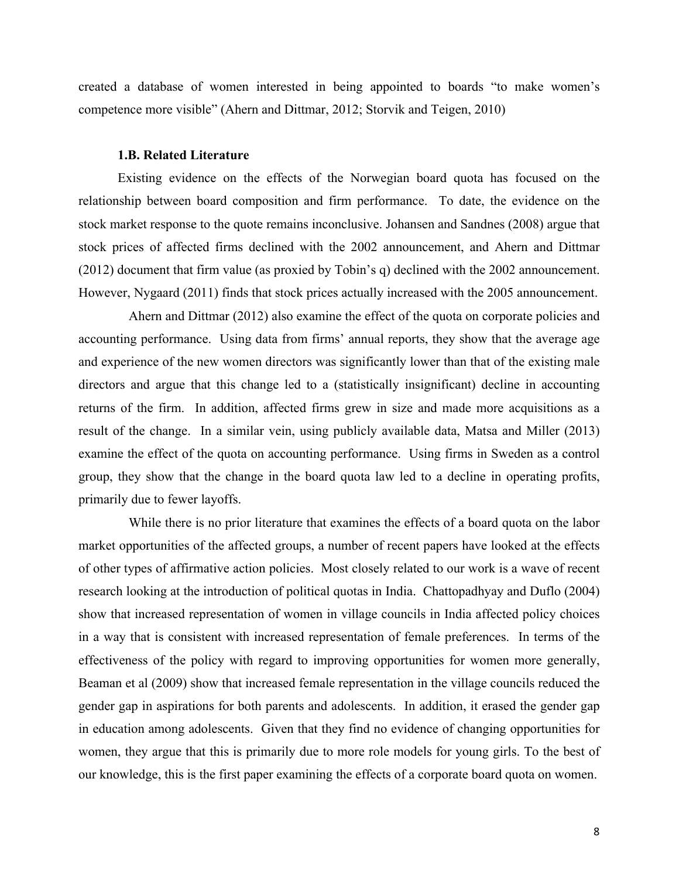created a database of women interested in being appointed to boards "to make women's competence more visible" (Ahern and Dittmar, 2012; Storvik and Teigen, 2010)

### 1.B. Related Literature

Existing evidence on the effects of the Norwegian board quota has focused on the relationship between board composition and firm performance. To date, the evidence on the stock market response to the quote remains inconclusive. Johansen and Sandnes (2008) argue that stock prices of affected firms declined with the 2002 announcement, and Ahern and Dittmar (2012) document that firm value (as proxied by Tobin's q) declined with the 2002 announcement. However, Nygaard (2011) finds that stock prices actually increased with the 2005 announcement.

Ahern and Dittmar (2012) also examine the effect of the quota on corporate policies and accounting performance. Using data from firms' annual reports, they show that the average age and experience of the new women directors was significantly lower than that of the existing male directors and argue that this change led to a (statistically insignificant) decline in accounting returns of the firm. In addition, affected firms grew in size and made more acquisitions as a result of the change. In a similar vein, using publicly available data, Matsa and Miller (2013) examine the effect of the quota on accounting performance. Using firms in Sweden as a control group, they show that the change in the board quota law led to a decline in operating profits, primarily due to fewer layoffs.

While there is no prior literature that examines the effects of a board quota on the labor market opportunities of the affected groups, a number of recent papers have looked at the effects of other types of affirmative action policies. Most closely related to our work is a wave of recent research looking at the introduction of political quotas in India. Chattopadhyay and Duflo (2004) show that increased representation of women in village councils in India affected policy choices in a way that is consistent with increased representation of female preferences. In terms of the effectiveness of the policy with regard to improving opportunities for women more generally, Beaman et al (2009) show that increased female representation in the village councils reduced the gender gap in aspirations for both parents and adolescents. In addition, it erased the gender gap in education among adolescents. Given that they find no evidence of changing opportunities for women, they argue that this is primarily due to more role models for young girls. To the best of our knowledge, this is the first paper examining the effects of a corporate board quota on women.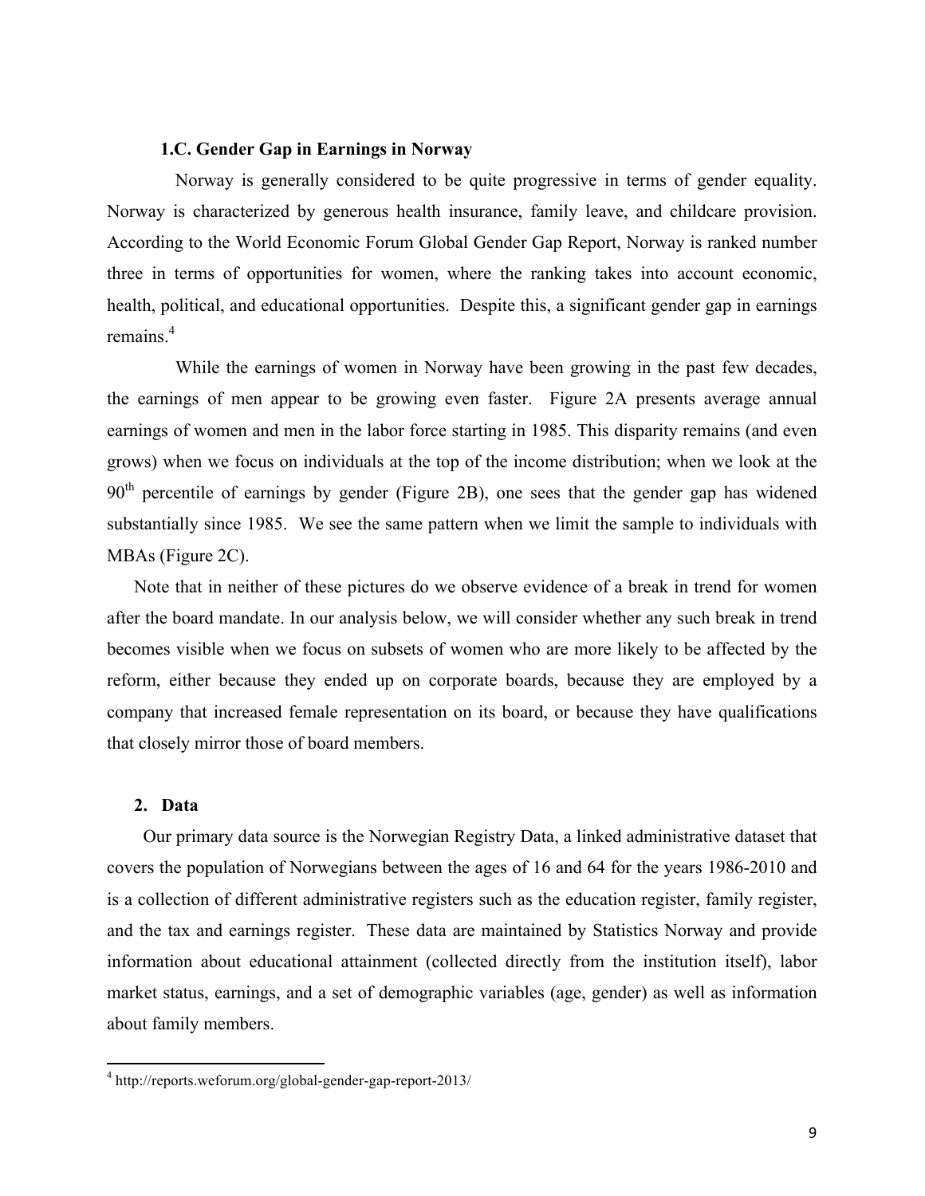### 1.C. Gender Gap in Earnings in Norway

Norway is generally considered to be quite progressive in terms of gender equality. Norway is characterized by generous health insurance, family leave, and childcare provision. According to the World Economic Forum Global Gender Gap Report, Norway is ranked number three in terms of opportunities for women, where the ranking takes into account economic, health, political, and educational opportunities. Despite this, a significant gender gap in earnings remains.[4]

While the earnings of women in Norway have been growing in the past few decades, the earnings of men appear to be growing even faster. Figure 2A presents average annual earnings of women and men in the labor force starting in 1985. This disparity remains (and even grows) when we focus on individuals at the top of the income distribution; when we look at the 90th percentile of earnings by gender (Figure 2B), one sees that the gender gap has widened substantially since 1985. We see the same pattern when we limit the sample to individuals with MBAs (Figure 2C).

Note that in neither of these pictures do we observe evidence of a break in trend for women after the board mandate. In our analysis below, we will consider whether any such break in trend becomes visible when we focus on subsets of women who are more likely to be affected by the reform, either because they ended up on corporate boards, because they are employed by a company that increased female representation on its board, or because they have qualifications that closely mirror those of board members.

## 2. Data

Our primary data source is the Norwegian Registry Data, a linked administrative dataset that covers the population of Norwegians between the ages of 16 and 64 for the years 1986-2010 and is a collection of different administrative registers such as the education register, family register, and the tax and earnings register. These data are maintained by Statistics Norway and provide information about educational attainment (collected directly from the institution itself), labor market status, earnings, and a set of demographic variables (age, gender) as well as information about family members.

[4] http://reports.weforum.org/global-gender-gap-report-2013/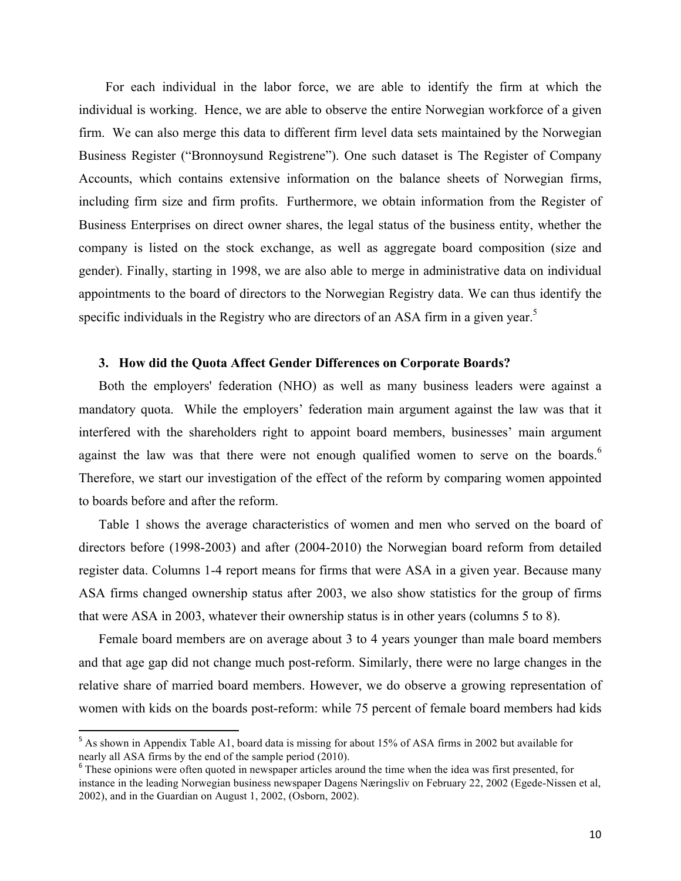For each individual in the labor force, we are able to identify the firm at which the individual is working. Hence, we are able to observe the entire Norwegian workforce of a given firm. We can also merge this data to different firm level data sets maintained by the Norwegian Business Register ("Bronnoysund Registrene"). One such dataset is The Register of Company Accounts, which contains extensive information on the balance sheets of Norwegian firms, including firm size and firm profits. Furthermore, we obtain information from the Register of Business Enterprises on direct owner shares, the legal status of the business entity, whether the company is listed on the stock exchange, as well as aggregate board composition (size and gender). Finally, starting in 1998, we are also able to merge in administrative data on individual appointments to the board of directors to the Norwegian Registry data. We can thus identify the specific individuals in the Registry who are directors of an ASA firm in a given year.[5]

### 3. How did the Quota Affect Gender Differences on Corporate Boards?

Both the employers' federation (NHO) as well as many business leaders were against a mandatory quota. While the employers' federation main argument against the law was that it interfered with the shareholders right to appoint board members, businesses' main argument against the law was that there were not enough qualified women to serve on the boards.[6] Therefore, we start our investigation of the effect of the reform by comparing women appointed to boards before and after the reform.

Table 1 shows the average characteristics of women and men who served on the board of directors before (1998-2003) and after (2004-2010) the Norwegian board reform from detailed register data. Columns 1-4 report means for firms that were ASA in a given year. Because many ASA firms changed ownership status after 2003, we also show statistics for the group of firms that were ASA in 2003, whatever their ownership status is in other years (columns 5 to 8).

Female board members are on average about 3 to 4 years younger than male board members and that age gap did not change much post-reform. Similarly, there were no large changes in the relative share of married board members. However, we do observe a growing representation of women with kids on the boards post-reform: while 75 percent of female board members had kids

---

[5] As shown in Appendix Table A1, board data is missing for about 15% of ASA firms in 2002 but available for nearly all ASA firms by the end of the sample period (2010).

[6] These opinions were often quoted in newspaper articles around the time when the idea was first presented, for instance in the leading Norwegian business newspaper Dagens Næringsliv on February 22, 2002 (Egede-Nissen et al, 2002), and in the Guardian on August 1, 2002, (Osborn, 2002).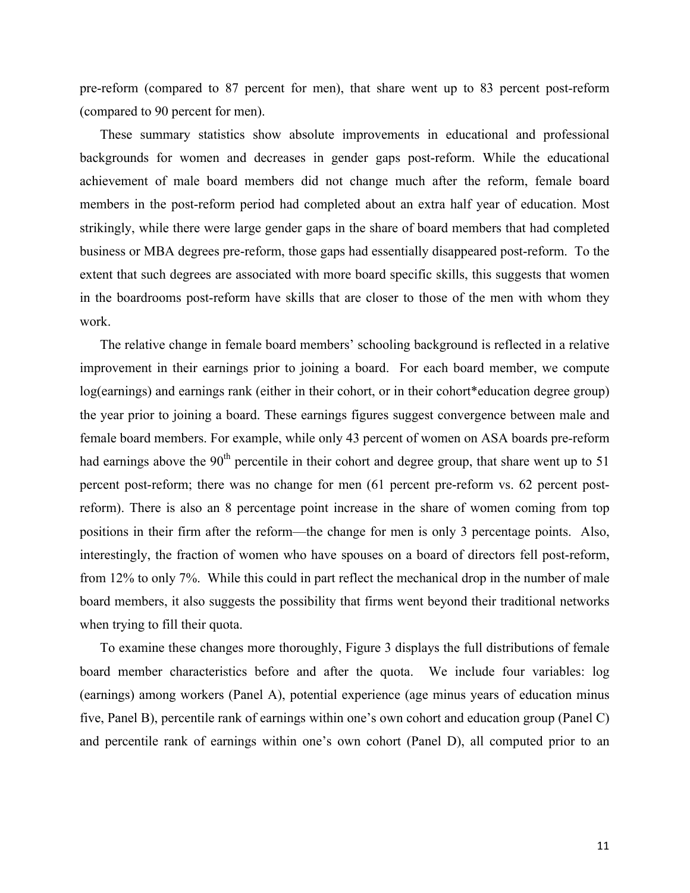pre-reform (compared to 87 percent for men), that share went up to 83 percent post-reform (compared to 90 percent for men).

These summary statistics show absolute improvements in educational and professional backgrounds for women and decreases in gender gaps post-reform. While the educational achievement of male board members did not change much after the reform, female board members in the post-reform period had completed about an extra half year of education. Most strikingly, while there were large gender gaps in the share of board members that had completed business or MBA degrees pre-reform, those gaps had essentially disappeared post-reform. To the extent that such degrees are associated with more board specific skills, this suggests that women in the boardrooms post-reform have skills that are closer to those of the men with whom they work.

The relative change in female board members' schooling background is reflected in a relative improvement in their earnings prior to joining a board. For each board member, we compute log(earnings) and earnings rank (either in their cohort, or in their cohort*education degree group) the year prior to joining a board. These earnings figures suggest convergence between male and female board members. For example, while only 43 percent of women on ASA boards pre-reform had earnings above the 90th percentile in their cohort and degree group, that share went up to 51 percent post-reform; there was no change for men (61 percent pre-reform vs. 62 percent post-reform). There is also an 8 percentage point increase in the share of women coming from top positions in their firm after the reform—the change for men is only 3 percentage points. Also, interestingly, the fraction of women who have spouses on a board of directors fell post-reform, from 12% to only 7%. While this could in part reflect the mechanical drop in the number of male board members, it also suggests the possibility that firms went beyond their traditional networks when trying to fill their quota.

To examine these changes more thoroughly, Figure 3 displays the full distributions of female board member characteristics before and after the quota. We include four variables: log (earnings) among workers (Panel A), potential experience (age minus years of education minus five, Panel B), percentile rank of earnings within one's own cohort and education group (Panel C) and percentile rank of earnings within one's own cohort (Panel D), all computed prior to an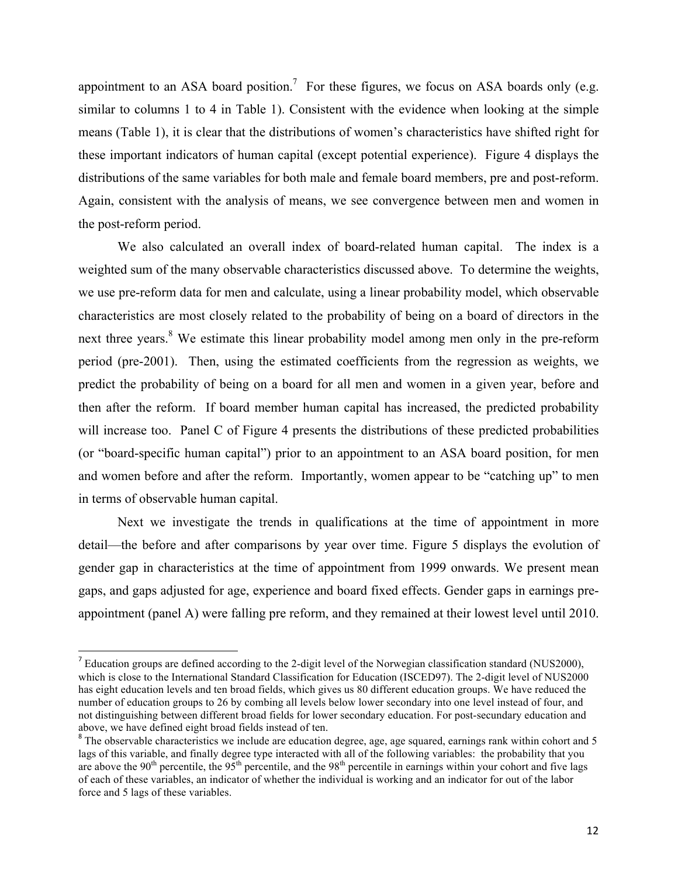appointment to an ASA board position.[7] For these figures, we focus on ASA boards only (e.g. similar to columns 1 to 4 in Table 1). Consistent with the evidence when looking at the simple means (Table 1), it is clear that the distributions of women's characteristics have shifted right for these important indicators of human capital (except potential experience). Figure 4 displays the distributions of the same variables for both male and female board members, pre and post-reform. Again, consistent with the analysis of means, we see convergence between men and women in the post-reform period.

We also calculated an overall index of board-related human capital. The index is a weighted sum of the many observable characteristics discussed above. To determine the weights, we use pre-reform data for men and calculate, using a linear probability model, which observable characteristics are most closely related to the probability of being on a board of directors in the next three years.[8] We estimate this linear probability model among men only in the pre-reform period (pre-2001). Then, using the estimated coefficients from the regression as weights, we predict the probability of being on a board for all men and women in a given year, before and then after the reform. If board member human capital has increased, the predicted probability will increase too. Panel C of Figure 4 presents the distributions of these predicted probabilities (or "board-specific human capital") prior to an appointment to an ASA board position, for men and women before and after the reform. Importantly, women appear to be "catching up" to men in terms of observable human capital.

Next we investigate the trends in qualifications at the time of appointment in more detail—the before and after comparisons by year over time. Figure 5 displays the evolution of gender gap in characteristics at the time of appointment from 1999 onwards. We present mean gaps, and gaps adjusted for age, experience and board fixed effects. Gender gaps in earnings pre-appointment (panel A) were falling pre reform, and they remained at their lowest level until 2010.

[7] Education groups are defined according to the 2-digit level of the Norwegian classification standard (NUS2000), which is close to the International Standard Classification for Education (ISCED97). The 2-digit level of NUS2000 has eight education levels and ten broad fields, which gives us 80 different education groups. We have reduced the number of education groups to 26 by combing all levels below lower secondary into one level instead of four, and not distinguishing between different broad fields for lower secondary education. For post-secundary education and above, we have defined eight broad fields instead of ten.

[8] The observable characteristics we include are education degree, age, age squared, earnings rank within cohort and 5 lags of this variable, and finally degree type interacted with all of the following variables: the probability that you are above the 90$^{th}$ percentile, the 95$^{th}$ percentile, and the 98$^{th}$ percentile in earnings within your cohort and five lags of each of these variables, an indicator of whether the individual is working and an indicator for out of the labor force and 5 lags of these variables.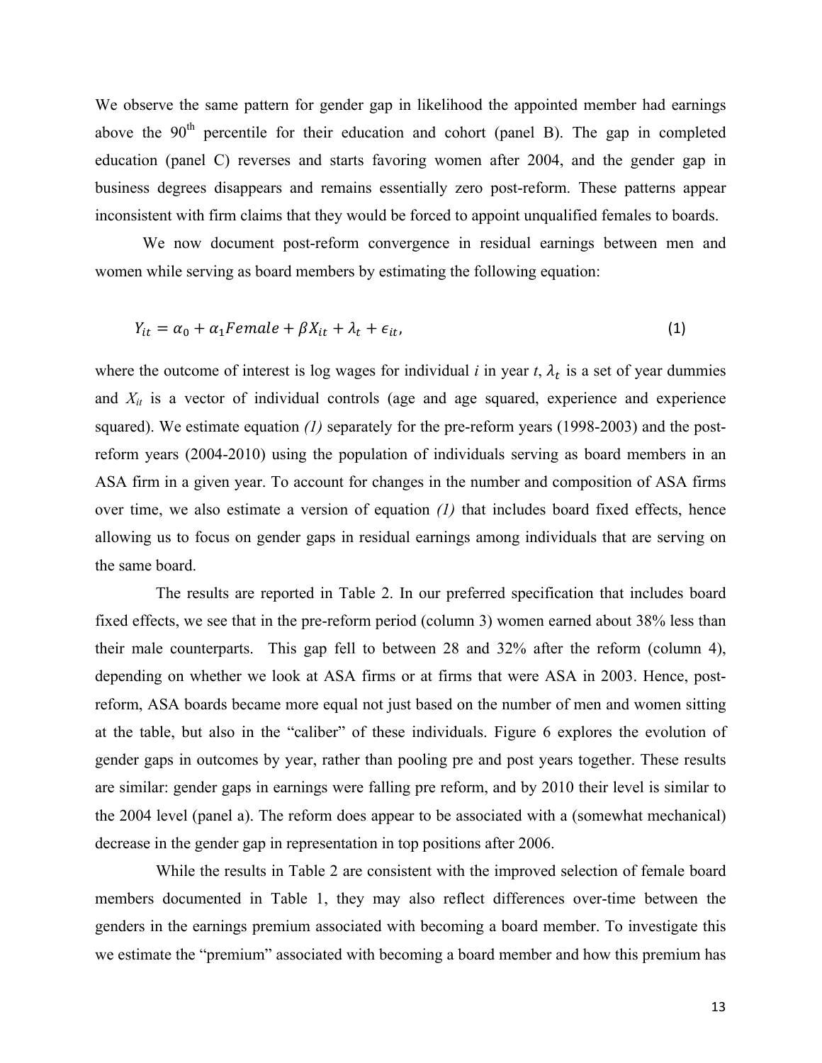We observe the same pattern for gender gap in likelihood the appointed member had earnings above the 90th percentile for their education and cohort (panel B). The gap in completed education (panel C) reverses and starts favoring women after 2004, and the gender gap in business degrees disappears and remains essentially zero post-reform. These patterns appear inconsistent with firm claims that they would be forced to appoint unqualified females to boards.

We now document post-reform convergence in residual earnings between men and women while serving as board members by estimating the following equation:

$$Y_{it} = \alpha_0 + \alpha_1 Female + \beta X_{it} + \lambda_t + \epsilon_{it}, \tag{1}$$

where the outcome of interest is log wages for individual *i* in year *t*, $\lambda_t$ is a set of year dummies and $X_{it}$ is a vector of individual controls (age and age squared, experience and experience squared). We estimate equation *(1)* separately for the pre-reform years (1998-2003) and the post-reform years (2004-2010) using the population of individuals serving as board members in an ASA firm in a given year. To account for changes in the number and composition of ASA firms over time, we also estimate a version of equation *(1)* that includes board fixed effects, hence allowing us to focus on gender gaps in residual earnings among individuals that are serving on the same board.

The results are reported in Table 2. In our preferred specification that includes board fixed effects, we see that in the pre-reform period (column 3) women earned about 38% less than their male counterparts. This gap fell to between 28 and 32% after the reform (column 4), depending on whether we look at ASA firms or at firms that were ASA in 2003. Hence, post-reform, ASA boards became more equal not just based on the number of men and women sitting at the table, but also in the "caliber" of these individuals. Figure 6 explores the evolution of gender gaps in outcomes by year, rather than pooling pre and post years together. These results are similar: gender gaps in earnings were falling pre reform, and by 2010 their level is similar to the 2004 level (panel a). The reform does appear to be associated with a (somewhat mechanical) decrease in the gender gap in representation in top positions after 2006.

While the results in Table 2 are consistent with the improved selection of female board members documented in Table 1, they may also reflect differences over-time between the genders in the earnings premium associated with becoming a board member. To investigate this we estimate the "premium" associated with becoming a board member and how this premium has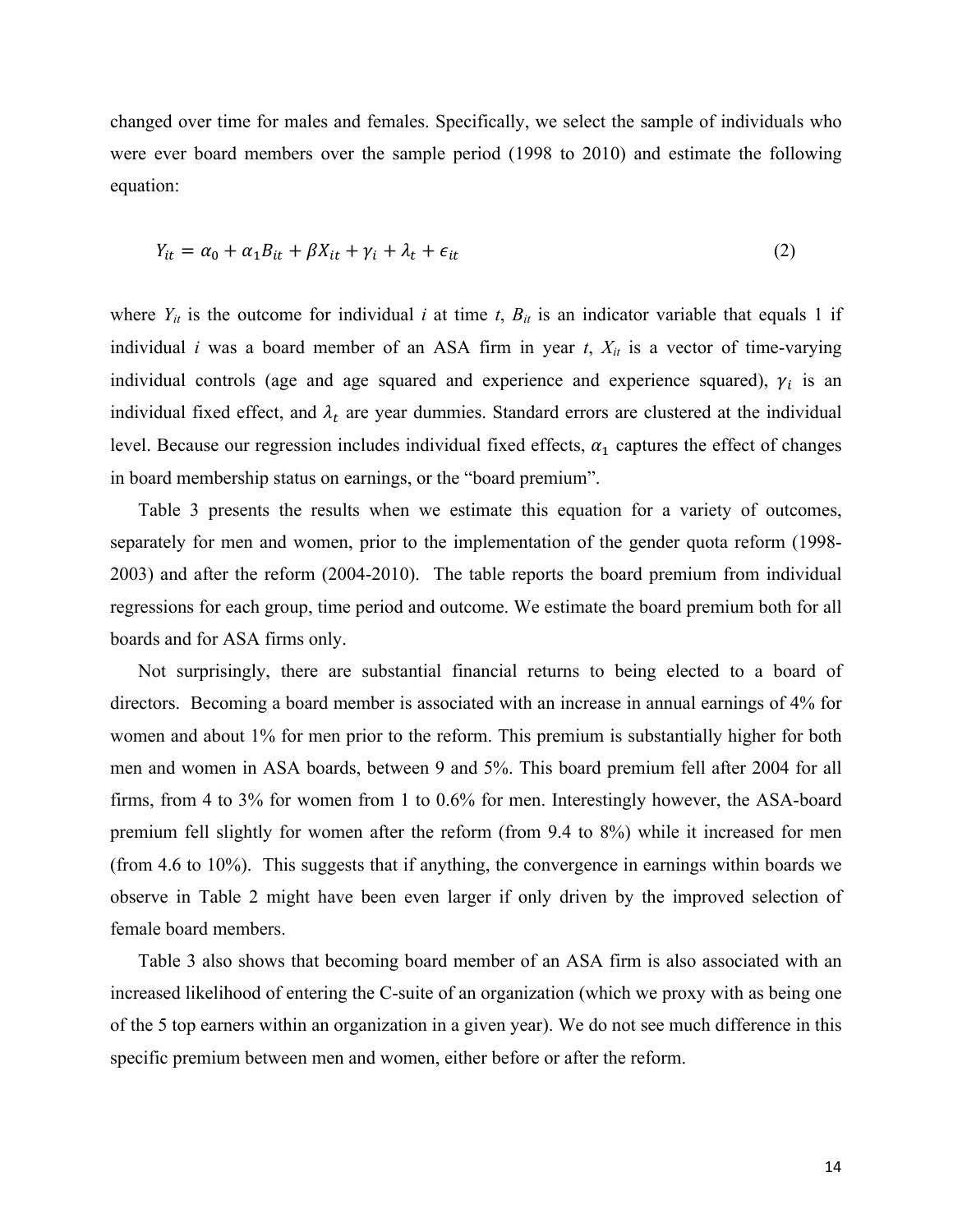changed over time for males and females. Specifically, we select the sample of individuals who were ever board members over the sample period (1998 to 2010) and estimate the following equation:

$$Y_{it} = \alpha_0 + \alpha_1 B_{it} + \beta X_{it} + \gamma_i + \lambda_t + \epsilon_{it} \tag{2}$$

where $Y_{it}$ is the outcome for individual $i$ at time $t$, $B_{it}$ is an indicator variable that equals 1 if individual $i$ was a board member of an ASA firm in year $t$, $X_{it}$ is a vector of time-varying individual controls (age and age squared and experience and experience squared), $\gamma_i$ is an individual fixed effect, and $\lambda_t$ are year dummies. Standard errors are clustered at the individual level. Because our regression includes individual fixed effects, $\alpha_1$ captures the effect of changes in board membership status on earnings, or the "board premium".

Table 3 presents the results when we estimate this equation for a variety of outcomes, separately for men and women, prior to the implementation of the gender quota reform (1998-2003) and after the reform (2004-2010). The table reports the board premium from individual regressions for each group, time period and outcome. We estimate the board premium both for all boards and for ASA firms only.

Not surprisingly, there are substantial financial returns to being elected to a board of directors. Becoming a board member is associated with an increase in annual earnings of 4% for women and about 1% for men prior to the reform. This premium is substantially higher for both men and women in ASA boards, between 9 and 5%. This board premium fell after 2004 for all firms, from 4 to 3% for women from 1 to 0.6% for men. Interestingly however, the ASA-board premium fell slightly for women after the reform (from 9.4 to 8%) while it increased for men (from 4.6 to 10%). This suggests that if anything, the convergence in earnings within boards we observe in Table 2 might have been even larger if only driven by the improved selection of female board members.

Table 3 also shows that becoming board member of an ASA firm is also associated with an increased likelihood of entering the C-suite of an organization (which we proxy with as being one of the 5 top earners within an organization in a given year). We do not see much difference in this specific premium between men and women, either before or after the reform.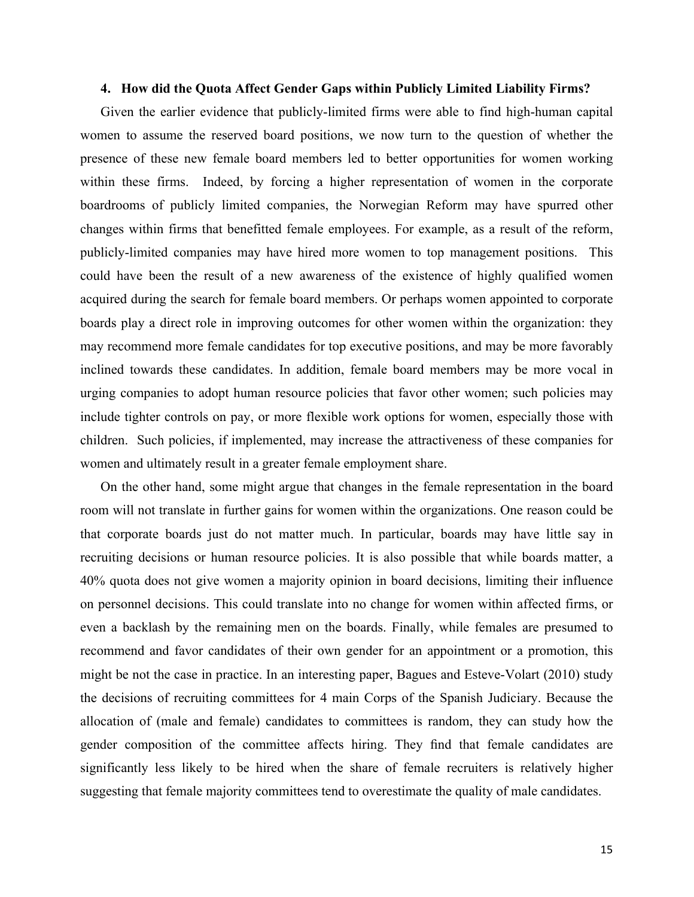## 4. How did the Quota Affect Gender Gaps within Publicly Limited Liability Firms?

Given the earlier evidence that publicly-limited firms were able to find high-human capital women to assume the reserved board positions, we now turn to the question of whether the presence of these new female board members led to better opportunities for women working within these firms. Indeed, by forcing a higher representation of women in the corporate boardrooms of publicly limited companies, the Norwegian Reform may have spurred other changes within firms that benefitted female employees. For example, as a result of the reform, publicly-limited companies may have hired more women to top management positions. This could have been the result of a new awareness of the existence of highly qualified women acquired during the search for female board members. Or perhaps women appointed to corporate boards play a direct role in improving outcomes for other women within the organization: they may recommend more female candidates for top executive positions, and may be more favorably inclined towards these candidates. In addition, female board members may be more vocal in urging companies to adopt human resource policies that favor other women; such policies may include tighter controls on pay, or more flexible work options for women, especially those with children. Such policies, if implemented, may increase the attractiveness of these companies for women and ultimately result in a greater female employment share.

On the other hand, some might argue that changes in the female representation in the board room will not translate in further gains for women within the organizations. One reason could be that corporate boards just do not matter much. In particular, boards may have little say in recruiting decisions or human resource policies. It is also possible that while boards matter, a 40% quota does not give women a majority opinion in board decisions, limiting their influence on personnel decisions. This could translate into no change for women within affected firms, or even a backlash by the remaining men on the boards. Finally, while females are presumed to recommend and favor candidates of their own gender for an appointment or a promotion, this might be not the case in practice. In an interesting paper, Bagues and Esteve-Volart (2010) study the decisions of recruiting committees for 4 main Corps of the Spanish Judiciary. Because the allocation of (male and female) candidates to committees is random, they can study how the gender composition of the committee affects hiring. They find that female candidates are significantly less likely to be hired when the share of female recruiters is relatively higher suggesting that female majority committees tend to overestimate the quality of male candidates.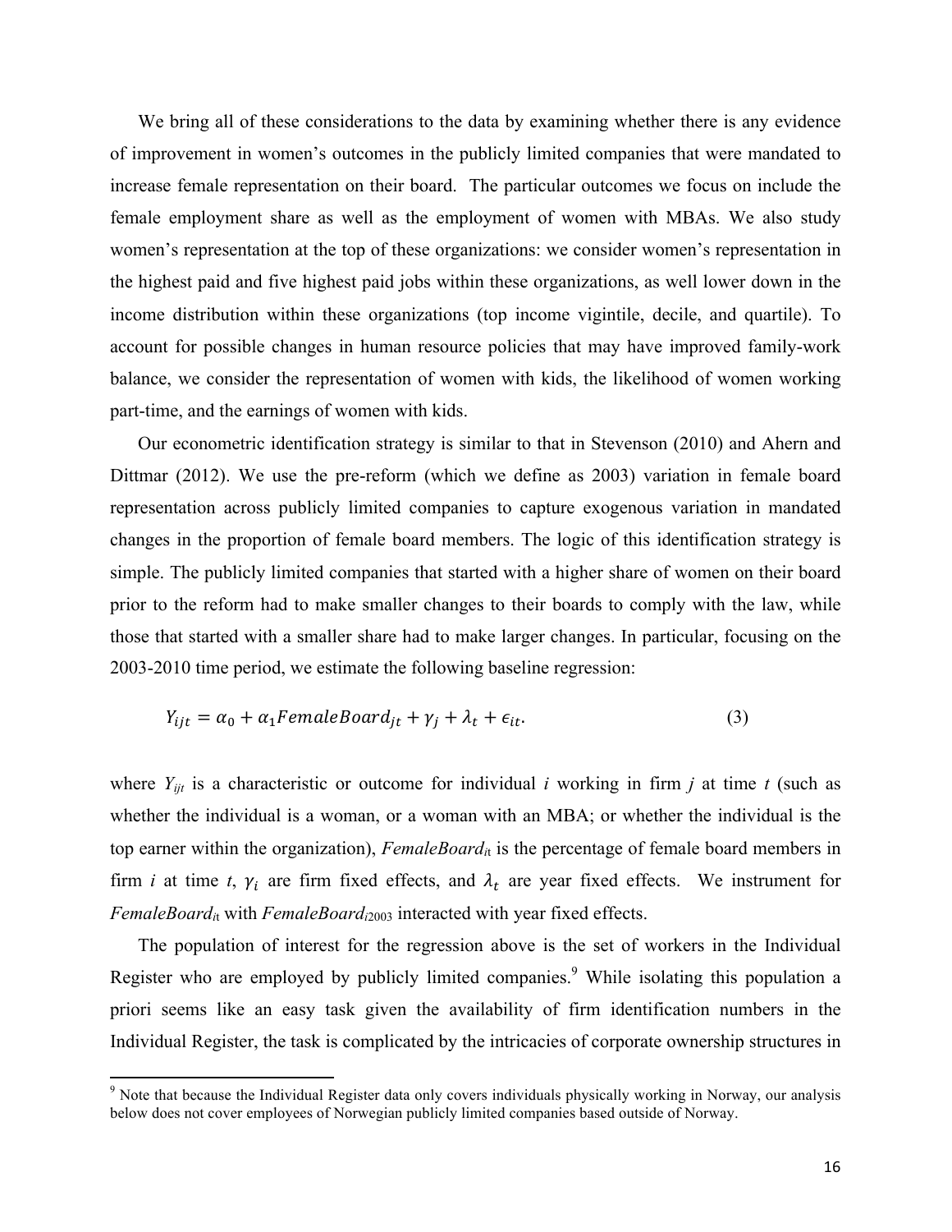We bring all of these considerations to the data by examining whether there is any evidence of improvement in women's outcomes in the publicly limited companies that were mandated to increase female representation on their board. The particular outcomes we focus on include the female employment share as well as the employment of women with MBAs. We also study women's representation at the top of these organizations: we consider women's representation in the highest paid and five highest paid jobs within these organizations, as well lower down in the income distribution within these organizations (top income vigintile, decile, and quartile). To account for possible changes in human resource policies that may have improved family-work balance, we consider the representation of women with kids, the likelihood of women working part-time, and the earnings of women with kids.

Our econometric identification strategy is similar to that in Stevenson (2010) and Ahern and Dittmar (2012). We use the pre-reform (which we define as 2003) variation in female board representation across publicly limited companies to capture exogenous variation in mandated changes in the proportion of female board members. The logic of this identification strategy is simple. The publicly limited companies that started with a higher share of women on their board prior to the reform had to make smaller changes to their boards to comply with the law, while those that started with a smaller share had to make larger changes. In particular, focusing on the 2003-2010 time period, we estimate the following baseline regression:

$$Y_{ijt} = \alpha_0 + \alpha_1 FemaleBoard_{jt} + \gamma_j + \lambda_t + \epsilon_{it}. \quad (3)$$

where $Y_{ijt}$ is a characteristic or outcome for individual *i* working in firm *j* at time *t* (such as whether the individual is a woman, or a woman with an MBA; or whether the individual is the top earner within the organization), $FemaleBoard_{it}$ is the percentage of female board members in firm *i* at time *t*, $\gamma_i$ are firm fixed effects, and $\lambda_t$ are year fixed effects. We instrument for $FemaleBoard_{it}$ with $FemaleBoard_{i2003}$ interacted with year fixed effects.

The population of interest for the regression above is the set of workers in the Individual Register who are employed by publicly limited companies.[9] While isolating this population a priori seems like an easy task given the availability of firm identification numbers in the Individual Register, the task is complicated by the intricacies of corporate ownership structures in

[9] Note that because the Individual Register data only covers individuals physically working in Norway, our analysis below does not cover employees of Norwegian publicly limited companies based outside of Norway.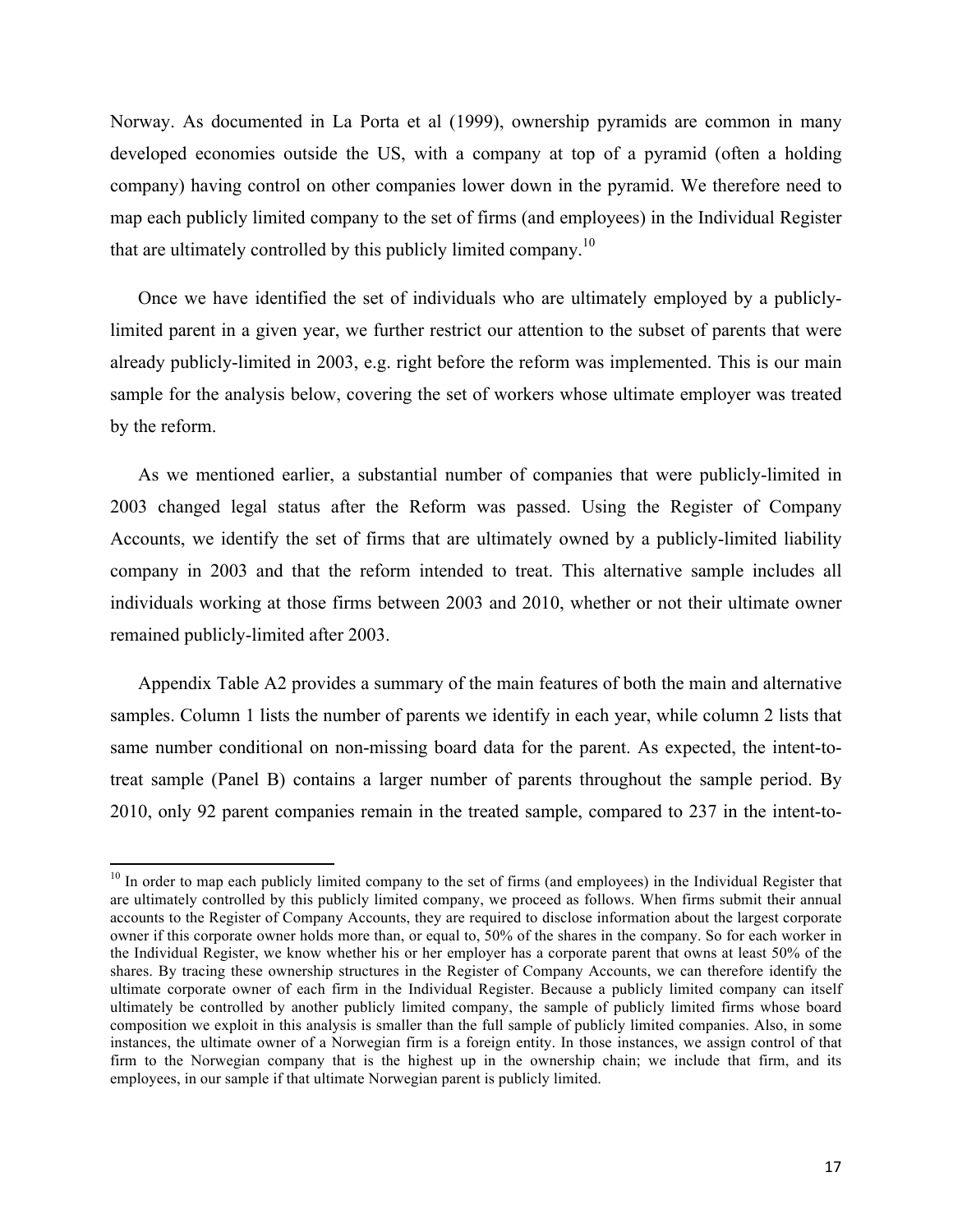Norway. As documented in La Porta et al (1999), ownership pyramids are common in many developed economies outside the US, with a company at top of a pyramid (often a holding company) having control on other companies lower down in the pyramid. We therefore need to map each publicly limited company to the set of firms (and employees) in the Individual Register that are ultimately controlled by this publicly limited company.[10]

Once we have identified the set of individuals who are ultimately employed by a publicly-limited parent in a given year, we further restrict our attention to the subset of parents that were already publicly-limited in 2003, e.g. right before the reform was implemented. This is our main sample for the analysis below, covering the set of workers whose ultimate employer was treated by the reform.

As we mentioned earlier, a substantial number of companies that were publicly-limited in 2003 changed legal status after the Reform was passed. Using the Register of Company Accounts, we identify the set of firms that are ultimately owned by a publicly-limited liability company in 2003 and that the reform intended to treat. This alternative sample includes all individuals working at those firms between 2003 and 2010, whether or not their ultimate owner remained publicly-limited after 2003.

Appendix Table A2 provides a summary of the main features of both the main and alternative samples. Column 1 lists the number of parents we identify in each year, while column 2 lists that same number conditional on non-missing board data for the parent. As expected, the intent-to-treat sample (Panel B) contains a larger number of parents throughout the sample period. By 2010, only 92 parent companies remain in the treated sample, compared to 237 in the intent-to-

[10] In order to map each publicly limited company to the set of firms (and employees) in the Individual Register that are ultimately controlled by this publicly limited company, we proceed as follows. When firms submit their annual accounts to the Register of Company Accounts, they are required to disclose information about the largest corporate owner if this corporate owner holds more than, or equal to, 50% of the shares in the company. So for each worker in the Individual Register, we know whether his or her employer has a corporate parent that owns at least 50% of the shares. By tracing these ownership structures in the Register of Company Accounts, we can therefore identify the ultimate corporate owner of each firm in the Individual Register. Because a publicly limited company can itself ultimately be controlled by another publicly limited company, the sample of publicly limited firms whose board composition we exploit in this analysis is smaller than the full sample of publicly limited companies. Also, in some instances, the ultimate owner of a Norwegian firm is a foreign entity. In those instances, we assign control of that firm to the Norwegian company that is the highest up in the ownership chain; we include that firm, and its employees, in our sample if that ultimate Norwegian parent is publicly limited.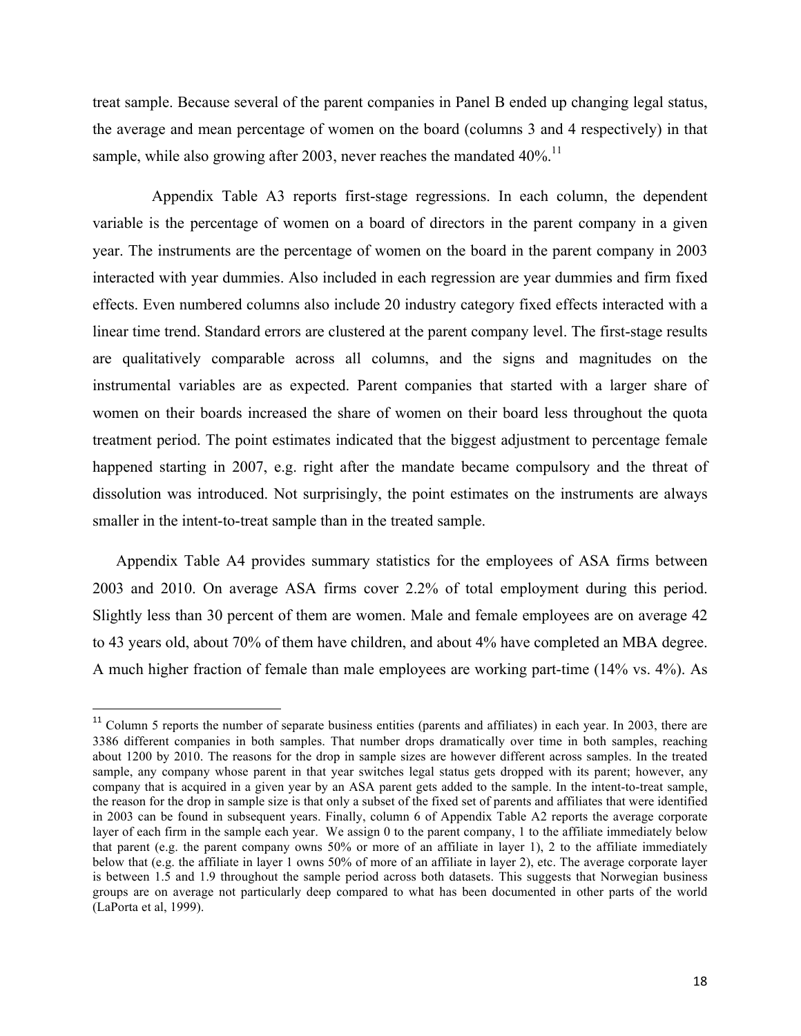treat sample. Because several of the parent companies in Panel B ended up changing legal status, the average and mean percentage of women on the board (columns 3 and 4 respectively) in that sample, while also growing after 2003, never reaches the mandated 40%.[11]

Appendix Table A3 reports first-stage regressions. In each column, the dependent variable is the percentage of women on a board of directors in the parent company in a given year. The instruments are the percentage of women on the board in the parent company in 2003 interacted with year dummies. Also included in each regression are year dummies and firm fixed effects. Even numbered columns also include 20 industry category fixed effects interacted with a linear time trend. Standard errors are clustered at the parent company level. The first-stage results are qualitatively comparable across all columns, and the signs and magnitudes on the instrumental variables are as expected. Parent companies that started with a larger share of women on their boards increased the share of women on their board less throughout the quota treatment period. The point estimates indicated that the biggest adjustment to percentage female happened starting in 2007, e.g. right after the mandate became compulsory and the threat of dissolution was introduced. Not surprisingly, the point estimates on the instruments are always smaller in the intent-to-treat sample than in the treated sample.

Appendix Table A4 provides summary statistics for the employees of ASA firms between 2003 and 2010. On average ASA firms cover 2.2% of total employment during this period. Slightly less than 30 percent of them are women. Male and female employees are on average 42 to 43 years old, about 70% of them have children, and about 4% have completed an MBA degree. A much higher fraction of female than male employees are working part-time (14% vs. 4%). As

[11] Column 5 reports the number of separate business entities (parents and affiliates) in each year. In 2003, there are 3386 different companies in both samples. That number drops dramatically over time in both samples, reaching about 1200 by 2010. The reasons for the drop in sample sizes are however different across samples. In the treated sample, any company whose parent in that year switches legal status gets dropped with its parent; however, any company that is acquired in a given year by an ASA parent gets added to the sample. In the intent-to-treat sample, the reason for the drop in sample size is that only a subset of the fixed set of parents and affiliates that were identified in 2003 can be found in subsequent years. Finally, column 6 of Appendix Table A2 reports the average corporate layer of each firm in the sample each year. We assign 0 to the parent company, 1 to the affiliate immediately below that parent (e.g. the parent company owns 50% or more of an affiliate in layer 1), 2 to the affiliate immediately below that (e.g. the affiliate in layer 1 owns 50% of more of an affiliate in layer 2), etc. The average corporate layer is between 1.5 and 1.9 throughout the sample period across both datasets. This suggests that Norwegian business groups are on average not particularly deep compared to what has been documented in other parts of the world (LaPorta et al, 1999).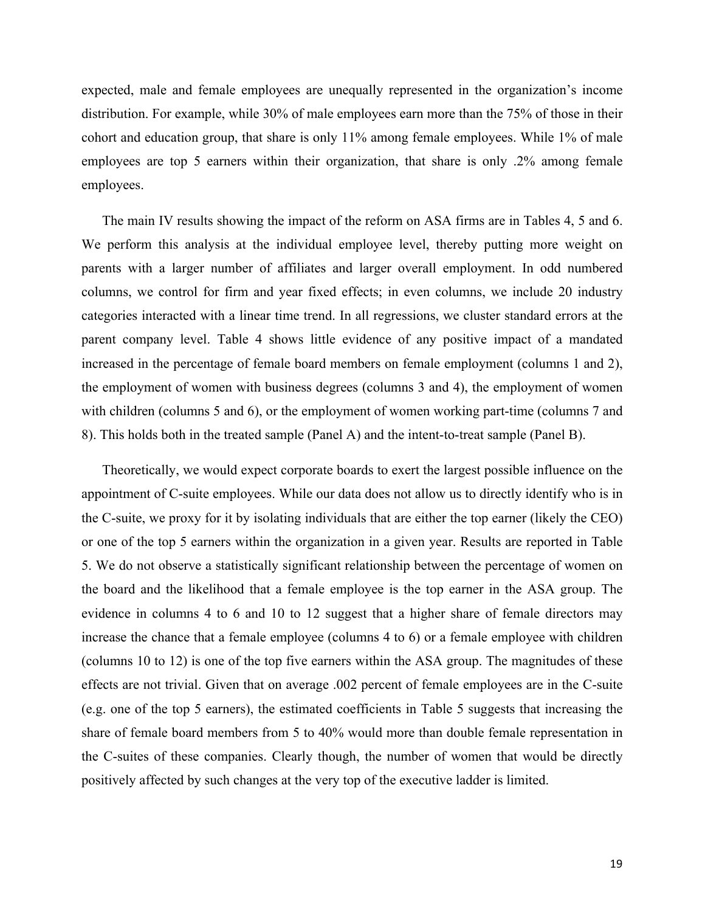expected, male and female employees are unequally represented in the organization's income distribution. For example, while 30% of male employees earn more than the 75% of those in their cohort and education group, that share is only 11% among female employees. While 1% of male employees are top 5 earners within their organization, that share is only .2% among female employees.

The main IV results showing the impact of the reform on ASA firms are in Tables 4, 5 and 6. We perform this analysis at the individual employee level, thereby putting more weight on parents with a larger number of affiliates and larger overall employment. In odd numbered columns, we control for firm and year fixed effects; in even columns, we include 20 industry categories interacted with a linear time trend. In all regressions, we cluster standard errors at the parent company level. Table 4 shows little evidence of any positive impact of a mandated increased in the percentage of female board members on female employment (columns 1 and 2), the employment of women with business degrees (columns 3 and 4), the employment of women with children (columns 5 and 6), or the employment of women working part-time (columns 7 and 8). This holds both in the treated sample (Panel A) and the intent-to-treat sample (Panel B).

Theoretically, we would expect corporate boards to exert the largest possible influence on the appointment of C-suite employees. While our data does not allow us to directly identify who is in the C-suite, we proxy for it by isolating individuals that are either the top earner (likely the CEO) or one of the top 5 earners within the organization in a given year. Results are reported in Table 5. We do not observe a statistically significant relationship between the percentage of women on the board and the likelihood that a female employee is the top earner in the ASA group. The evidence in columns 4 to 6 and 10 to 12 suggest that a higher share of female directors may increase the chance that a female employee (columns 4 to 6) or a female employee with children (columns 10 to 12) is one of the top five earners within the ASA group. The magnitudes of these effects are not trivial. Given that on average .002 percent of female employees are in the C-suite (e.g. one of the top 5 earners), the estimated coefficients in Table 5 suggests that increasing the share of female board members from 5 to 40% would more than double female representation in the C-suites of these companies. Clearly though, the number of women that would be directly positively affected by such changes at the very top of the executive ladder is limited.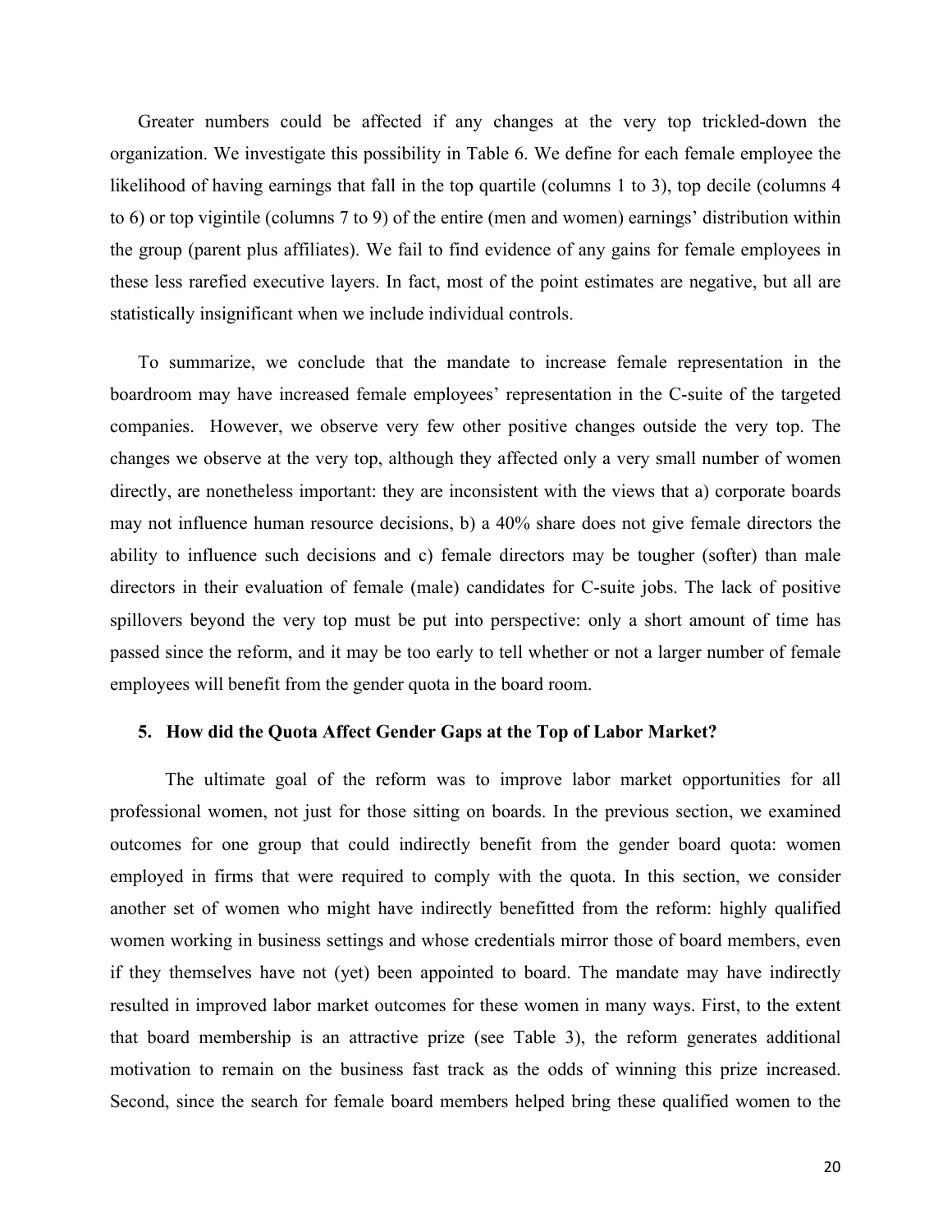Greater numbers could be affected if any changes at the very top trickled-down the organization. We investigate this possibility in Table 6. We define for each female employee the likelihood of having earnings that fall in the top quartile (columns 1 to 3), top decile (columns 4 to 6) or top vigintile (columns 7 to 9) of the entire (men and women) earnings' distribution within the group (parent plus affiliates). We fail to find evidence of any gains for female employees in these less rarefied executive layers. In fact, most of the point estimates are negative, but all are statistically insignificant when we include individual controls.

To summarize, we conclude that the mandate to increase female representation in the boardroom may have increased female employees' representation in the C-suite of the targeted companies. However, we observe very few other positive changes outside the very top. The changes we observe at the very top, although they affected only a very small number of women directly, are nonetheless important: they are inconsistent with the views that a) corporate boards may not influence human resource decisions, b) a 40% share does not give female directors the ability to influence such decisions and c) female directors may be tougher (softer) than male directors in their evaluation of female (male) candidates for C-suite jobs. The lack of positive spillovers beyond the very top must be put into perspective: only a short amount of time has passed since the reform, and it may be too early to tell whether or not a larger number of female employees will benefit from the gender quota in the board room.

## 5. How did the Quota Affect Gender Gaps at the Top of Labor Market?

The ultimate goal of the reform was to improve labor market opportunities for all professional women, not just for those sitting on boards. In the previous section, we examined outcomes for one group that could indirectly benefit from the gender board quota: women employed in firms that were required to comply with the quota. In this section, we consider another set of women who might have indirectly benefitted from the reform: highly qualified women working in business settings and whose credentials mirror those of board members, even if they themselves have not (yet) been appointed to board. The mandate may have indirectly resulted in improved labor market outcomes for these women in many ways. First, to the extent that board membership is an attractive prize (see Table 3), the reform generates additional motivation to remain on the business fast track as the odds of winning this prize increased. Second, since the search for female board members helped bring these qualified women to the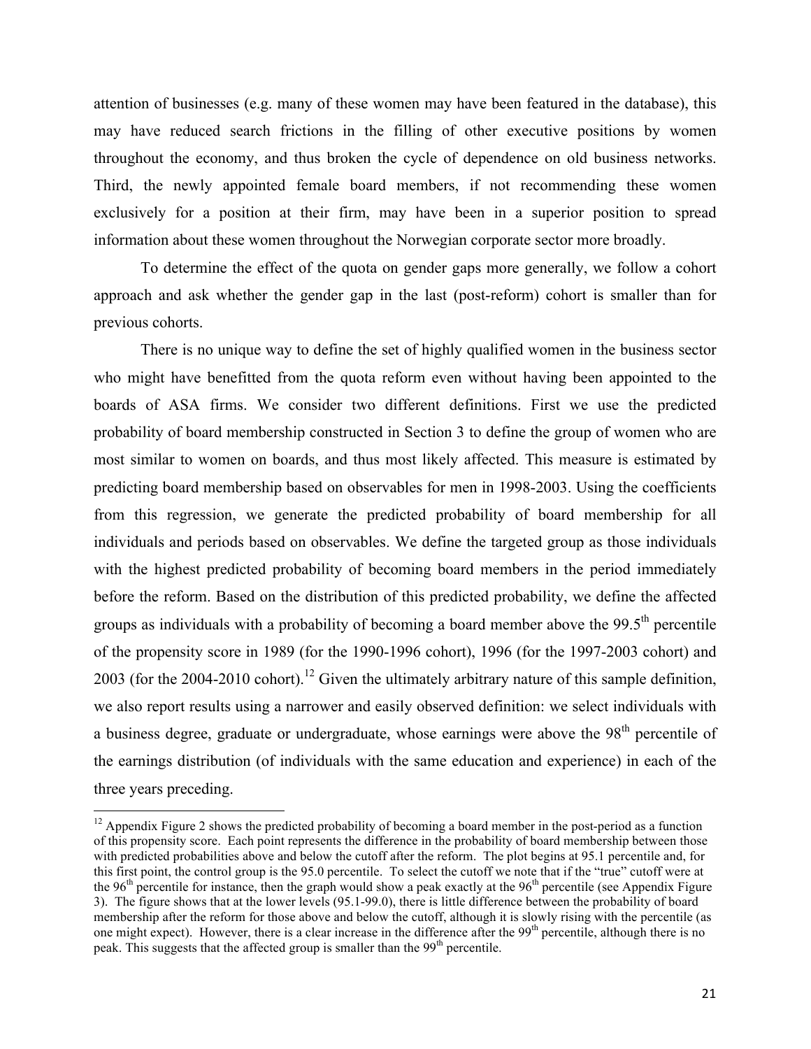attention of businesses (e.g. many of these women may have been featured in the database), this may have reduced search frictions in the filling of other executive positions by women throughout the economy, and thus broken the cycle of dependence on old business networks. Third, the newly appointed female board members, if not recommending these women exclusively for a position at their firm, may have been in a superior position to spread information about these women throughout the Norwegian corporate sector more broadly.

To determine the effect of the quota on gender gaps more generally, we follow a cohort approach and ask whether the gender gap in the last (post-reform) cohort is smaller than for previous cohorts.

There is no unique way to define the set of highly qualified women in the business sector who might have benefitted from the quota reform even without having been appointed to the boards of ASA firms. We consider two different definitions. First we use the predicted probability of board membership constructed in Section 3 to define the group of women who are most similar to women on boards, and thus most likely affected. This measure is estimated by predicting board membership based on observables for men in 1998-2003. Using the coefficients from this regression, we generate the predicted probability of board membership for all individuals and periods based on observables. We define the targeted group as those individuals with the highest predicted probability of becoming board members in the period immediately before the reform. Based on the distribution of this predicted probability, we define the affected groups as individuals with a probability of becoming a board member above the 99.5th percentile of the propensity score in 1989 (for the 1990-1996 cohort), 1996 (for the 1997-2003 cohort) and 2003 (for the 2004-2010 cohort).[12] Given the ultimately arbitrary nature of this sample definition, we also report results using a narrower and easily observed definition: we select individuals with a business degree, graduate or undergraduate, whose earnings were above the 98th percentile of the earnings distribution (of individuals with the same education and experience) in each of the three years preceding.

[12] Appendix Figure 2 shows the predicted probability of becoming a board member in the post-period as a function of this propensity score. Each point represents the difference in the probability of board membership between those with predicted probabilities above and below the cutoff after the reform. The plot begins at 95.1 percentile and, for this first point, the control group is the 95.0 percentile. To select the cutoff we note that if the "true" cutoff were at the 96th percentile for instance, then the graph would show a peak exactly at the 96th percentile (see Appendix Figure 3). The figure shows that at the lower levels (95.1-99.0), there is little difference between the probability of board membership after the reform for those above and below the cutoff, although it is slowly rising with the percentile (as one might expect). However, there is a clear increase in the difference after the 99th percentile, although there is no peak. This suggests that the affected group is smaller than the 99th percentile.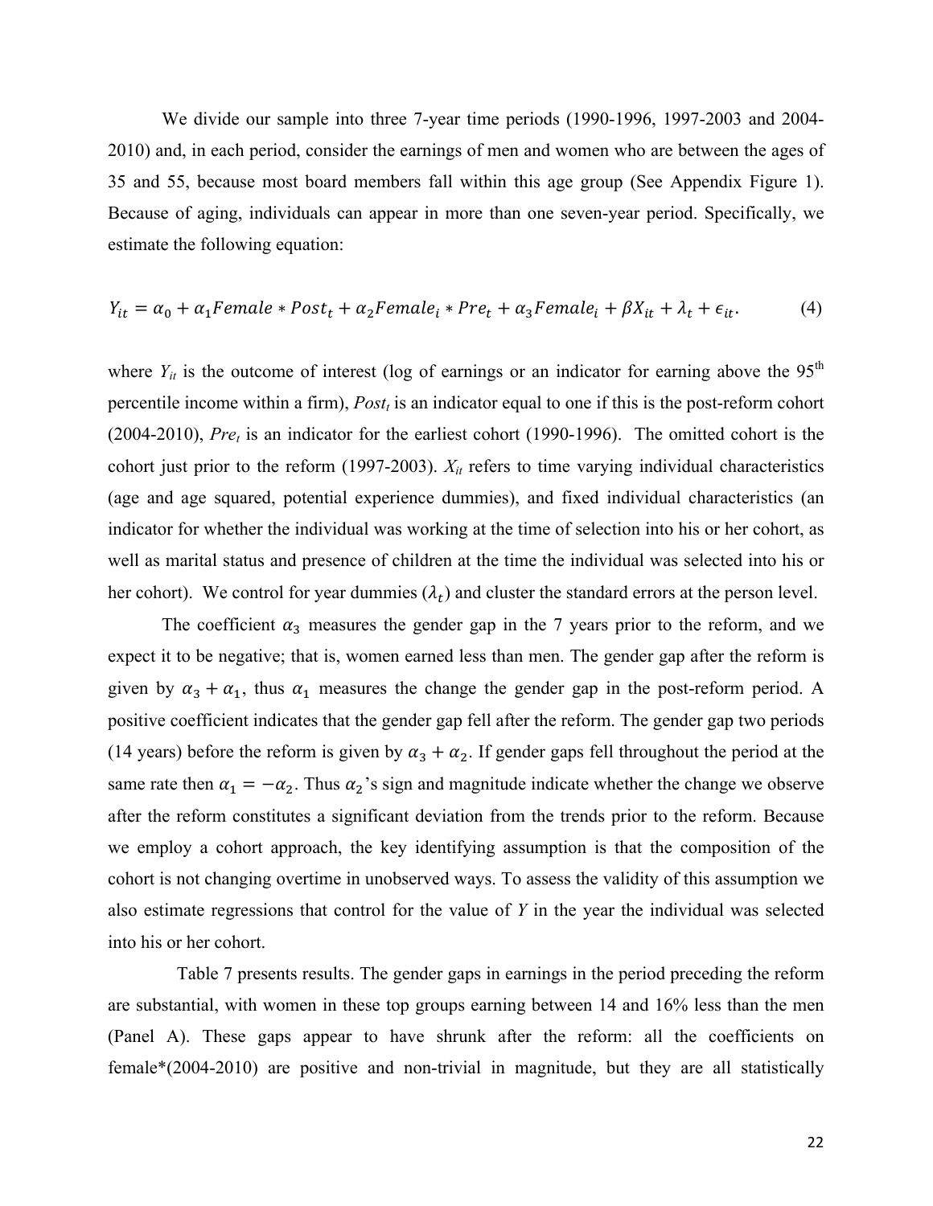We divide our sample into three 7-year time periods (1990-1996, 1997-2003 and 2004-2010) and, in each period, consider the earnings of men and women who are between the ages of 35 and 55, because most board members fall within this age group (See Appendix Figure 1). Because of aging, individuals can appear in more than one seven-year period. Specifically, we estimate the following equation:

$$Y_{it} = \alpha_0 + \alpha_1 Female * Post_t + \alpha_2 Female_i * Pre_t + \alpha_3 Female_i + \beta X_{it} + \lambda_t + \epsilon_{it}. \tag{4}$$

where $Y_{it}$ is the outcome of interest (log of earnings or an indicator for earning above the 95th percentile income within a firm), $Post_t$ is an indicator equal to one if this is the post-reform cohort (2004-2010), $Pre_t$ is an indicator for the earliest cohort (1990-1996). The omitted cohort is the cohort just prior to the reform (1997-2003). $X_{it}$ refers to time varying individual characteristics (age and age squared, potential experience dummies), and fixed individual characteristics (an indicator for whether the individual was working at the time of selection into his or her cohort, as well as marital status and presence of children at the time the individual was selected into his or her cohort). We control for year dummies ($\lambda_t$) and cluster the standard errors at the person level.

The coefficient $\alpha_3$ measures the gender gap in the 7 years prior to the reform, and we expect it to be negative; that is, women earned less than men. The gender gap after the reform is given by $\alpha_3 + \alpha_1$, thus $\alpha_1$ measures the change the gender gap in the post-reform period. A positive coefficient indicates that the gender gap fell after the reform. The gender gap two periods (14 years) before the reform is given by $\alpha_3 + \alpha_2$. If gender gaps fell throughout the period at the same rate then $\alpha_1 = -\alpha_2$. Thus $\alpha_2$'s sign and magnitude indicate whether the change we observe after the reform constitutes a significant deviation from the trends prior to the reform. Because we employ a cohort approach, the key identifying assumption is that the composition of the cohort is not changing overtime in unobserved ways. To assess the validity of this assumption we also estimate regressions that control for the value of *Y* in the year the individual was selected into his or her cohort.

Table 7 presents results. The gender gaps in earnings in the period preceding the reform are substantial, with women in these top groups earning between 14 and 16% less than the men (Panel A). These gaps appear to have shrunk after the reform: all the coefficients on female*(2004-2010) are positive and non-trivial in magnitude, but they are all statistically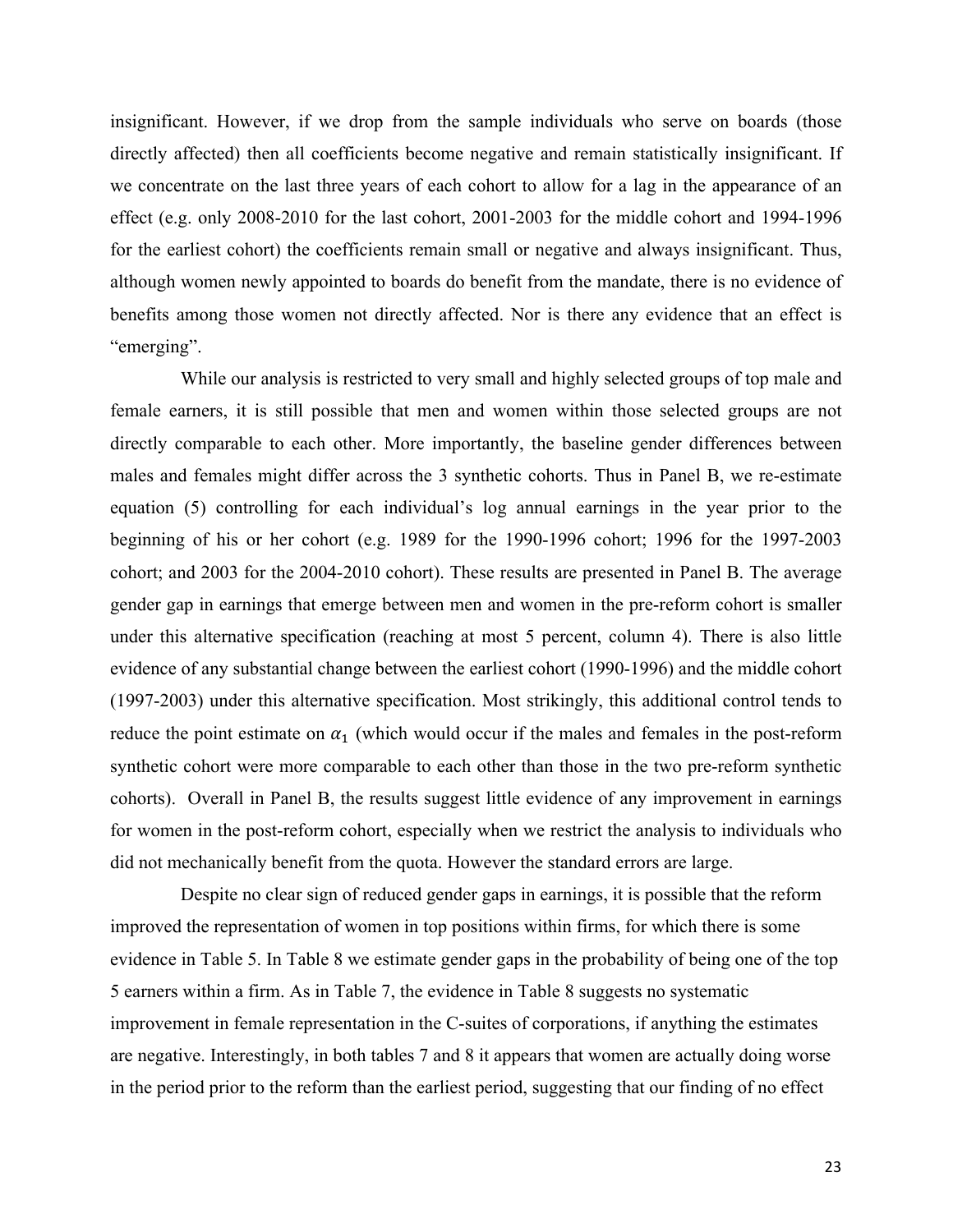insignificant. However, if we drop from the sample individuals who serve on boards (those directly affected) then all coefficients become negative and remain statistically insignificant. If we concentrate on the last three years of each cohort to allow for a lag in the appearance of an effect (e.g. only 2008-2010 for the last cohort, 2001-2003 for the middle cohort and 1994-1996 for the earliest cohort) the coefficients remain small or negative and always insignificant. Thus, although women newly appointed to boards do benefit from the mandate, there is no evidence of benefits among those women not directly affected. Nor is there any evidence that an effect is "emerging".

While our analysis is restricted to very small and highly selected groups of top male and female earners, it is still possible that men and women within those selected groups are not directly comparable to each other. More importantly, the baseline gender differences between males and females might differ across the 3 synthetic cohorts. Thus in Panel B, we re-estimate equation (5) controlling for each individual's log annual earnings in the year prior to the beginning of his or her cohort (e.g. 1989 for the 1990-1996 cohort; 1996 for the 1997-2003 cohort; and 2003 for the 2004-2010 cohort). These results are presented in Panel B. The average gender gap in earnings that emerge between men and women in the pre-reform cohort is smaller under this alternative specification (reaching at most 5 percent, column 4). There is also little evidence of any substantial change between the earliest cohort (1990-1996) and the middle cohort (1997-2003) under this alternative specification. Most strikingly, this additional control tends to reduce the point estimate on $\alpha_1$ (which would occur if the males and females in the post-reform synthetic cohort were more comparable to each other than those in the two pre-reform synthetic cohorts). Overall in Panel B, the results suggest little evidence of any improvement in earnings for women in the post-reform cohort, especially when we restrict the analysis to individuals who did not mechanically benefit from the quota. However the standard errors are large.

Despite no clear sign of reduced gender gaps in earnings, it is possible that the reform improved the representation of women in top positions within firms, for which there is some evidence in Table 5. In Table 8 we estimate gender gaps in the probability of being one of the top 5 earners within a firm. As in Table 7, the evidence in Table 8 suggests no systematic improvement in female representation in the C-suites of corporations, if anything the estimates are negative. Interestingly, in both tables 7 and 8 it appears that women are actually doing worse in the period prior to the reform than the earliest period, suggesting that our finding of no effect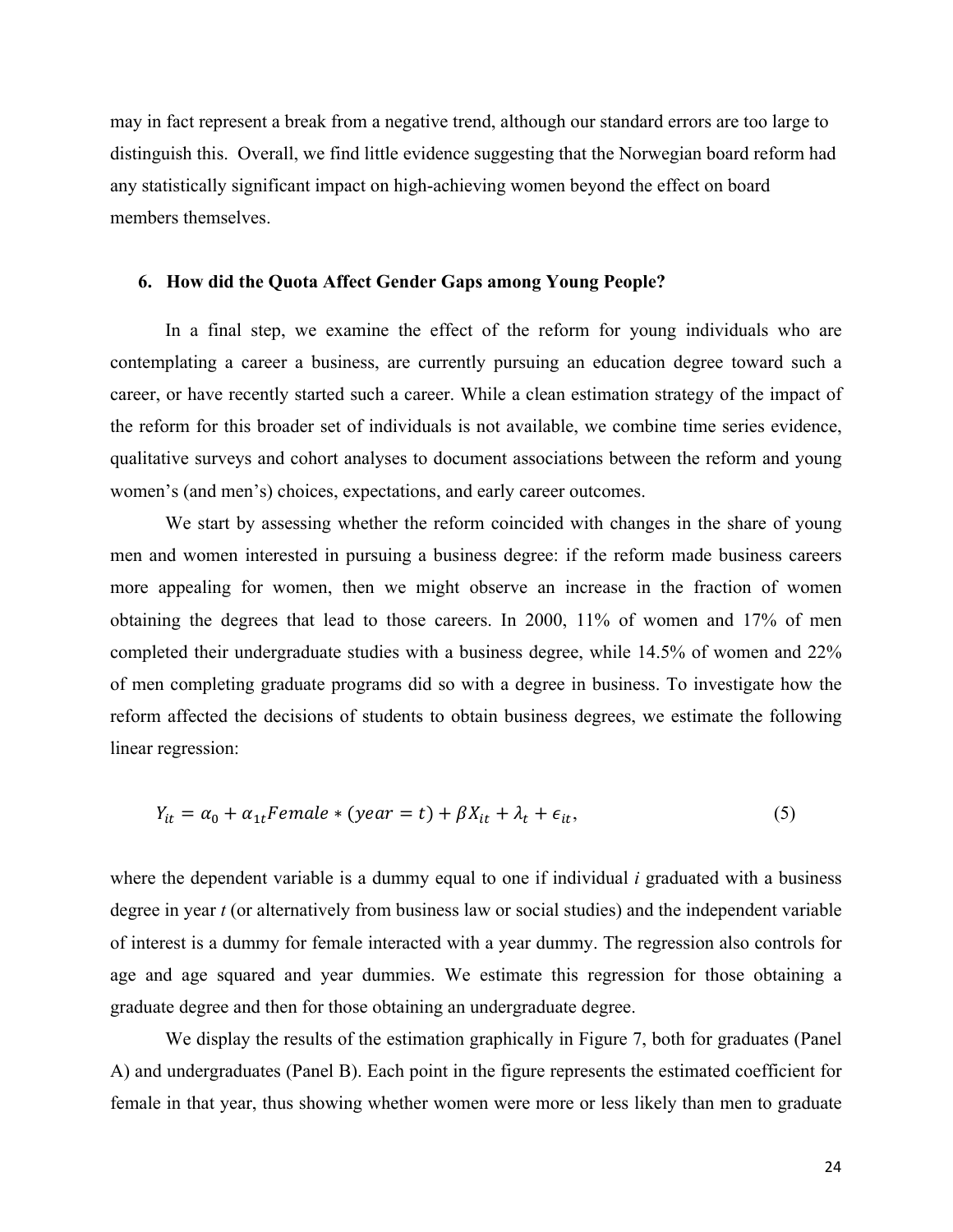may in fact represent a break from a negative trend, although our standard errors are too large to distinguish this. Overall, we find little evidence suggesting that the Norwegian board reform had any statistically significant impact on high-achieving women beyond the effect on board members themselves.

## 6. How did the Quota Affect Gender Gaps among Young People?

In a final step, we examine the effect of the reform for young individuals who are contemplating a career a business, are currently pursuing an education degree toward such a career, or have recently started such a career. While a clean estimation strategy of the impact of the reform for this broader set of individuals is not available, we combine time series evidence, qualitative surveys and cohort analyses to document associations between the reform and young women's (and men's) choices, expectations, and early career outcomes.

We start by assessing whether the reform coincided with changes in the share of young men and women interested in pursuing a business degree: if the reform made business careers more appealing for women, then we might observe an increase in the fraction of women obtaining the degrees that lead to those careers. In 2000, 11% of women and 17% of men completed their undergraduate studies with a business degree, while 14.5% of women and 22% of men completing graduate programs did so with a degree in business. To investigate how the reform affected the decisions of students to obtain business degrees, we estimate the following linear regression:

$$Y_{it} = \alpha_0 + \alpha_{1t} Female * (year = t) + \beta X_{it} + \lambda_t + \epsilon_{it}, \tag{5}$$

where the dependent variable is a dummy equal to one if individual *i* graduated with a business degree in year *t* (or alternatively from business law or social studies) and the independent variable of interest is a dummy for female interacted with a year dummy. The regression also controls for age and age squared and year dummies. We estimate this regression for those obtaining a graduate degree and then for those obtaining an undergraduate degree.

We display the results of the estimation graphically in Figure 7, both for graduates (Panel A) and undergraduates (Panel B). Each point in the figure represents the estimated coefficient for female in that year, thus showing whether women were more or less likely than men to graduate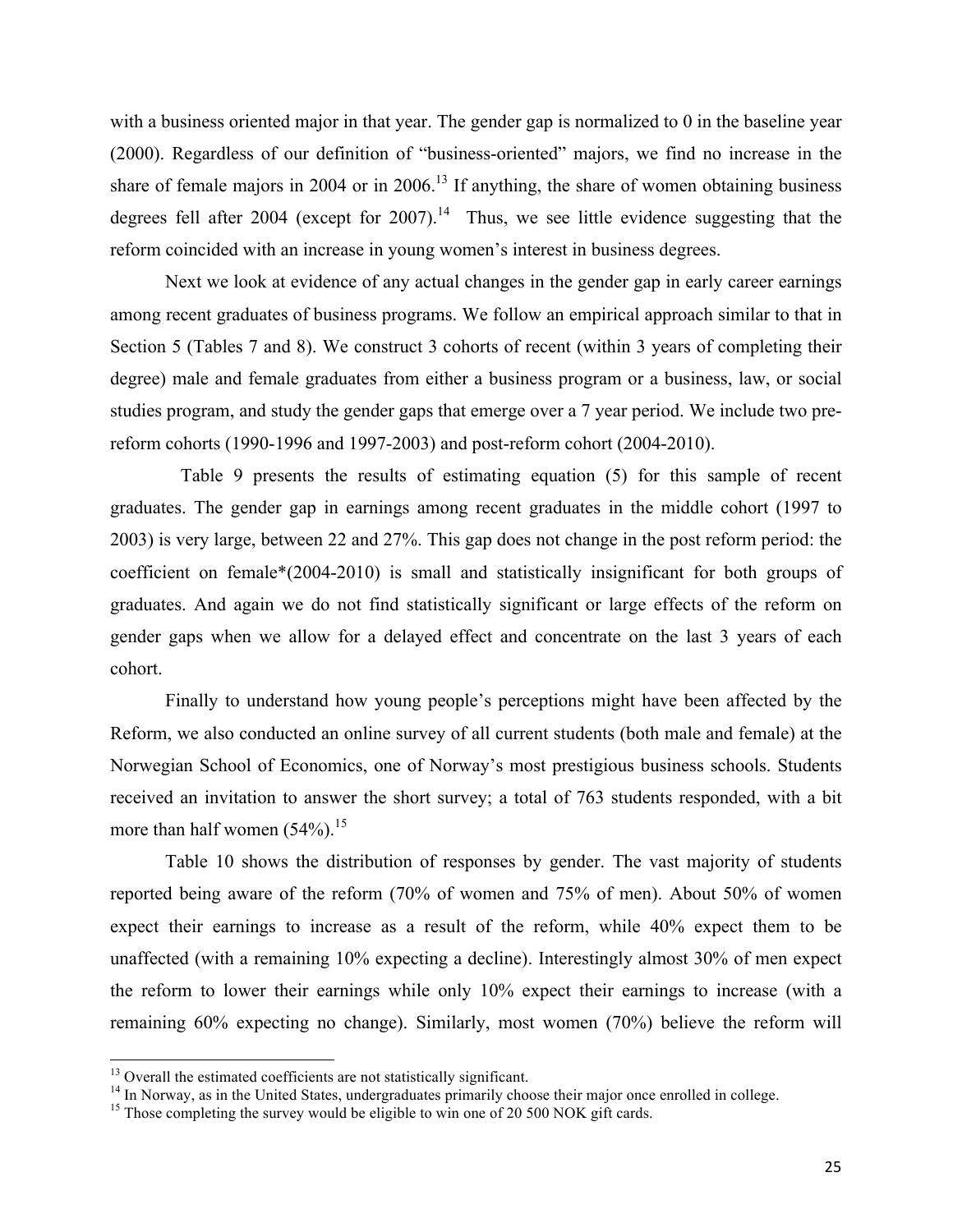with a business oriented major in that year. The gender gap is normalized to 0 in the baseline year (2000). Regardless of our definition of "business-oriented" majors, we find no increase in the share of female majors in 2004 or in 2006.[13] If anything, the share of women obtaining business degrees fell after 2004 (except for 2007).[14] Thus, we see little evidence suggesting that the reform coincided with an increase in young women's interest in business degrees.

Next we look at evidence of any actual changes in the gender gap in early career earnings among recent graduates of business programs. We follow an empirical approach similar to that in Section 5 (Tables 7 and 8). We construct 3 cohorts of recent (within 3 years of completing their degree) male and female graduates from either a business program or a business, law, or social studies program, and study the gender gaps that emerge over a 7 year period. We include two pre-reform cohorts (1990-1996 and 1997-2003) and post-reform cohort (2004-2010).

Table 9 presents the results of estimating equation (5) for this sample of recent graduates. The gender gap in earnings among recent graduates in the middle cohort (1997 to 2003) is very large, between 22 and 27%. This gap does not change in the post reform period: the coefficient on female*(2004-2010) is small and statistically insignificant for both groups of graduates. And again we do not find statistically significant or large effects of the reform on gender gaps when we allow for a delayed effect and concentrate on the last 3 years of each cohort.

Finally to understand how young people's perceptions might have been affected by the Reform, we also conducted an online survey of all current students (both male and female) at the Norwegian School of Economics, one of Norway's most prestigious business schools. Students received an invitation to answer the short survey; a total of 763 students responded, with a bit more than half women (54%).[15]

Table 10 shows the distribution of responses by gender. The vast majority of students reported being aware of the reform (70% of women and 75% of men). About 50% of women expect their earnings to increase as a result of the reform, while 40% expect them to be unaffected (with a remaining 10% expecting a decline). Interestingly almost 30% of men expect the reform to lower their earnings while only 10% expect their earnings to increase (with a remaining 60% expecting no change). Similarly, most women (70%) believe the reform will

---

[13] Overall the estimated coefficients are not statistically significant.

[14] In Norway, as in the United States, undergraduates primarily choose their major once enrolled in college.

[15] Those completing the survey would be eligible to win one of 20 500 NOK gift cards.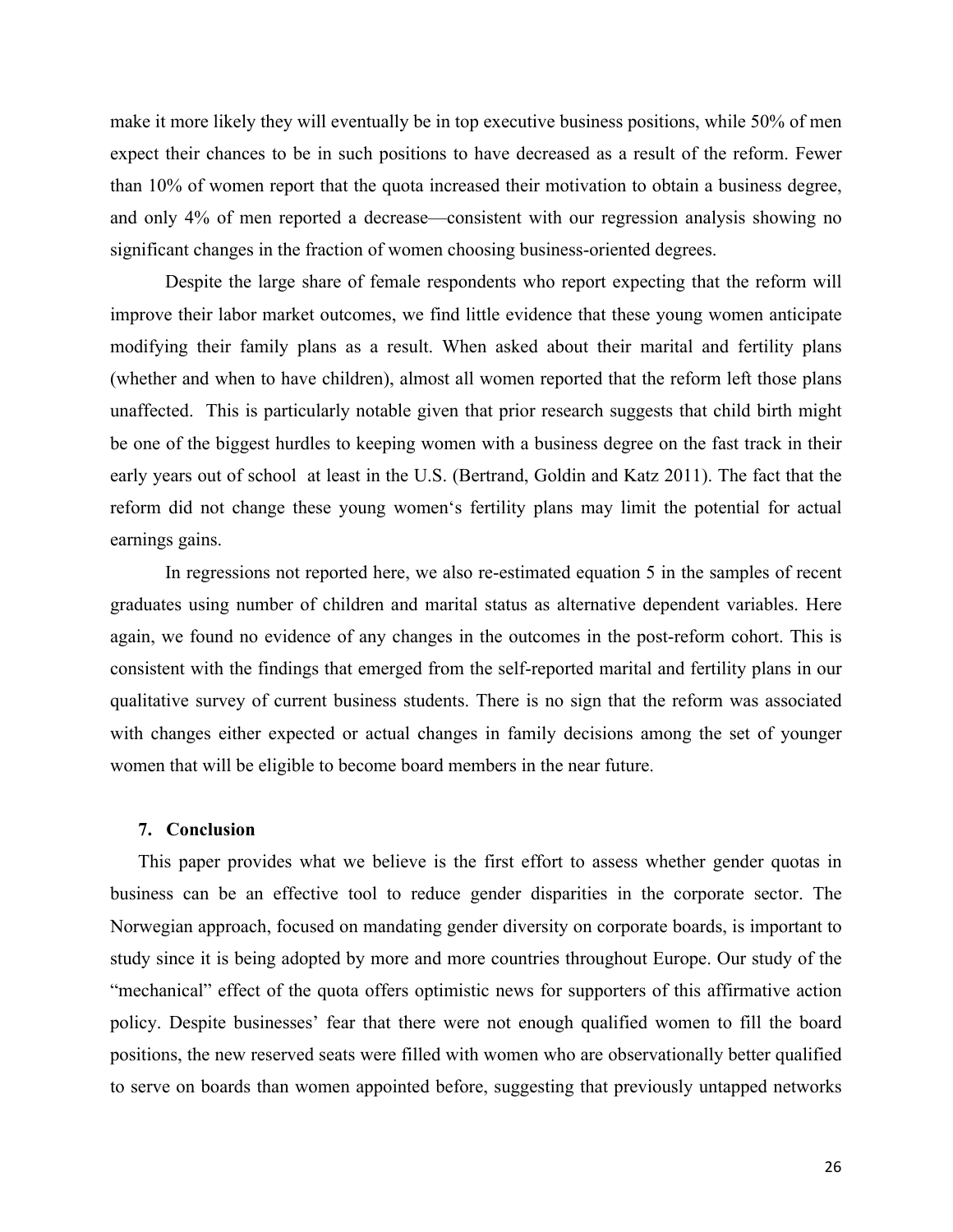make it more likely they will eventually be in top executive business positions, while 50% of men expect their chances to be in such positions to have decreased as a result of the reform. Fewer than 10% of women report that the quota increased their motivation to obtain a business degree, and only 4% of men reported a decrease—consistent with our regression analysis showing no significant changes in the fraction of women choosing business-oriented degrees.

Despite the large share of female respondents who report expecting that the reform will improve their labor market outcomes, we find little evidence that these young women anticipate modifying their family plans as a result. When asked about their marital and fertility plans (whether and when to have children), almost all women reported that the reform left those plans unaffected. This is particularly notable given that prior research suggests that child birth might be one of the biggest hurdles to keeping women with a business degree on the fast track in their early years out of school at least in the U.S. (Bertrand, Goldin and Katz 2011). The fact that the reform did not change these young women's fertility plans may limit the potential for actual earnings gains.

In regressions not reported here, we also re-estimated equation 5 in the samples of recent graduates using number of children and marital status as alternative dependent variables. Here again, we found no evidence of any changes in the outcomes in the post-reform cohort. This is consistent with the findings that emerged from the self-reported marital and fertility plans in our qualitative survey of current business students. There is no sign that the reform was associated with changes either expected or actual changes in family decisions among the set of younger women that will be eligible to become board members in the near future.

## 7. Conclusion

This paper provides what we believe is the first effort to assess whether gender quotas in business can be an effective tool to reduce gender disparities in the corporate sector. The Norwegian approach, focused on mandating gender diversity on corporate boards, is important to study since it is being adopted by more and more countries throughout Europe. Our study of the "mechanical" effect of the quota offers optimistic news for supporters of this affirmative action policy. Despite businesses' fear that there were not enough qualified women to fill the board positions, the new reserved seats were filled with women who are observationally better qualified to serve on boards than women appointed before, suggesting that previously untapped networks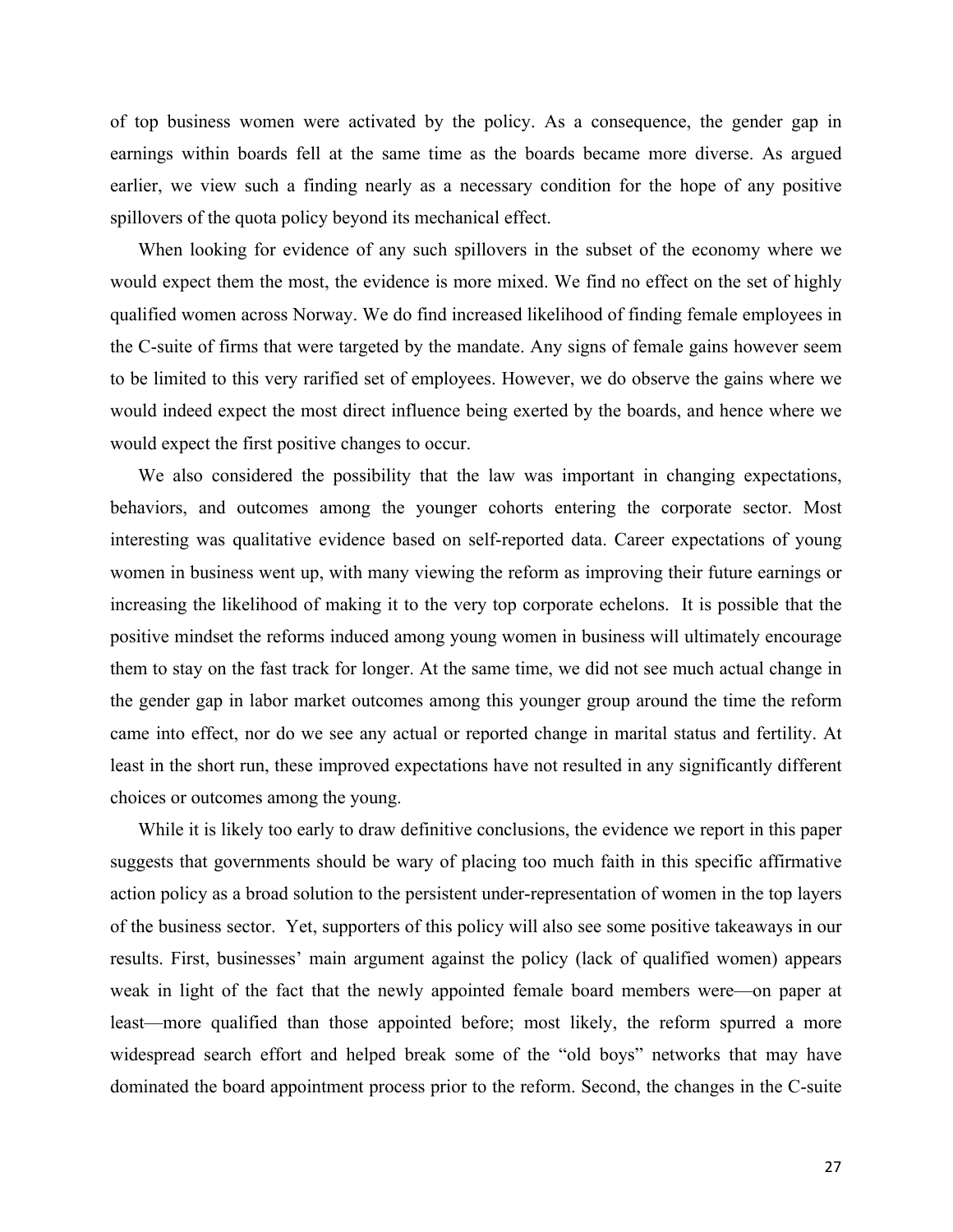of top business women were activated by the policy. As a consequence, the gender gap in earnings within boards fell at the same time as the boards became more diverse. As argued earlier, we view such a finding nearly as a necessary condition for the hope of any positive spillovers of the quota policy beyond its mechanical effect.

When looking for evidence of any such spillovers in the subset of the economy where we would expect them the most, the evidence is more mixed. We find no effect on the set of highly qualified women across Norway. We do find increased likelihood of finding female employees in the C-suite of firms that were targeted by the mandate. Any signs of female gains however seem to be limited to this very rarified set of employees. However, we do observe the gains where we would indeed expect the most direct influence being exerted by the boards, and hence where we would expect the first positive changes to occur.

We also considered the possibility that the law was important in changing expectations, behaviors, and outcomes among the younger cohorts entering the corporate sector. Most interesting was qualitative evidence based on self-reported data. Career expectations of young women in business went up, with many viewing the reform as improving their future earnings or increasing the likelihood of making it to the very top corporate echelons. It is possible that the positive mindset the reforms induced among young women in business will ultimately encourage them to stay on the fast track for longer. At the same time, we did not see much actual change in the gender gap in labor market outcomes among this younger group around the time the reform came into effect, nor do we see any actual or reported change in marital status and fertility. At least in the short run, these improved expectations have not resulted in any significantly different choices or outcomes among the young.

While it is likely too early to draw definitive conclusions, the evidence we report in this paper suggests that governments should be wary of placing too much faith in this specific affirmative action policy as a broad solution to the persistent under-representation of women in the top layers of the business sector. Yet, supporters of this policy will also see some positive takeaways in our results. First, businesses' main argument against the policy (lack of qualified women) appears weak in light of the fact that the newly appointed female board members were—on paper at least—more qualified than those appointed before; most likely, the reform spurred a more widespread search effort and helped break some of the "old boys" networks that may have dominated the board appointment process prior to the reform. Second, the changes in the C-suite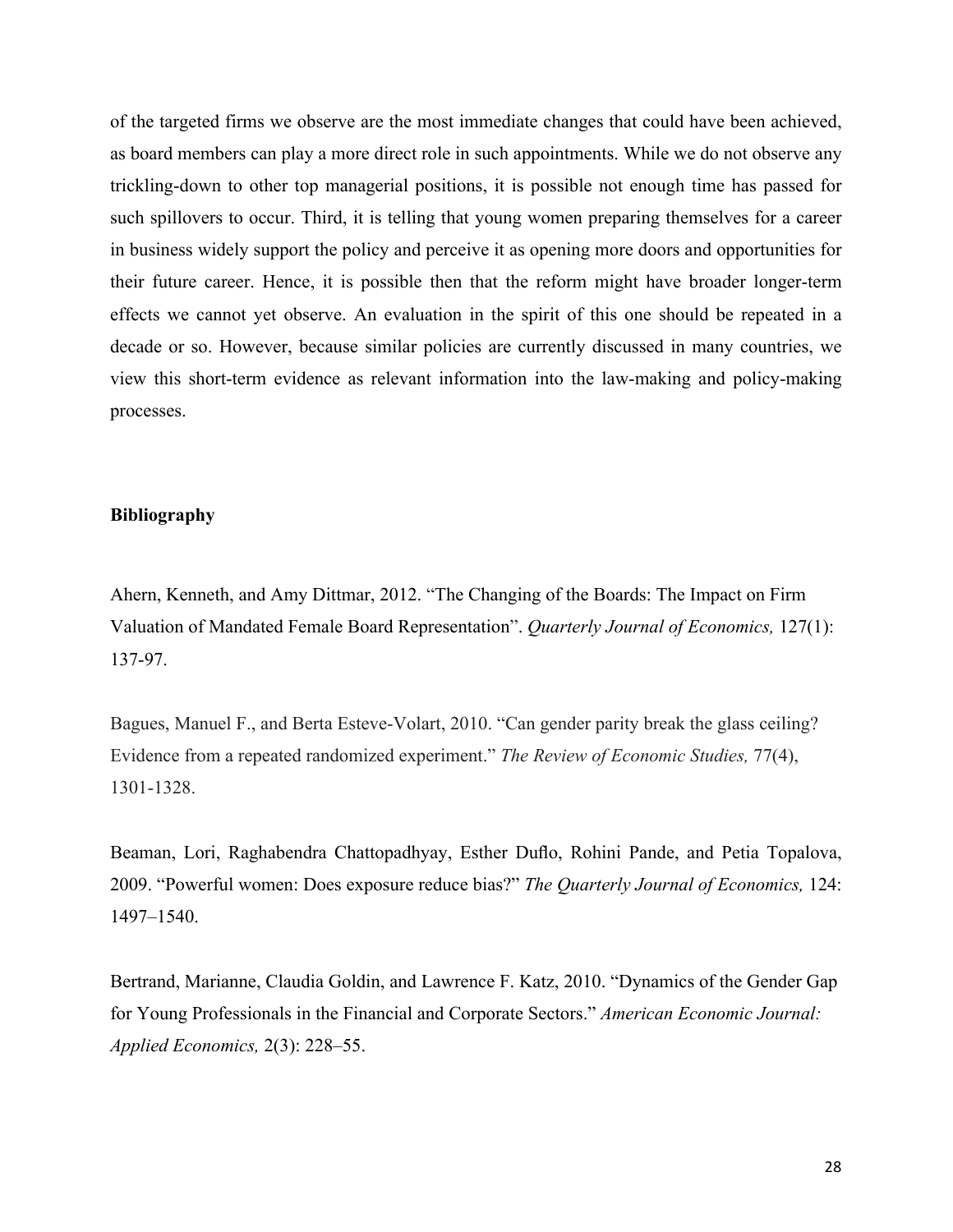of the targeted firms we observe are the most immediate changes that could have been achieved, as board members can play a more direct role in such appointments. While we do not observe any trickling-down to other top managerial positions, it is possible not enough time has passed for such spillovers to occur. Third, it is telling that young women preparing themselves for a career in business widely support the policy and perceive it as opening more doors and opportunities for their future career. Hence, it is possible then that the reform might have broader longer-term effects we cannot yet observe. An evaluation in the spirit of this one should be repeated in a decade or so. However, because similar policies are currently discussed in many countries, we view this short-term evidence as relevant information into the law-making and policy-making processes.

**Bibliography**

Ahern, Kenneth, and Amy Dittmar, 2012. "The Changing of the Boards: The Impact on Firm Valuation of Mandated Female Board Representation". *Quarterly Journal of Economics,* 127(1): 137-97.

Bagues, Manuel F., and Berta Esteve-Volart, 2010. "Can gender parity break the glass ceiling? Evidence from a repeated randomized experiment." *The Review of Economic Studies,* 77(4), 1301-1328.

Beaman, Lori, Raghabendra Chattopadhyay, Esther Duflo, Rohini Pande, and Petia Topalova, 2009. "Powerful women: Does exposure reduce bias?" *The Quarterly Journal of Economics,* 124: 1497–1540.

Bertrand, Marianne, Claudia Goldin, and Lawrence F. Katz, 2010. "Dynamics of the Gender Gap for Young Professionals in the Financial and Corporate Sectors." *American Economic Journal: Applied Economics,* 2(3): 228–55.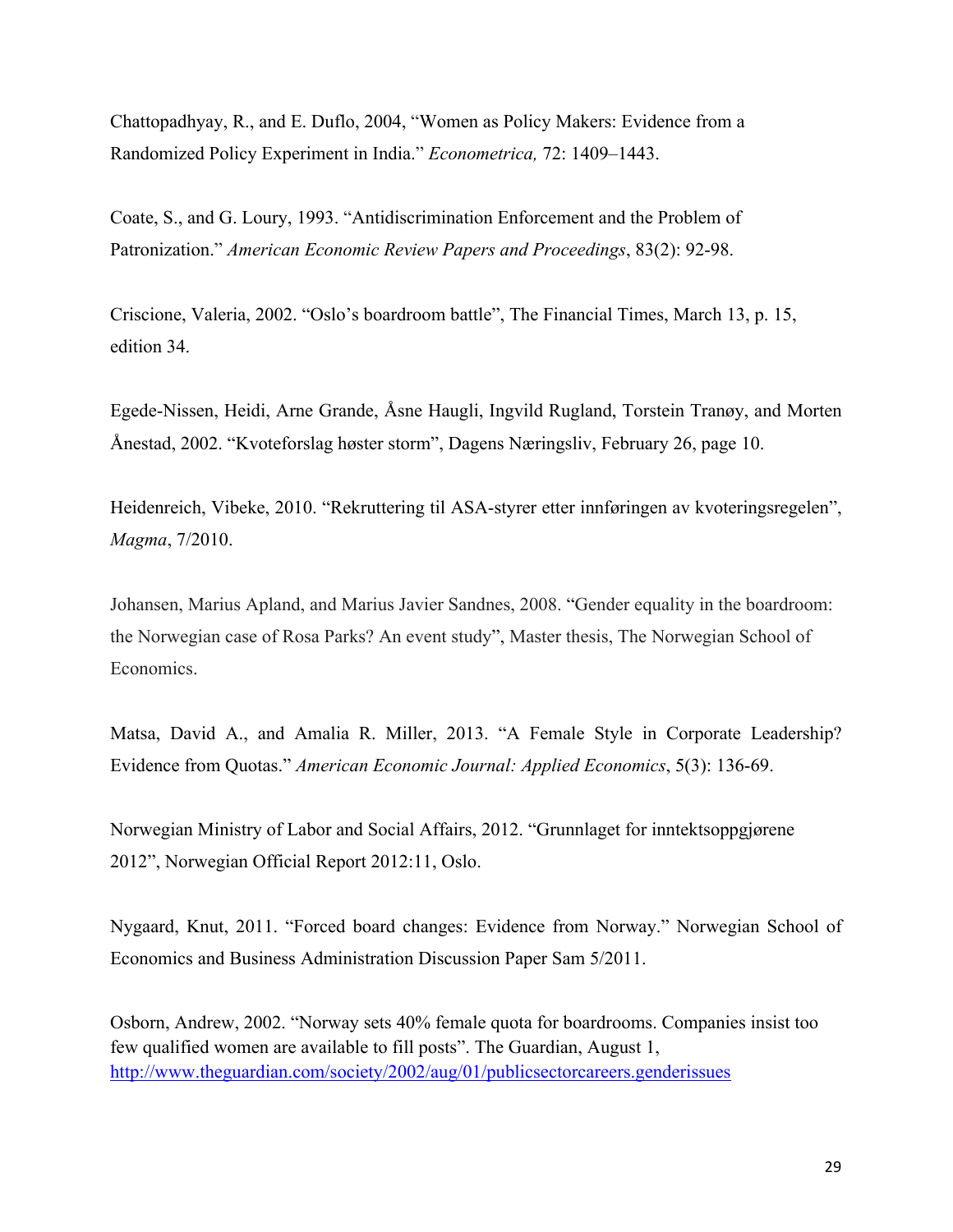Chattopadhyay, R., and E. Duflo, 2004, "Women as Policy Makers: Evidence from a Randomized Policy Experiment in India." *Econometrica,* 72: 1409–1443.

Coate, S., and G. Loury, 1993. "Antidiscrimination Enforcement and the Problem of Patronization." *American Economic Review Papers and Proceedings*, 83(2): 92-98.

Criscione, Valeria, 2002. "Oslo's boardroom battle", The Financial Times, March 13, p. 15, edition 34.

Egede-Nissen, Heidi, Arne Grande, Åsne Haugli, Ingvild Rugland, Torstein Tranøy, and Morten Ånestad, 2002. "Kvoteforslag høster storm", Dagens Næringsliv, February 26, page 10.

Heidenreich, Vibeke, 2010. "Rekruttering til ASA-styrer etter innføringen av kvoteringsregelen", *Magma*, 7/2010.

Johansen, Marius Apland, and Marius Javier Sandnes, 2008. "Gender equality in the boardroom: the Norwegian case of Rosa Parks? An event study", Master thesis, The Norwegian School of Economics.

Matsa, David A., and Amalia R. Miller, 2013. "A Female Style in Corporate Leadership? Evidence from Quotas." *American Economic Journal: Applied Economics*, 5(3): 136-69.

Norwegian Ministry of Labor and Social Affairs, 2012. "Grunnlaget for inntektsoppgjørene 2012", Norwegian Official Report 2012:11, Oslo.

Nygaard, Knut, 2011. "Forced board changes: Evidence from Norway." Norwegian School of Economics and Business Administration Discussion Paper Sam 5/2011.

Osborn, Andrew, 2002. "Norway sets 40% female quota for boardrooms. Companies insist too few qualified women are available to fill posts". The Guardian, August 1, http://www.theguardian.com/society/2002/aug/01/publicsectorcareers.genderissues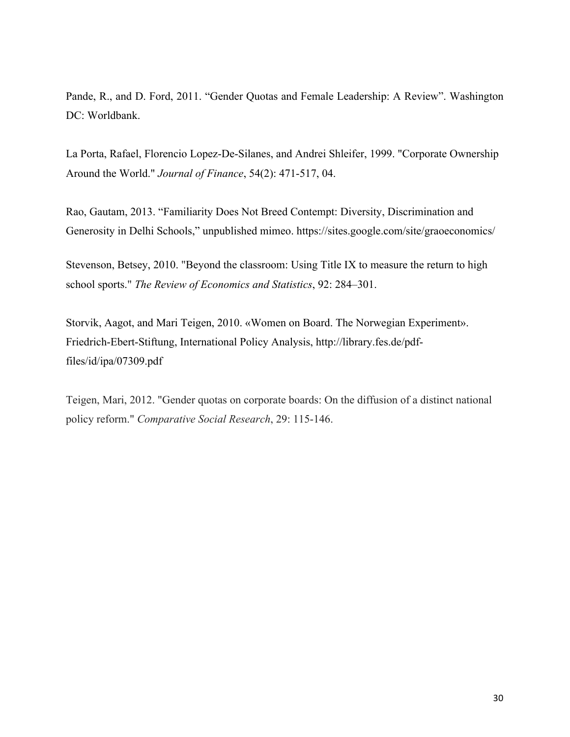Pande, R., and D. Ford, 2011. "Gender Quotas and Female Leadership: A Review". Washington DC: Worldbank.

La Porta, Rafael, Florencio Lopez-De-Silanes, and Andrei Shleifer, 1999. "Corporate Ownership Around the World." *Journal of Finance*, 54(2): 471-517, 04.

Rao, Gautam, 2013. "Familiarity Does Not Breed Contempt: Diversity, Discrimination and Generosity in Delhi Schools," unpublished mimeo. https://sites.google.com/site/graoeconomics/

Stevenson, Betsey, 2010. "Beyond the classroom: Using Title IX to measure the return to high school sports." *The Review of Economics and Statistics*, 92: 284–301.

Storvik, Aagot, and Mari Teigen, 2010. «Women on Board. The Norwegian Experiment». Friedrich-Ebert-Stiftung, International Policy Analysis, http://library.fes.de/pdf-files/id/ipa/07309.pdf

Teigen, Mari, 2012. "Gender quotas on corporate boards: On the diffusion of a distinct national policy reform." *Comparative Social Research*, 29: 115-146.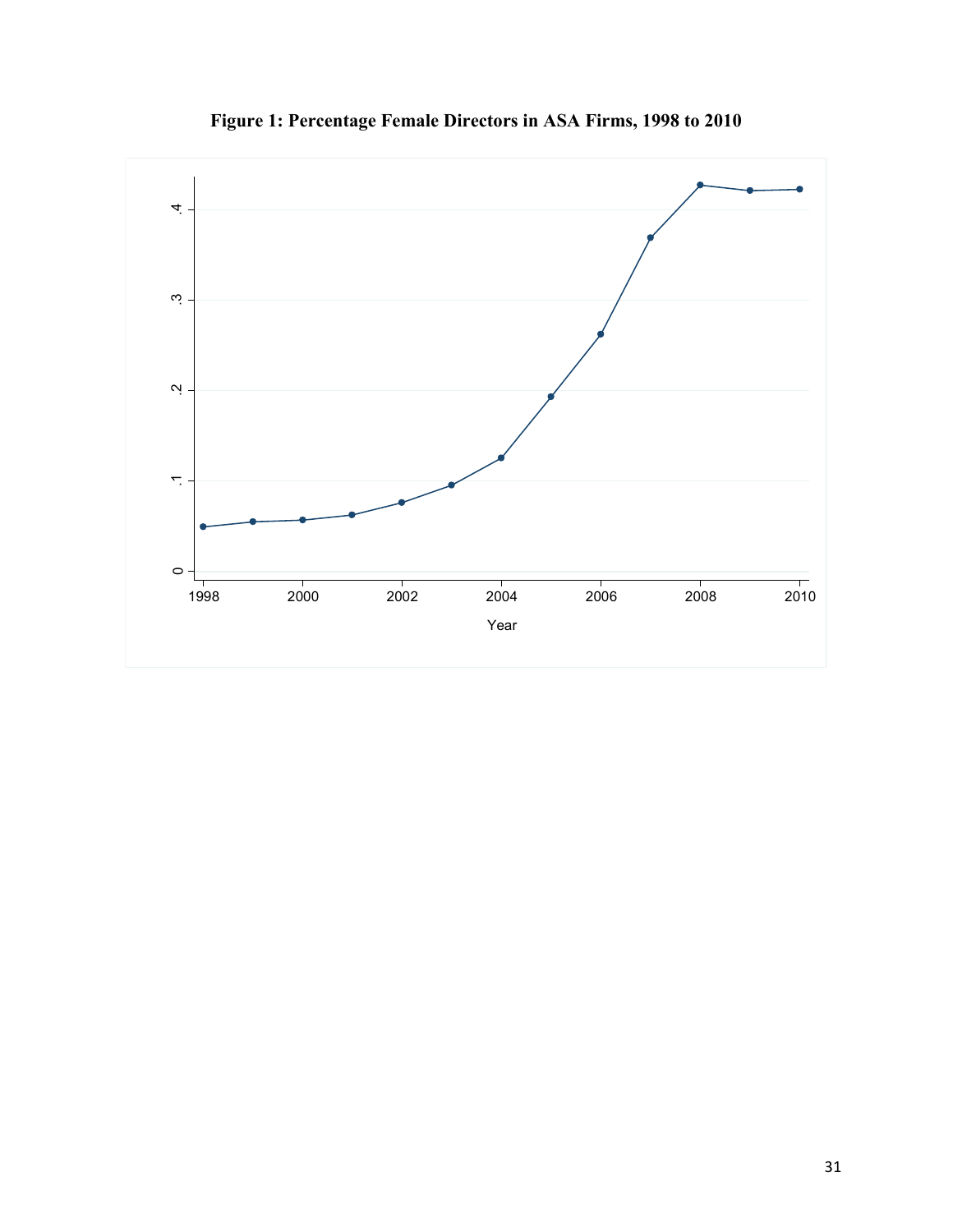**Figure 1: Percentage Female Directors in ASA Firms, 1998 to 2010**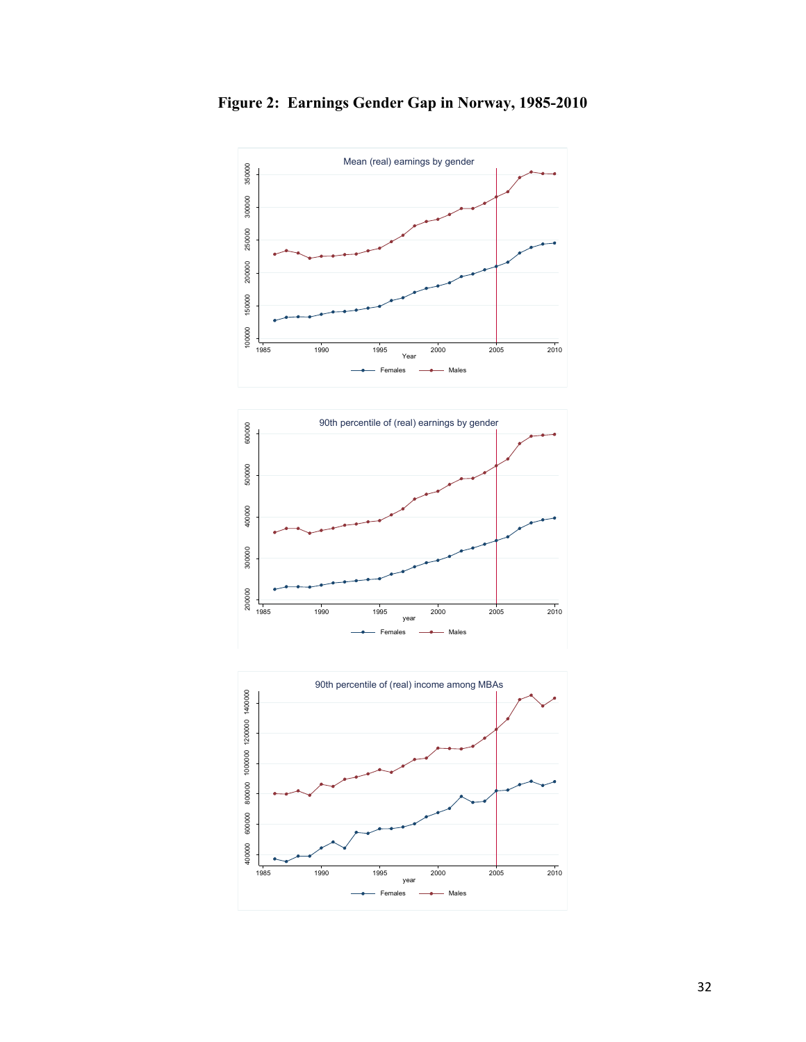# Figure 2: Earnings Gender Gap in Norway, 1985-2010

Mean (real) earnings by gender

90th percentile of (real) earnings by gender

90th percentile of (real) income among MBAs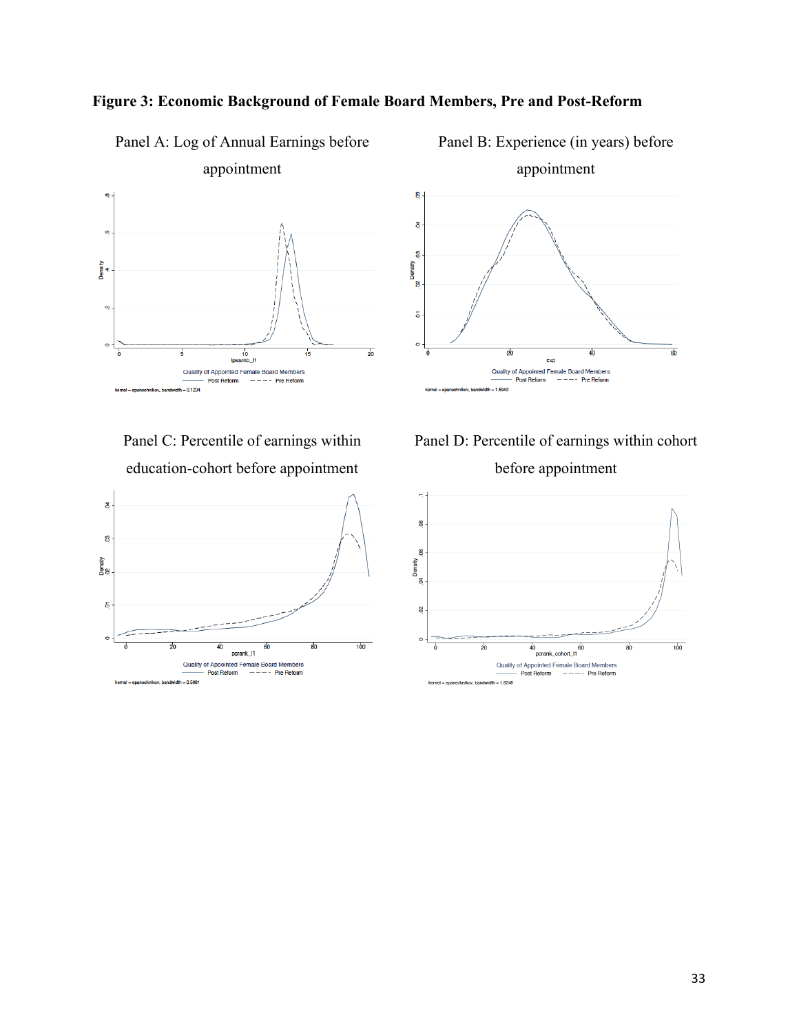**Figure 3: Economic Background of Female Board Members, Pre and Post-Reform**

Panel A: Log of Annual Earnings before appointment

Panel B: Experience (in years) before appointment

Panel C: Percentile of earnings within education-cohort before appointment

Panel D: Percentile of earnings within cohort before appointment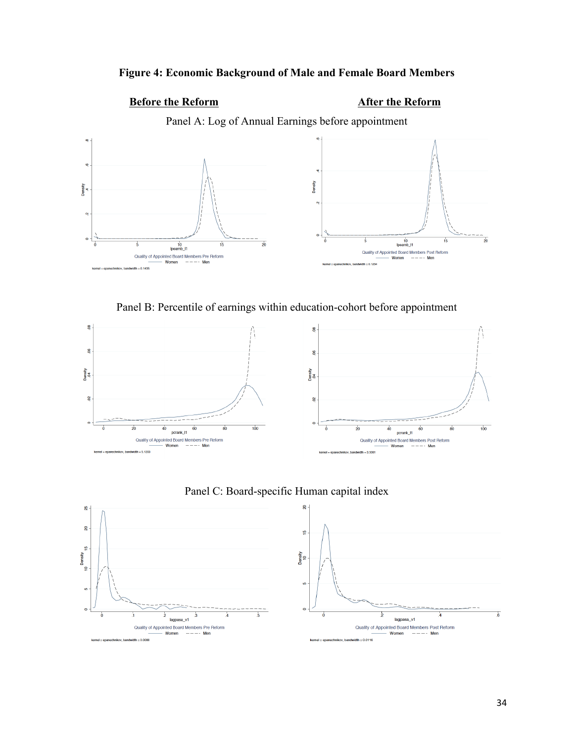**Figure 4: Economic Background of Male and Female Board Members**

**Before the Reform** **After the Reform**

Panel A: Log of Annual Earnings before appointment

Panel B: Percentile of earnings within education-cohort before appointment

Panel C: Board-specific Human capital index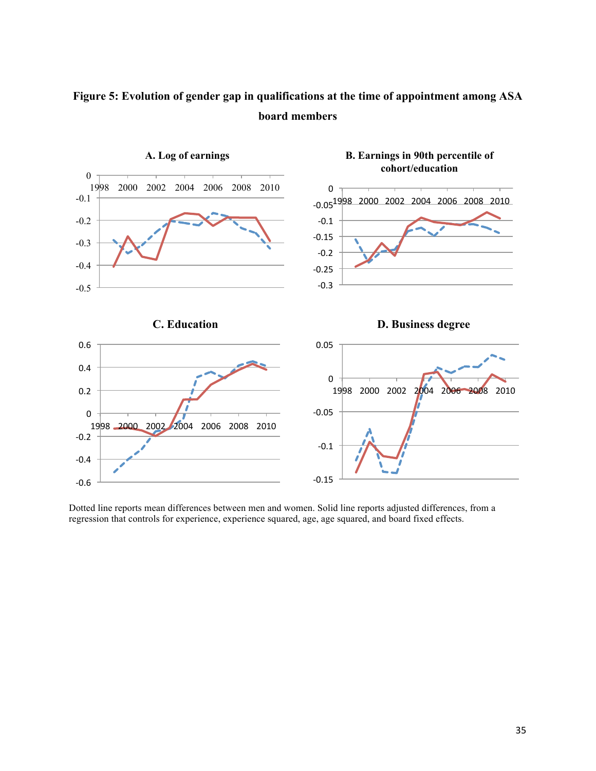**Figure 5: Evolution of gender gap in qualifications at the time of appointment among ASA board members**

**A. Log of earnings**

**B. Earnings in 90th percentile of cohort/education**

**C. Education**

**D. Business degree**

Dotted line reports mean differences between men and women. Solid line reports adjusted differences, from a regression that controls for experience, experience squared, age, age squared, and board fixed effects.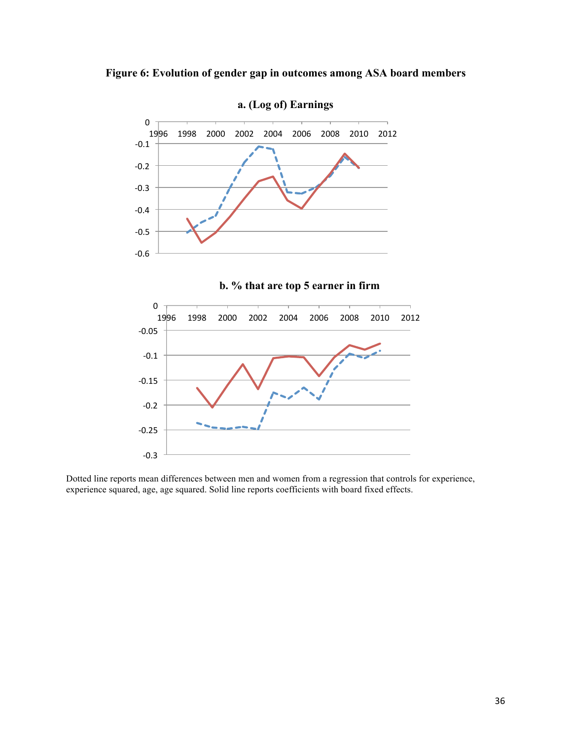**Figure 6: Evolution of gender gap in outcomes among ASA board members**

**a. (Log of) Earnings**

**b. % that are top 5 earner in firm**

Dotted line reports mean differences between men and women from a regression that controls for experience, experience squared, age, age squared. Solid line reports coefficients with board fixed effects.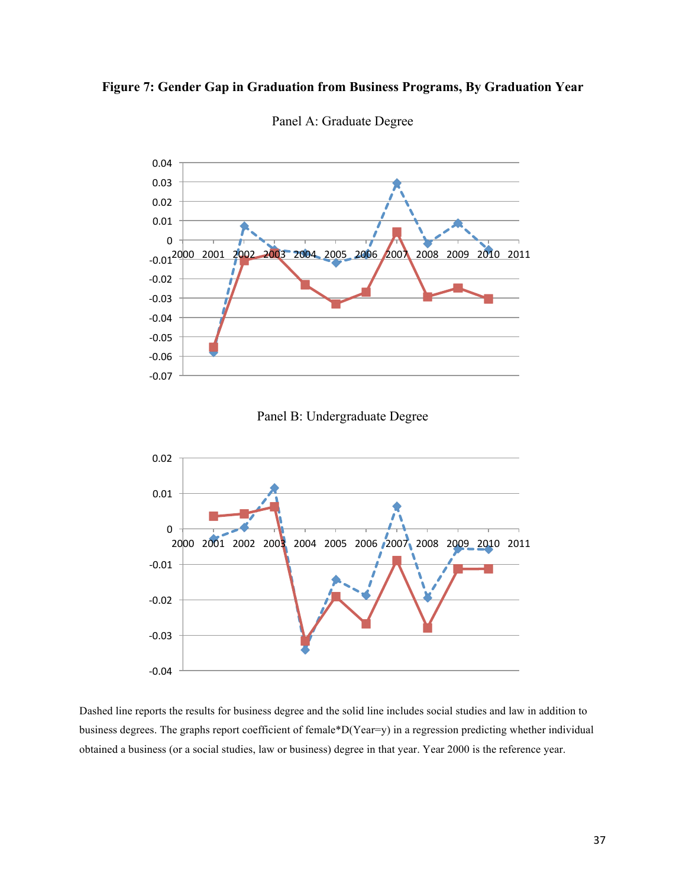**Figure 7: Gender Gap in Graduation from Business Programs, By Graduation Year**

Panel A: Graduate Degree

Panel B: Undergraduate Degree

Dashed line reports the results for business degree and the solid line includes social studies and law in addition to business degrees. The graphs report coefficient of female*D(Year=y) in a regression predicting whether individual obtained a business (or a social studies, law or business) degree in that year. Year 2000 is the reference year.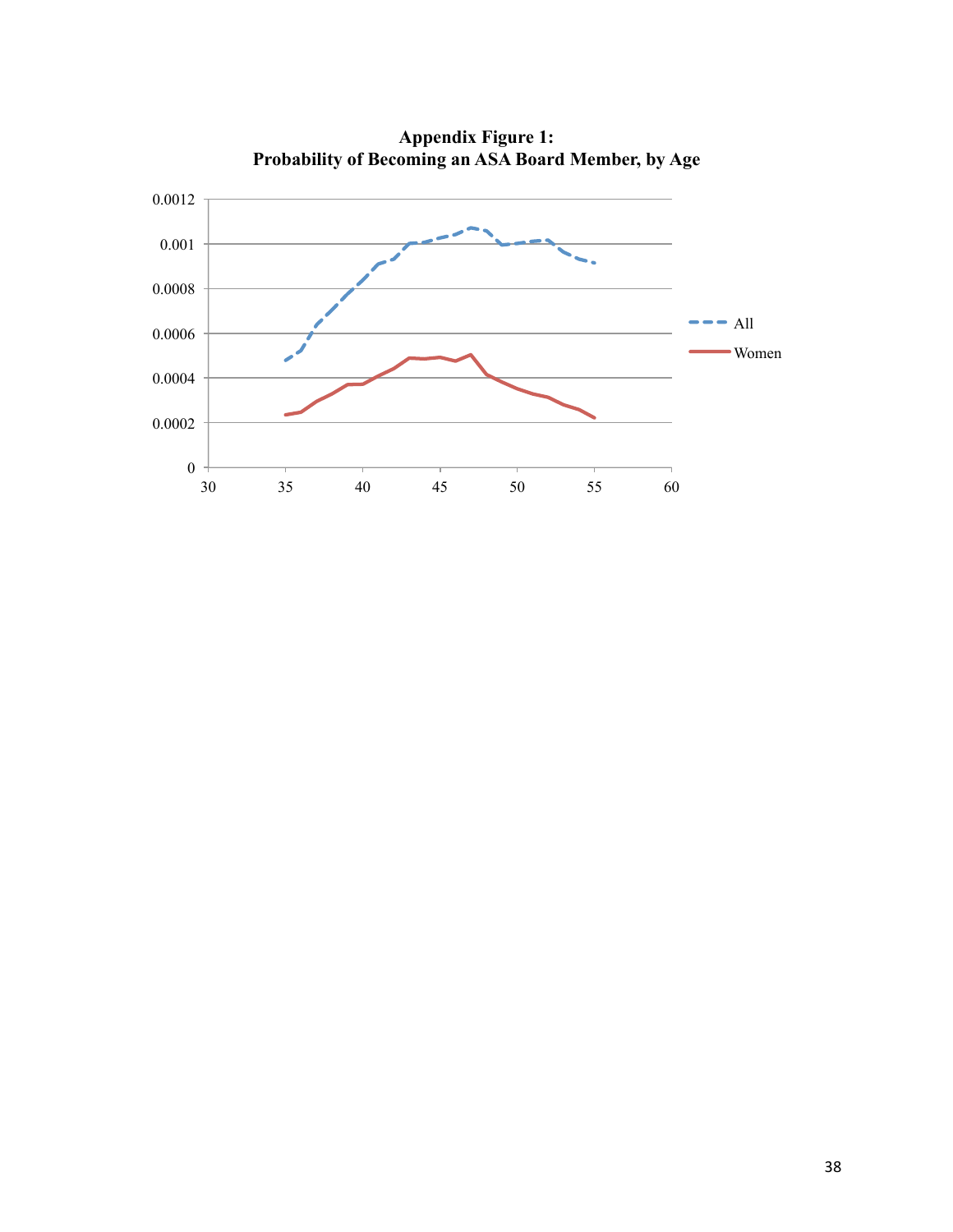**Appendix Figure 1:**
**Probability of Becoming an ASA Board Member, by Age**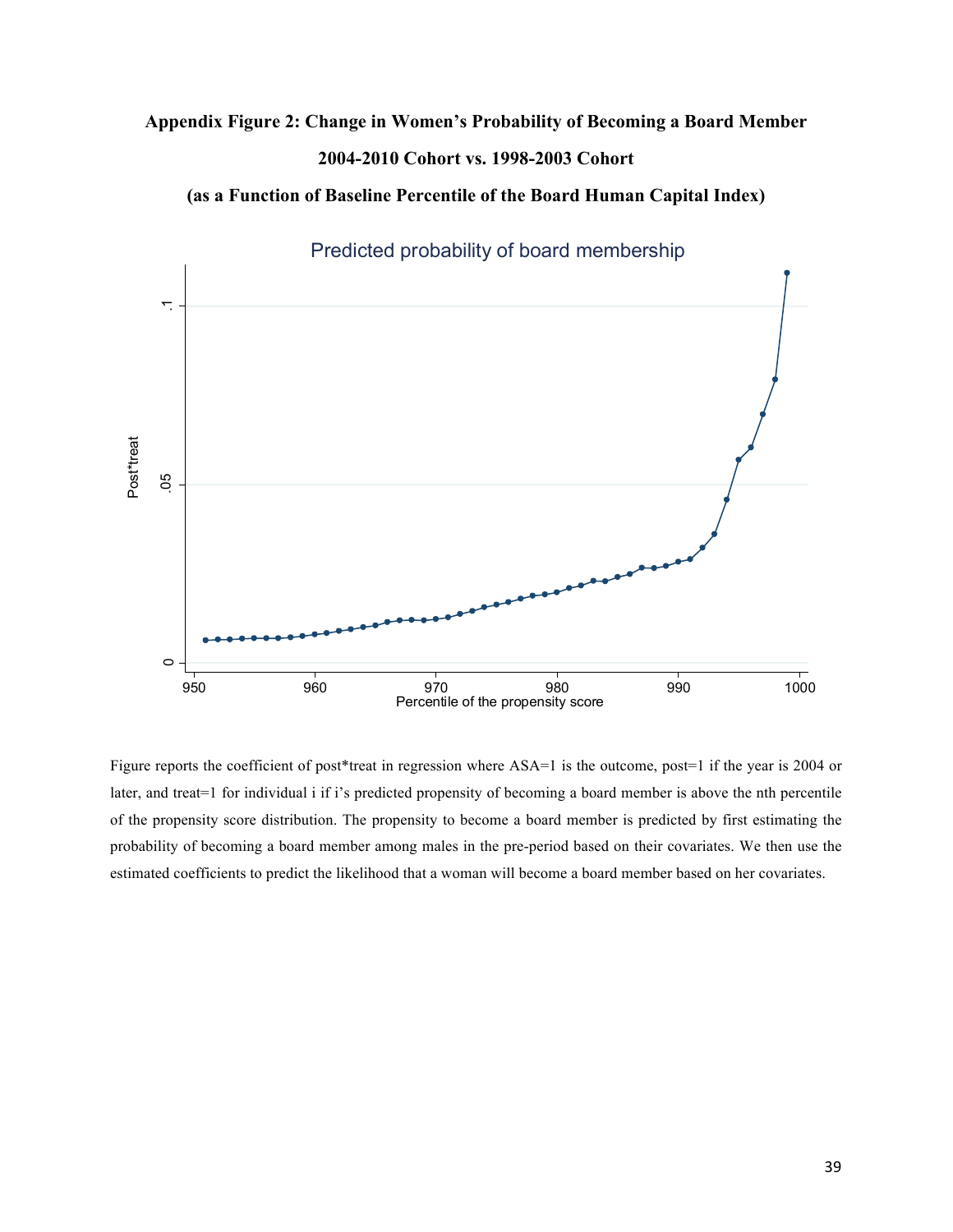**Appendix Figure 2: Change in Women's Probability of Becoming a Board Member**

**2004-2010 Cohort vs. 1998-2003 Cohort**

**(as a Function of Baseline Percentile of the Board Human Capital Index)**

Figure reports the coefficient of post*treat in regression where ASA=1 is the outcome, post=1 if the year is 2004 or later, and treat=1 for individual i if i's predicted propensity of becoming a board member is above the nth percentile of the propensity score distribution. The propensity to become a board member is predicted by first estimating the probability of becoming a board member among males in the pre-period based on their covariates. We then use the estimated coefficients to predict the likelihood that a woman will become a board member based on her covariates.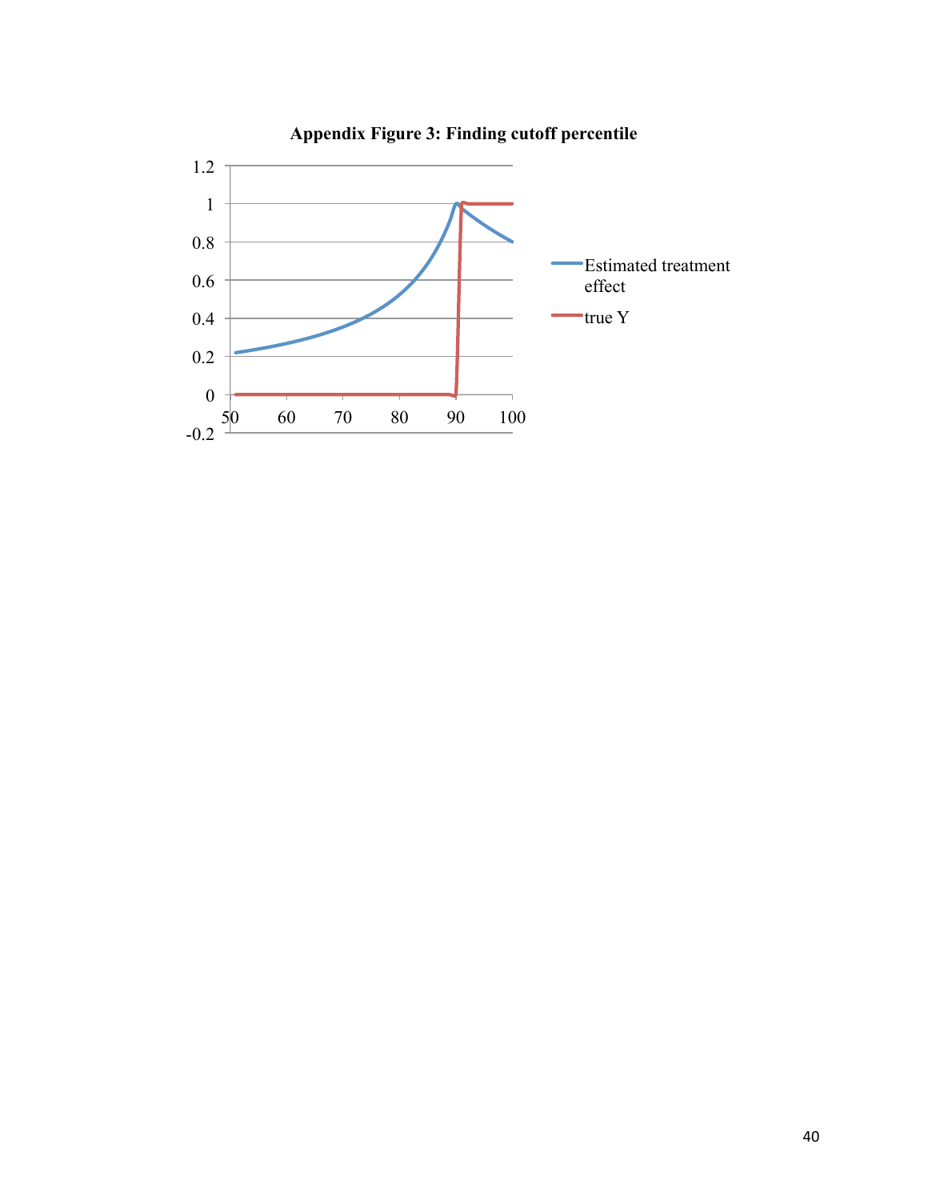**Appendix Figure 3: Finding cutoff percentile**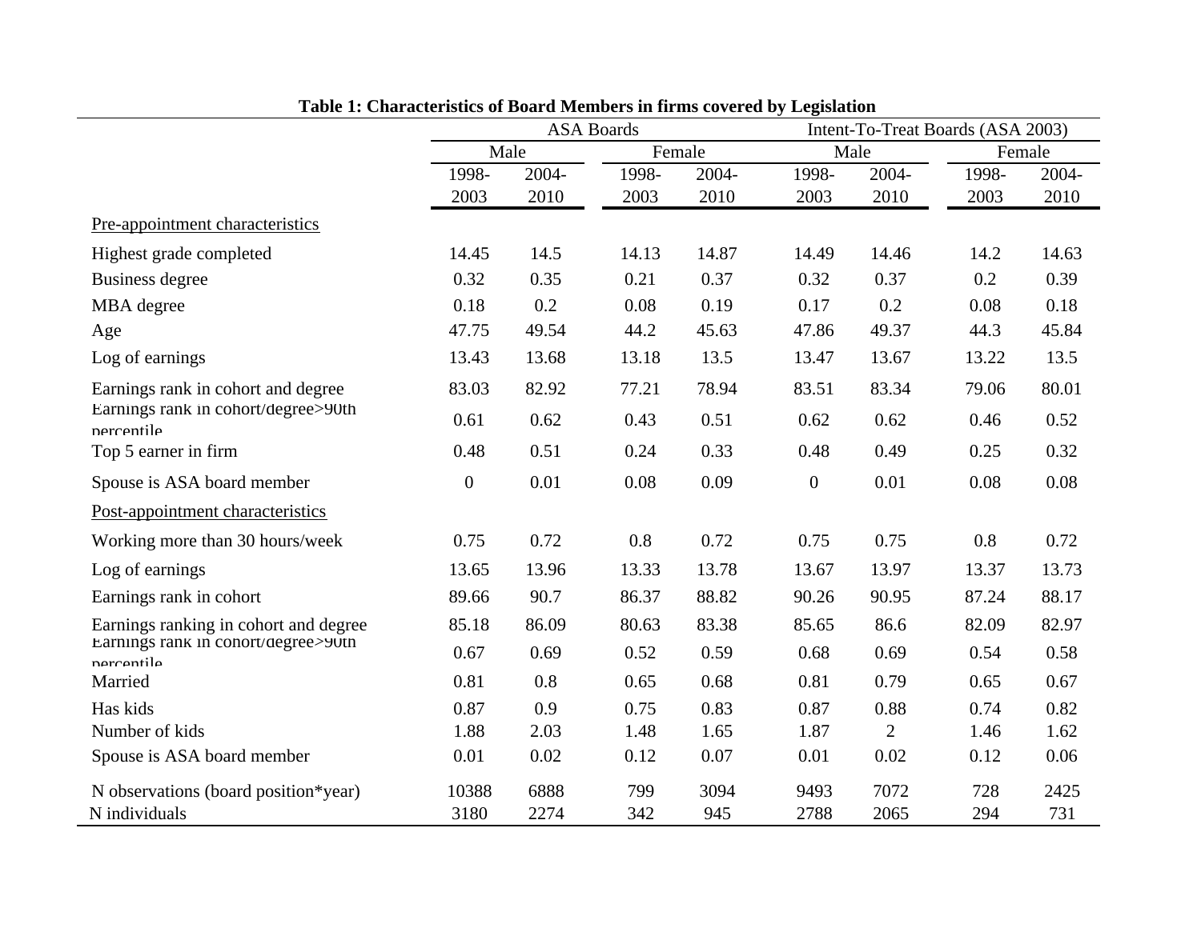**Table 1: Characteristics of Board Members in firms covered by Legislation**

| | ASA Boards | | | | Intent-To-Treat Boards (ASA 2003) | | | |
|---|---|---|---|---|---|---|---|---|
| | Male | | Female | | Male | | Female | |
| | 1998-2003 | 2004-2010 | 1998-2003 | 2004-2010 | 1998-2003 | 2004-2010 | 1998-2003 | 2004-2010 |
| Pre-appointment characteristics | | | | | | | | |
| Highest grade completed | 14.45 | 14.5 | 14.13 | 14.87 | 14.49 | 14.46 | 14.2 | 14.63 |
| Business degree | 0.32 | 0.35 | 0.21 | 0.37 | 0.32 | 0.37 | 0.2 | 0.39 |
| MBA degree | 0.18 | 0.2 | 0.08 | 0.19 | 0.17 | 0.2 | 0.08 | 0.18 |
| Age | 47.75 | 49.54 | 44.2 | 45.63 | 47.86 | 49.37 | 44.3 | 45.84 |
| Log of earnings | 13.43 | 13.68 | 13.18 | 13.5 | 13.47 | 13.67 | 13.22 | 13.5 |
| Earnings rank in cohort and degree | 83.03 | 82.92 | 77.21 | 78.94 | 83.51 | 83.34 | 79.06 | 80.01 |
| Earnings rank in cohort/degree>90th percentile | 0.61 | 0.62 | 0.43 | 0.51 | 0.62 | 0.62 | 0.46 | 0.52 |
| Top 5 earner in firm | 0.48 | 0.51 | 0.24 | 0.33 | 0.48 | 0.49 | 0.25 | 0.32 |
| Spouse is ASA board member | 0 | 0.01 | 0.08 | 0.09 | 0 | 0.01 | 0.08 | 0.08 |
| Post-appointment characteristics | | | | | | | | |
| Working more than 30 hours/week | 0.75 | 0.72 | 0.8 | 0.72 | 0.75 | 0.75 | 0.8 | 0.72 |
| Log of earnings | 13.65 | 13.96 | 13.33 | 13.78 | 13.67 | 13.97 | 13.37 | 13.73 |
| Earnings rank in cohort | 89.66 | 90.7 | 86.37 | 88.82 | 90.26 | 90.95 | 87.24 | 88.17 |
| Earnings ranking in cohort and degree | 85.18 | 86.09 | 80.63 | 83.38 | 85.65 | 86.6 | 82.09 | 82.97 |
| Earnings rank in cohort/degree>90th percentile | 0.67 | 0.69 | 0.52 | 0.59 | 0.68 | 0.69 | 0.54 | 0.58 |
| Married | 0.81 | 0.8 | 0.65 | 0.68 | 0.81 | 0.79 | 0.65 | 0.67 |
| Has kids | 0.87 | 0.9 | 0.75 | 0.83 | 0.87 | 0.88 | 0.74 | 0.82 |
| Number of kids | 1.88 | 2.03 | 1.48 | 1.65 | 1.87 | 2 | 1.46 | 1.62 |
| Spouse is ASA board member | 0.01 | 0.02 | 0.12 | 0.07 | 0.01 | 0.02 | 0.12 | 0.06 |
| N observations (board position*year) | 10388 | 6888 | 799 | 3094 | 9493 | 7072 | 728 | 2425 |
| N individuals | 3180 | 2274 | 342 | 945 | 2788 | 2065 | 294 | 731 |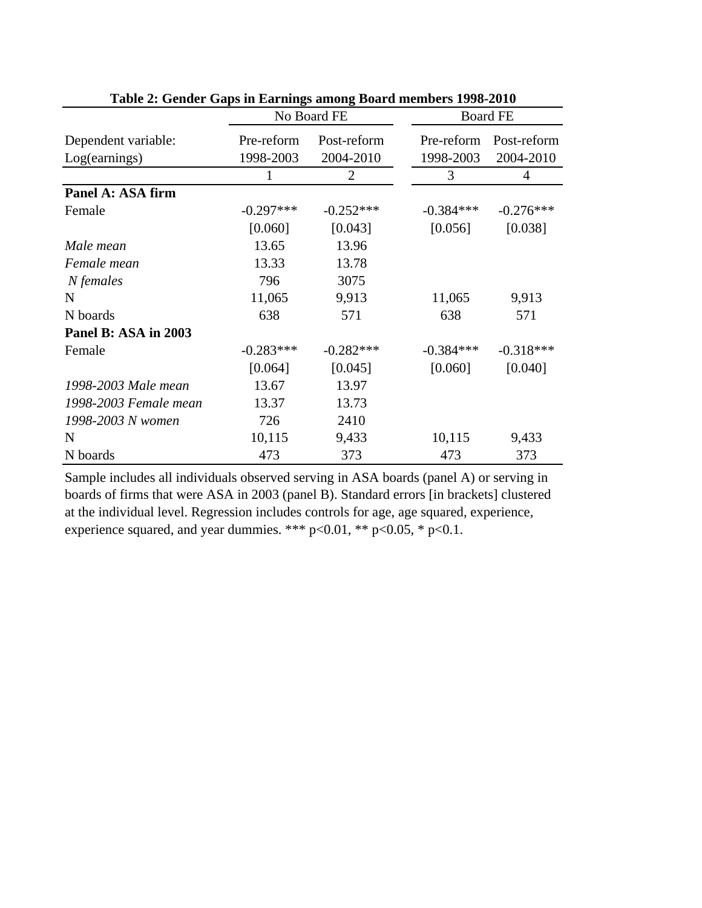**Table 2: Gender Gaps in Earnings among Board members 1998-2010**

| | No Board FE | | Board FE | |
|---|---|---|---|---|
| Dependent variable: Log(earnings) | Pre-reform 1998-2003 | Post-reform 2004-2010 | Pre-reform 1998-2003 | Post-reform 2004-2010 |
| | 1 | 2 | 3 | 4 |
| **Panel A: ASA firm** | | | | |
| Female | -0.297*** | -0.252*** | -0.384*** | -0.276*** |
| | [0.060] | [0.043] | [0.056] | [0.038] |
| *Male mean* | 13.65 | 13.96 | | |
| *Female mean* | 13.33 | 13.78 | | |
| *N females* | 796 | 3075 | | |
| N | 11,065 | 9,913 | 11,065 | 9,913 |
| N boards | 638 | 571 | 638 | 571 |
| **Panel B: ASA in 2003** | | | | |
| Female | -0.283*** | -0.282*** | -0.384*** | -0.318*** |
| | [0.064] | [0.045] | [0.060] | [0.040] |
| *1998-2003 Male mean* | 13.67 | 13.97 | | |
| *1998-2003 Female mean* | 13.37 | 13.73 | | |
| *1998-2003 N women* | 726 | 2410 | | |
| N | 10,115 | 9,433 | 10,115 | 9,433 |
| N boards | 473 | 373 | 473 | 373 |

Sample includes all individuals observed serving in ASA boards (panel A) or serving in boards of firms that were ASA in 2003 (panel B). Standard errors [in brackets] clustered at the individual level. Regression includes controls for age, age squared, experience, experience squared, and year dummies. *** $p<0.01$, ** $p<0.05$, * $p<0.1$.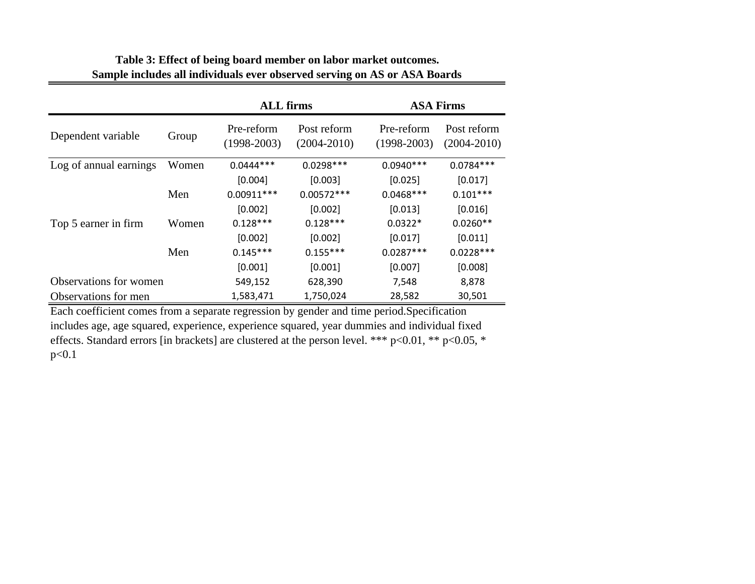**Table 3: Effect of being board member on labor market outcomes.**
**Sample includes all individuals ever observed serving on AS or ASA Boards**

| | | ALL firms | | ASA Firms | |
|---|---|---|---|---|---|
| Dependent variable | Group | Pre-reform (1998-2003) | Post reform (2004-2010) | Pre-reform (1998-2003) | Post reform (2004-2010) |
| Log of annual earnings | Women | 0.0444*** | 0.0298*** | 0.0940*** | 0.0784*** |
| | | [0.004] | [0.003] | [0.025] | [0.017] |
| | Men | 0.00911*** | 0.00572*** | 0.0468*** | 0.101*** |
| | | [0.002] | [0.002] | [0.013] | [0.016] |
| Top 5 earner in firm | Women | 0.128*** | 0.128*** | 0.0322* | 0.0260** |
| | | [0.002] | [0.002] | [0.017] | [0.011] |
| | Men | 0.145*** | 0.155*** | 0.0287*** | 0.0228*** |
| | | [0.001] | [0.001] | [0.007] | [0.008] |
| Observations for women | | 549,152 | 628,390 | 7,548 | 8,878 |
| Observations for men | | 1,583,471 | 1,750,024 | 28,582 | 30,501 |

Each coefficient comes from a separate regression by gender and time period.Specification includes age, age squared, experience, experience squared, year dummies and individual fixed effects. Standard errors [in brackets] are clustered at the person level. *** $p<0.01$, ** $p<0.05$, * $p<0.1$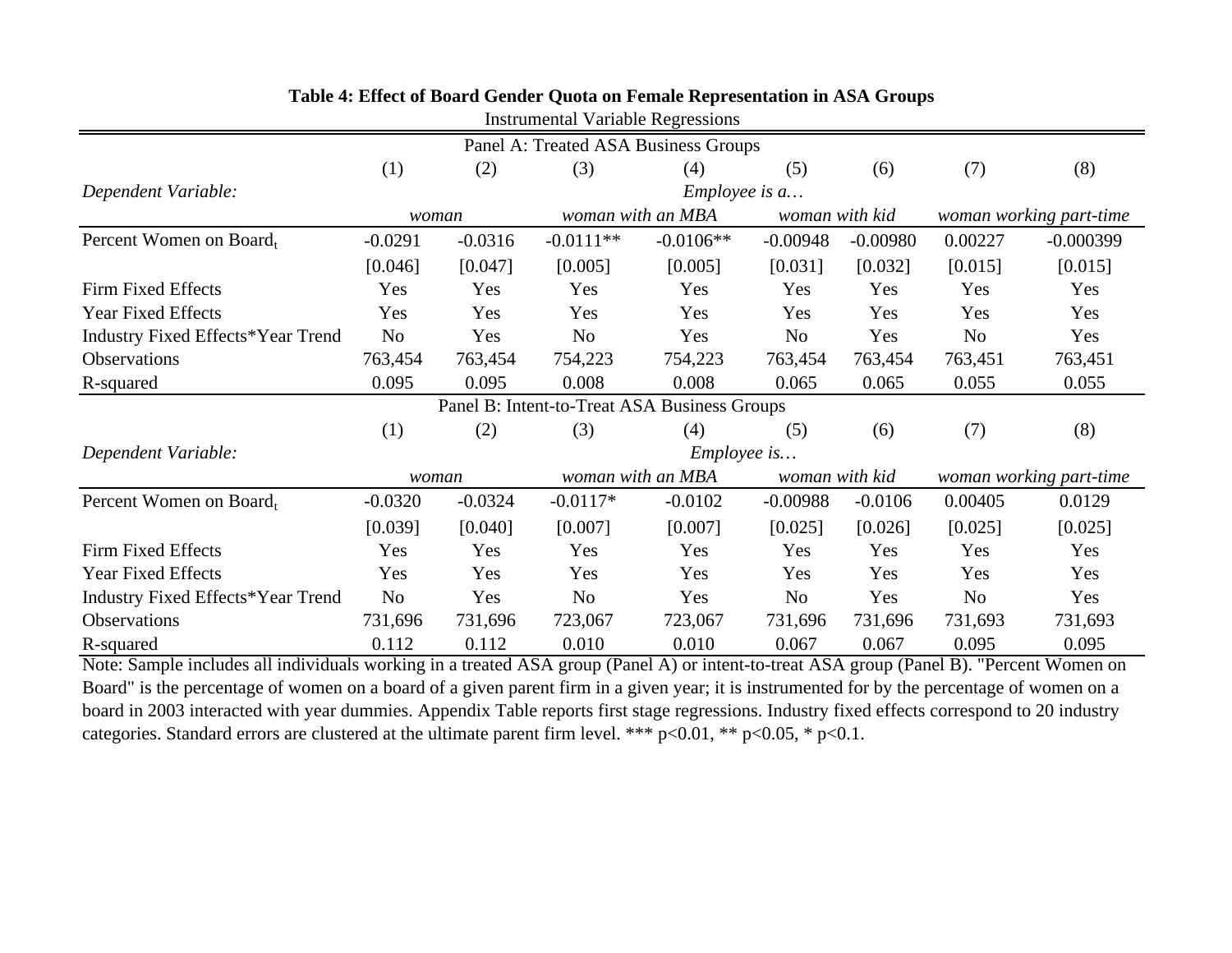**Table 4: Effect of Board Gender Quota on Female Representation in ASA Groups**

Instrumental Variable Regressions

| Panel A: Treated ASA Business Groups | | | | | | | | |
|---|---|---|---|---|---|---|---|---|
| | (1) | (2) | (3) | (4) | (5) | (6) | (7) | (8) |
| *Dependent Variable:* | *Employee is a…* | | | | | | | |
| | *woman* | | *woman with an MBA* | | *woman with kid* | | *woman working part-time* | |
| Percent Women on Board$_t$ | -0.0291 | -0.0316 | -0.0111** | -0.0106** | -0.00948 | -0.00980 | 0.00227 | -0.000399 |
| | [0.046] | [0.047] | [0.005] | [0.005] | [0.031] | [0.032] | [0.015] | [0.015] |
| Firm Fixed Effects | Yes | Yes | Yes | Yes | Yes | Yes | Yes | Yes |
| Year Fixed Effects | Yes | Yes | Yes | Yes | Yes | Yes | Yes | Yes |
| Industry Fixed Effects*Year Trend | No | Yes | No | Yes | No | Yes | No | Yes |
| Observations | 763,454 | 763,454 | 754,223 | 754,223 | 763,454 | 763,454 | 763,451 | 763,451 |
| R-squared | 0.095 | 0.095 | 0.008 | 0.008 | 0.065 | 0.065 | 0.055 | 0.055 |

| Panel B: Intent-to-Treat ASA Business Groups | | | | | | | | |
|---|---|---|---|---|---|---|---|---|
| | (1) | (2) | (3) | (4) | (5) | (6) | (7) | (8) |
| *Dependent Variable:* | *Employee is…* | | | | | | | |
| | *woman* | | *woman with an MBA* | | *woman with kid* | | *woman working part-time* | |
| Percent Women on Board$_t$ | -0.0320 | -0.0324 | -0.0117* | -0.0102 | -0.00988 | -0.0106 | 0.00405 | 0.0129 |
| | [0.039] | [0.040] | [0.007] | [0.007] | [0.025] | [0.026] | [0.025] | [0.025] |
| Firm Fixed Effects | Yes | Yes | Yes | Yes | Yes | Yes | Yes | Yes |
| Year Fixed Effects | Yes | Yes | Yes | Yes | Yes | Yes | Yes | Yes |
| Industry Fixed Effects*Year Trend | No | Yes | No | Yes | No | Yes | No | Yes |
| Observations | 731,696 | 731,696 | 723,067 | 723,067 | 731,696 | 731,696 | 731,693 | 731,693 |
| R-squared | 0.112 | 0.112 | 0.010 | 0.010 | 0.067 | 0.067 | 0.095 | 0.095 |

Note: Sample includes all individuals working in a treated ASA group (Panel A) or intent-to-treat ASA group (Panel B). "Percent Women on Board" is the percentage of women on a board of a given parent firm in a given year; it is instrumented for by the percentage of women on a board in 2003 interacted with year dummies. Appendix Table reports first stage regressions. Industry fixed effects correspond to 20 industry categories. Standard errors are clustered at the ultimate parent firm level. *** p<0.01, ** p<0.05, * p<0.1.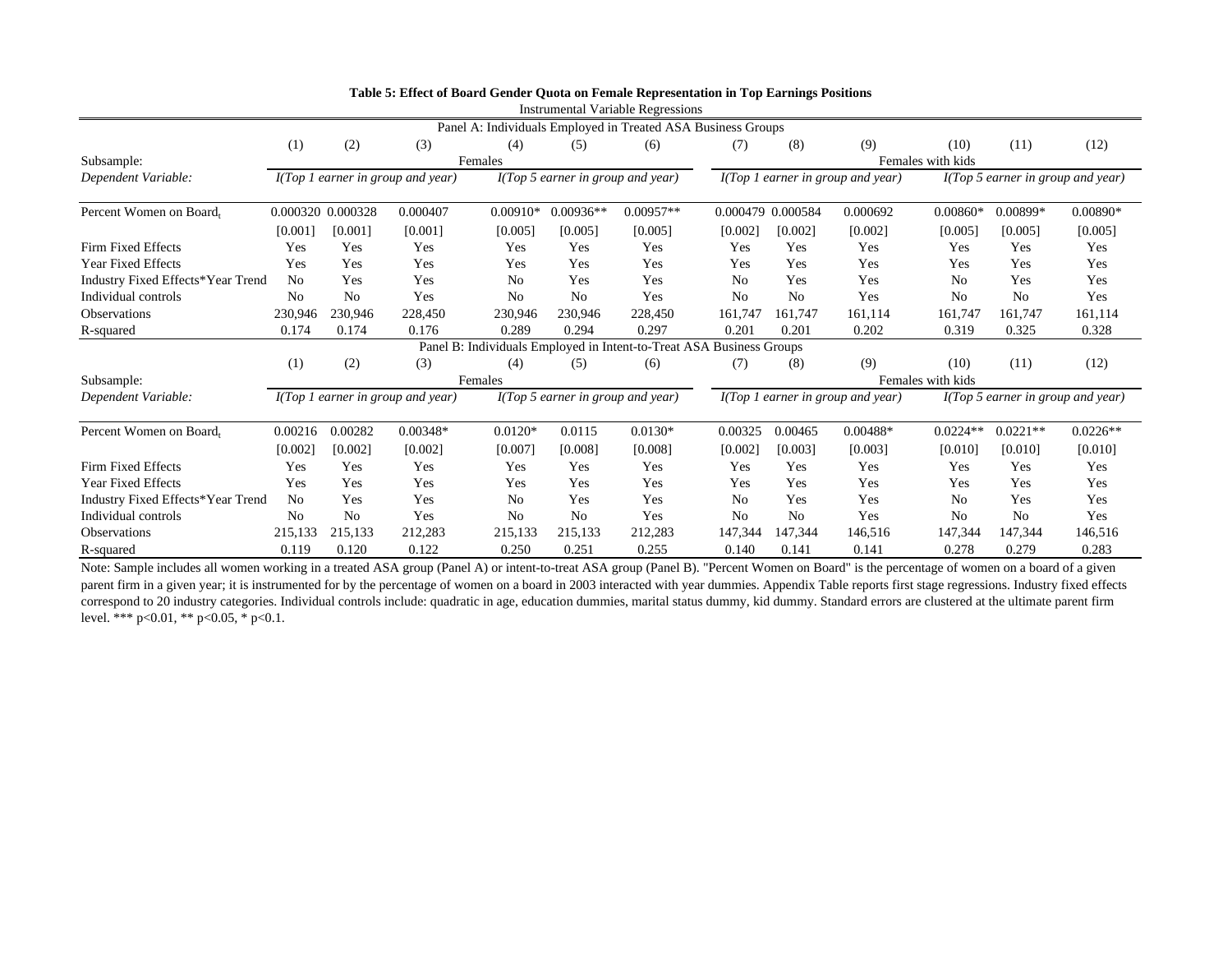**Table 5: Effect of Board Gender Quota on Female Representation in Top Earnings Positions**

Instrumental Variable Regressions

| | (1) | (2) | (3) | (4) | (5) | (6) | (7) | (8) | (9) | (10) | (11) | (12) |
|---|---|---|---|---|---|---|---|---|---|---|---|---|
| **Panel A: Individuals Employed in Treated ASA Business Groups** | | | | | | | | | | | | |
| Subsample: | Females | | | | | | Females with kids | | | | | |
| *Dependent Variable:* | *I(Top 1 earner in group and year)* | | | *I(Top 5 earner in group and year)* | | | *I(Top 1 earner in group and year)* | | | *I(Top 5 earner in group and year)* | | |
| Percent Women on Board$_t$ | 0.000320 | 0.000328 | 0.000407 | 0.00910* | 0.00936** | 0.00957** | 0.000479 | 0.000584 | 0.000692 | 0.00860* | 0.00899* | 0.00890* |
| | [0.001] | [0.001] | [0.001] | [0.005] | [0.005] | [0.005] | [0.002] | [0.002] | [0.002] | [0.005] | [0.005] | [0.005] |
| Firm Fixed Effects | Yes | Yes | Yes | Yes | Yes | Yes | Yes | Yes | Yes | Yes | Yes | Yes |
| Year Fixed Effects | Yes | Yes | Yes | Yes | Yes | Yes | Yes | Yes | Yes | Yes | Yes | Yes |
| Industry Fixed Effects*Year Trend | No | Yes | Yes | No | Yes | Yes | No | Yes | Yes | No | Yes | Yes |
| Individual controls | No | No | Yes | No | No | Yes | No | No | Yes | No | No | Yes |
| Observations | 230,946 | 230,946 | 228,450 | 230,946 | 230,946 | 228,450 | 161,747 | 161,747 | 161,114 | 161,747 | 161,747 | 161,114 |
| R-squared | 0.174 | 0.174 | 0.176 | 0.289 | 0.294 | 0.297 | 0.201 | 0.201 | 0.202 | 0.319 | 0.325 | 0.328 |
| **Panel B: Individuals Employed in Intent-to-Treat ASA Business Groups** | | | | | | | | | | | | |
| | (1) | (2) | (3) | (4) | (5) | (6) | (7) | (8) | (9) | (10) | (11) | (12) |
| Subsample: | Females | | | | | | Females with kids | | | | | |
| *Dependent Variable:* | *I(Top 1 earner in group and year)* | | | *I(Top 5 earner in group and year)* | | | *I(Top 1 earner in group and year)* | | | *I(Top 5 earner in group and year)* | | |
| Percent Women on Board$_t$ | 0.00216 | 0.00282 | 0.00348* | 0.0120* | 0.0115 | 0.0130* | 0.00325 | 0.00465 | 0.00488* | 0.0224** | 0.0221** | 0.0226** |
| | [0.002] | [0.002] | [0.002] | [0.007] | [0.008] | [0.008] | [0.002] | [0.003] | [0.003] | [0.010] | [0.010] | [0.010] |
| Firm Fixed Effects | Yes | Yes | Yes | Yes | Yes | Yes | Yes | Yes | Yes | Yes | Yes | Yes |
| Year Fixed Effects | Yes | Yes | Yes | Yes | Yes | Yes | Yes | Yes | Yes | Yes | Yes | Yes |
| Industry Fixed Effects*Year Trend | No | Yes | Yes | No | Yes | Yes | No | Yes | Yes | No | Yes | Yes |
| Individual controls | No | No | Yes | No | No | Yes | No | No | Yes | No | No | Yes |
| Observations | 215,133 | 215,133 | 212,283 | 215,133 | 215,133 | 212,283 | 147,344 | 147,344 | 146,516 | 147,344 | 147,344 | 146,516 |
| R-squared | 0.119 | 0.120 | 0.122 | 0.250 | 0.251 | 0.255 | 0.140 | 0.141 | 0.141 | 0.278 | 0.279 | 0.283 |

Note: Sample includes all women working in a treated ASA group (Panel A) or intent-to-treat ASA group (Panel B). "Percent Women on Board" is the percentage of women on a board of a given parent firm in a given year; it is instrumented for by the percentage of women on a board in 2003 interacted with year dummies. Appendix Table reports first stage regressions. Industry fixed effects correspond to 20 industry categories. Individual controls include: quadratic in age, education dummies, marital status dummy, kid dummy. Standard errors are clustered at the ultimate parent firm level. *** p<0.01, ** p<0.05, * p<0.1.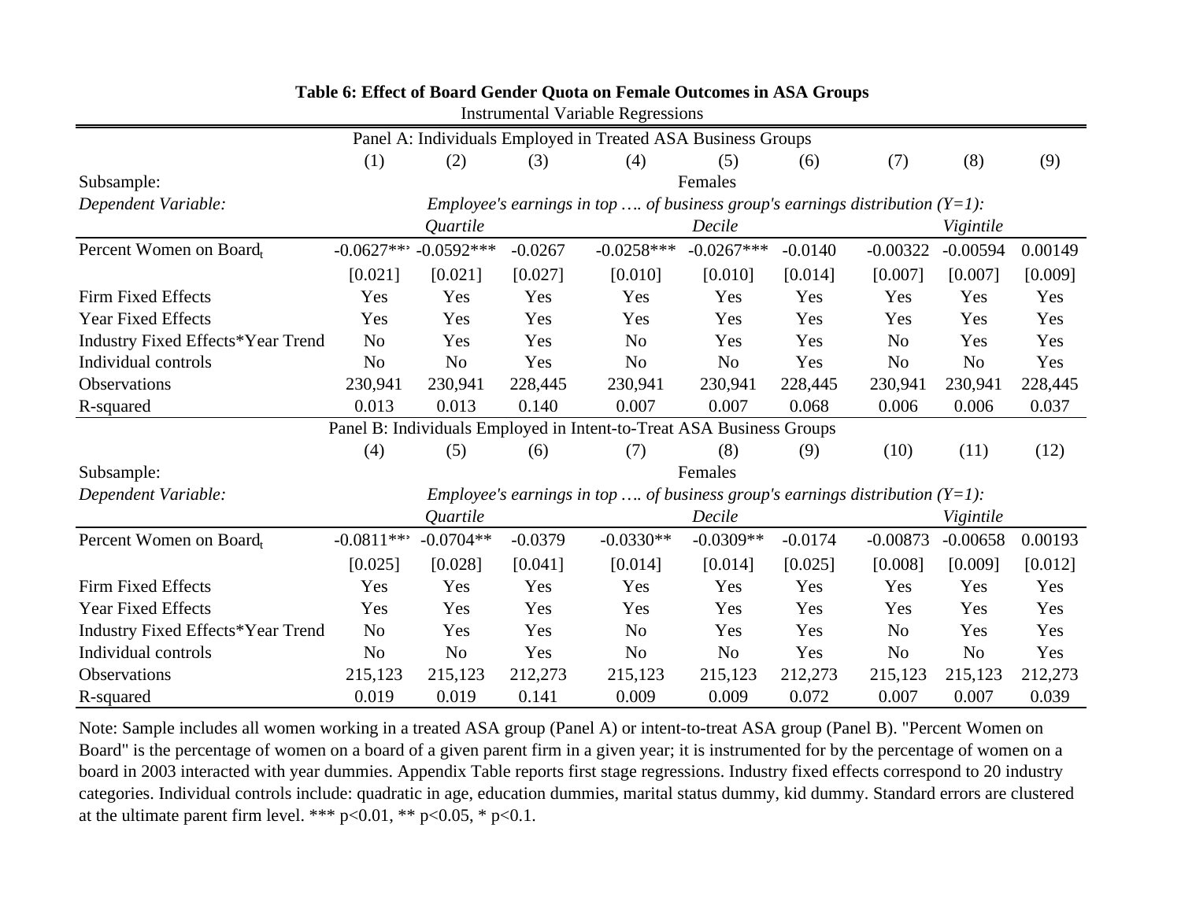**Table 6: Effect of Board Gender Quota on Female Outcomes in ASA Groups**

Instrumental Variable Regressions

| Panel A: Individuals Employed in Treated ASA Business Groups | | | | | | | | | |
|---|---|---|---|---|---|---|---|---|---|
| | (1) | (2) | (3) | (4) | (5) | (6) | (7) | (8) | (9) |
| Subsample: | Females | | | | | | | | |
| *Dependent Variable:* | *Employee's earnings in top …. of business group's earnings distribution (Y=1):* | | | | | | | | |
| | *Quartile* | | | *Decile* | | | *Vigintile* | | |
| Percent Women on Board$_t$ | -0.0627*** | -0.0592*** | -0.0267 | -0.0258*** | -0.0267*** | -0.0140 | -0.00322 | -0.00594 | 0.00149 |
| | [0.021] | [0.021] | [0.027] | [0.010] | [0.010] | [0.014] | [0.007] | [0.007] | [0.009] |
| Firm Fixed Effects | Yes | Yes | Yes | Yes | Yes | Yes | Yes | Yes | Yes |
| Year Fixed Effects | Yes | Yes | Yes | Yes | Yes | Yes | Yes | Yes | Yes |
| Industry Fixed Effects*Year Trend | No | Yes | Yes | No | Yes | Yes | No | Yes | Yes |
| Individual controls | No | No | Yes | No | No | Yes | No | No | Yes |
| Observations | 230,941 | 230,941 | 228,445 | 230,941 | 230,941 | 228,445 | 230,941 | 230,941 | 228,445 |
| R-squared | 0.013 | 0.013 | 0.140 | 0.007 | 0.007 | 0.068 | 0.006 | 0.006 | 0.037 |
| **Panel B: Individuals Employed in Intent-to-Treat ASA Business Groups** | | | | | | | | | |
| | (4) | (5) | (6) | (7) | (8) | (9) | (10) | (11) | (12) |
| Subsample: | Females | | | | | | | | |
| *Dependent Variable:* | *Employee's earnings in top …. of business group's earnings distribution (Y=1):* | | | | | | | | |
| | *Quartile* | | | *Decile* | | | *Vigintile* | | |
| Percent Women on Board$_t$ | -0.0811*** | -0.0704** | -0.0379 | -0.0330** | -0.0309** | -0.0174 | -0.00873 | -0.00658 | 0.00193 |
| | [0.025] | [0.028] | [0.041] | [0.014] | [0.014] | [0.025] | [0.008] | [0.009] | [0.012] |
| Firm Fixed Effects | Yes | Yes | Yes | Yes | Yes | Yes | Yes | Yes | Yes |
| Year Fixed Effects | Yes | Yes | Yes | Yes | Yes | Yes | Yes | Yes | Yes |
| Industry Fixed Effects*Year Trend | No | Yes | Yes | No | Yes | Yes | No | Yes | Yes |
| Individual controls | No | No | Yes | No | No | Yes | No | No | Yes |
| Observations | 215,123 | 215,123 | 212,273 | 215,123 | 215,123 | 212,273 | 215,123 | 215,123 | 212,273 |
| R-squared | 0.019 | 0.019 | 0.141 | 0.009 | 0.009 | 0.072 | 0.007 | 0.007 | 0.039 |

Note: Sample includes all women working in a treated ASA group (Panel A) or intent-to-treat ASA group (Panel B). "Percent Women on Board" is the percentage of women on a board of a given parent firm in a given year; it is instrumented for by the percentage of women on a board in 2003 interacted with year dummies. Appendix Table reports first stage regressions. Industry fixed effects correspond to 20 industry categories. Individual controls include: quadratic in age, education dummies, marital status dummy, kid dummy. Standard errors are clustered at the ultimate parent firm level. *** p<0.01, ** p<0.05, * p<0.1.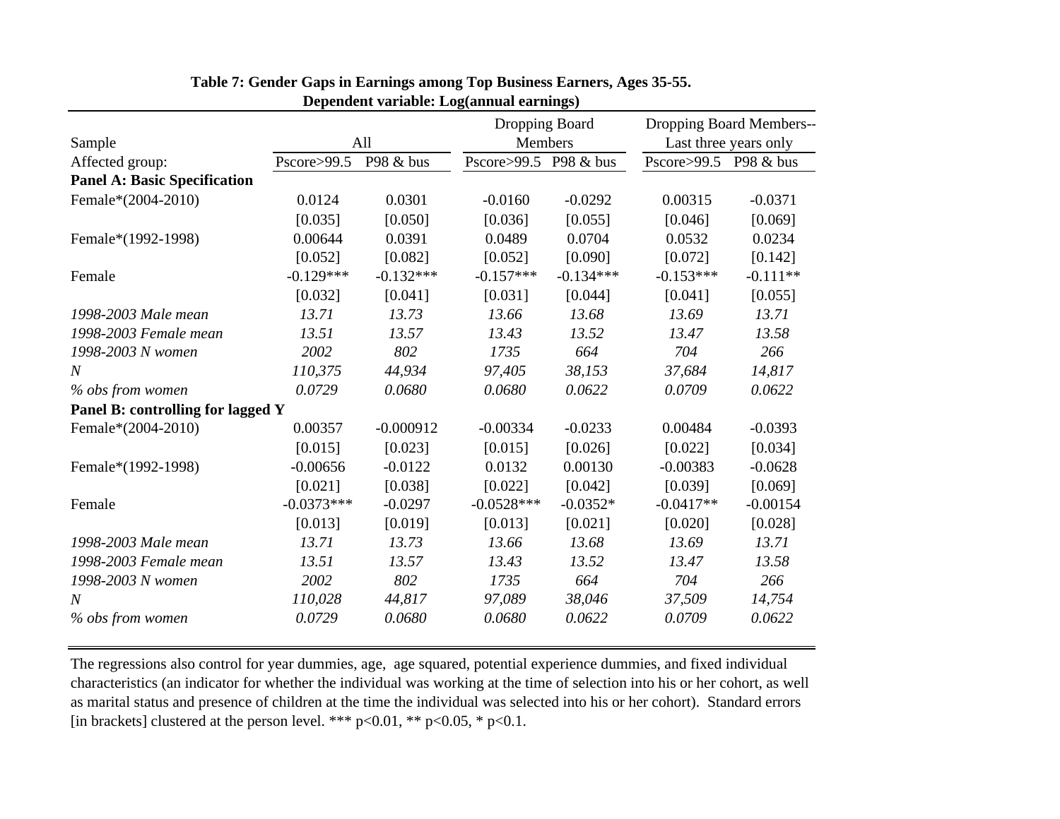**Table 7: Gender Gaps in Earnings among Top Business Earners, Ages 35-55.**
**Dependent variable: Log(annual earnings)**

| Sample | All | | Dropping Board Members | | Dropping Board Members-- Last three years only | |
|---|---|---|---|---|---|---|
| Affected group: | Pscore>99.5 | P98 & bus | Pscore>99.5 | P98 & bus | Pscore>99.5 | P98 & bus |
| **Panel A: Basic Specification** | | | | | | |
| Female*(2004-2010) | 0.0124 | 0.0301 | -0.0160 | -0.0292 | 0.00315 | -0.0371 |
| | [0.035] | [0.050] | [0.036] | [0.055] | [0.046] | [0.069] |
| Female*(1992-1998) | 0.00644 | 0.0391 | 0.0489 | 0.0704 | 0.0532 | 0.0234 |
| | [0.052] | [0.082] | [0.052] | [0.090] | [0.072] | [0.142] |
| Female | -0.129*** | -0.132*** | -0.157*** | -0.134*** | -0.153*** | -0.111** |
| | [0.032] | [0.041] | [0.031] | [0.044] | [0.041] | [0.055] |
| *1998-2003 Male mean* | *13.71* | *13.73* | *13.66* | *13.68* | *13.69* | *13.71* |
| *1998-2003 Female mean* | *13.51* | *13.57* | *13.43* | *13.52* | *13.47* | *13.58* |
| *1998-2003 N women* | *2002* | *802* | *1735* | *664* | *704* | *266* |
| *N* | *110,375* | *44,934* | *97,405* | *38,153* | *37,684* | *14,817* |
| *% obs from women* | *0.0729* | *0.0680* | *0.0680* | *0.0622* | *0.0709* | *0.0622* |
| **Panel B: controlling for lagged Y** | | | | | | |
| Female*(2004-2010) | 0.00357 | -0.000912 | -0.00334 | -0.0233 | 0.00484 | -0.0393 |
| | [0.015] | [0.023] | [0.015] | [0.026] | [0.022] | [0.034] |
| Female*(1992-1998) | -0.00656 | -0.0122 | 0.0132 | 0.00130 | -0.00383 | -0.0628 |
| | [0.021] | [0.038] | [0.022] | [0.042] | [0.039] | [0.069] |
| Female | -0.0373*** | -0.0297 | -0.0528*** | -0.0352* | -0.0417** | -0.00154 |
| | [0.013] | [0.019] | [0.013] | [0.021] | [0.020] | [0.028] |
| *1998-2003 Male mean* | *13.71* | *13.73* | *13.66* | *13.68* | *13.69* | *13.71* |
| *1998-2003 Female mean* | *13.51* | *13.57* | *13.43* | *13.52* | *13.47* | *13.58* |
| *1998-2003 N women* | *2002* | *802* | *1735* | *664* | *704* | *266* |
| *N* | *110,028* | *44,817* | *97,089* | *38,046* | *37,509* | *14,754* |
| *% obs from women* | *0.0729* | *0.0680* | *0.0680* | *0.0622* | *0.0709* | *0.0622* |

The regressions also control for year dummies, age, age squared, potential experience dummies, and fixed individual characteristics (an indicator for whether the individual was working at the time of selection into his or her cohort, as well as marital status and presence of children at the time the individual was selected into his or her cohort). Standard errors [in brackets] clustered at the person level. *** p<0.01, ** p<0.05, * p<0.1.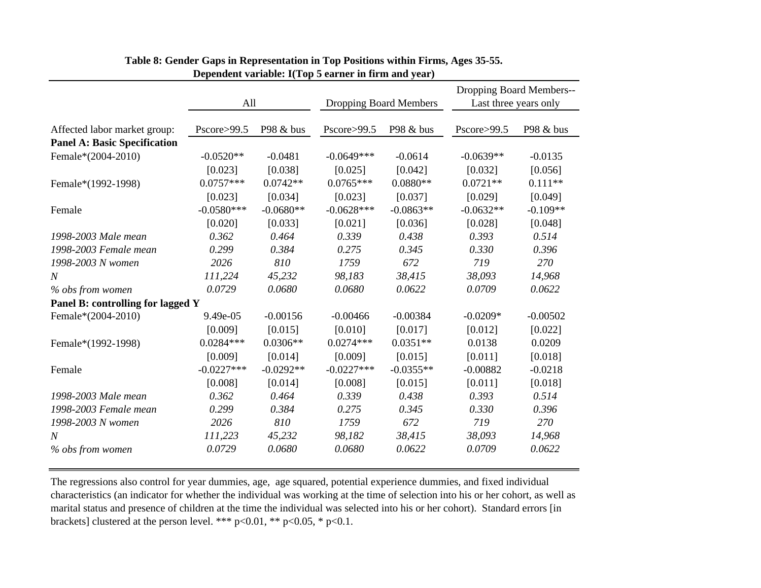**Table 8: Gender Gaps in Representation in Top Positions within Firms, Ages 35-55.**
**Dependent variable: I(Top 5 earner in firm and year)**

| | All | | Dropping Board Members | | Dropping Board Members-- Last three years only | |
|---|---|---|---|---|---|---|
| Affected labor market group: | Pscore>99.5 | P98 & bus | Pscore>99.5 | P98 & bus | Pscore>99.5 | P98 & bus |
| **Panel A: Basic Specification** | | | | | | |
| Female*(2004-2010) | -0.0520** | -0.0481 | -0.0649*** | -0.0614 | -0.0639** | -0.0135 |
| | [0.023] | [0.038] | [0.025] | [0.042] | [0.032] | [0.056] |
| Female*(1992-1998) | 0.0757*** | 0.0742** | 0.0765*** | 0.0880** | 0.0721** | 0.111** |
| | [0.023] | [0.034] | [0.023] | [0.037] | [0.029] | [0.049] |
| Female | -0.0580*** | -0.0680** | -0.0628*** | -0.0863** | -0.0632** | -0.109** |
| | [0.020] | [0.033] | [0.021] | [0.036] | [0.028] | [0.048] |
| *1998-2003 Male mean* | *0.362* | *0.464* | *0.339* | *0.438* | *0.393* | *0.514* |
| *1998-2003 Female mean* | *0.299* | *0.384* | *0.275* | *0.345* | *0.330* | *0.396* |
| *1998-2003 N women* | *2026* | *810* | *1759* | *672* | *719* | *270* |
| *N* | *111,224* | *45,232* | *98,183* | *38,415* | *38,093* | *14,968* |
| *% obs from women* | *0.0729* | *0.0680* | *0.0680* | *0.0622* | *0.0709* | *0.0622* |
| **Panel B: controlling for lagged Y** | | | | | | |
| Female*(2004-2010) | 9.49e-05 | -0.00156 | -0.00466 | -0.00384 | -0.0209* | -0.00502 |
| | [0.009] | [0.015] | [0.010] | [0.017] | [0.012] | [0.022] |
| Female*(1992-1998) | 0.0284*** | 0.0306** | 0.0274*** | 0.0351** | 0.0138 | 0.0209 |
| | [0.009] | [0.014] | [0.009] | [0.015] | [0.011] | [0.018] |
| Female | -0.0227*** | -0.0292** | -0.0227*** | -0.0355** | -0.00882 | -0.0218 |
| | [0.008] | [0.014] | [0.008] | [0.015] | [0.011] | [0.018] |
| *1998-2003 Male mean* | *0.362* | *0.464* | *0.339* | *0.438* | *0.393* | *0.514* |
| *1998-2003 Female mean* | *0.299* | *0.384* | *0.275* | *0.345* | *0.330* | *0.396* |
| *1998-2003 N women* | *2026* | *810* | *1759* | *672* | *719* | *270* |
| *N* | *111,223* | *45,232* | *98,182* | *38,415* | *38,093* | *14,968* |
| *% obs from women* | *0.0729* | *0.0680* | *0.0680* | *0.0622* | *0.0709* | *0.0622* |

The regressions also control for year dummies, age, age squared, potential experience dummies, and fixed individual characteristics (an indicator for whether the individual was working at the time of selection into his or her cohort, as well as marital status and presence of children at the time the individual was selected into his or her cohort). Standard errors [in brackets] clustered at the person level. *** p<0.01, ** p<0.05, * p<0.1.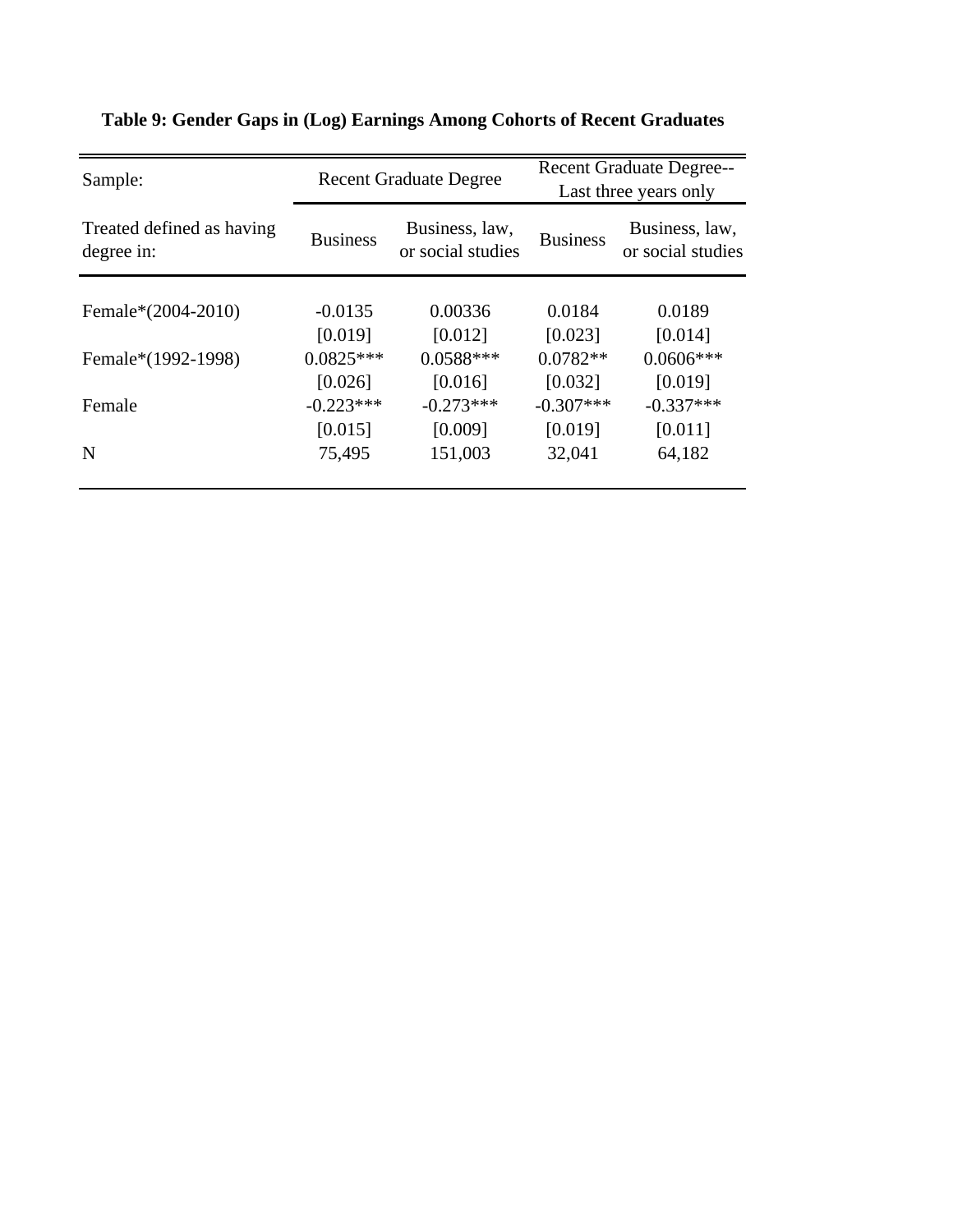**Table 9: Gender Gaps in (Log) Earnings Among Cohorts of Recent Graduates**

| Sample: | Recent Graduate Degree | | Recent Graduate Degree-- Last three years only | |
|---|---|---|---|---|
| Treated defined as having degree in: | Business | Business, law, or social studies | Business | Business, law, or social studies |
| Female*(2004-2010) | -0.0135 | 0.00336 | 0.0184 | 0.0189 |
| | [0.019] | [0.012] | [0.023] | [0.014] |
| Female*(1992-1998) | 0.0825*** | 0.0588*** | 0.0782** | 0.0606*** |
| | [0.026] | [0.016] | [0.032] | [0.019] |
| Female | -0.223*** | -0.273*** | -0.307*** | -0.337*** |
| | [0.015] | [0.009] | [0.019] | [0.011] |
| N | 75,495 | 151,003 | 32,041 | 64,182 |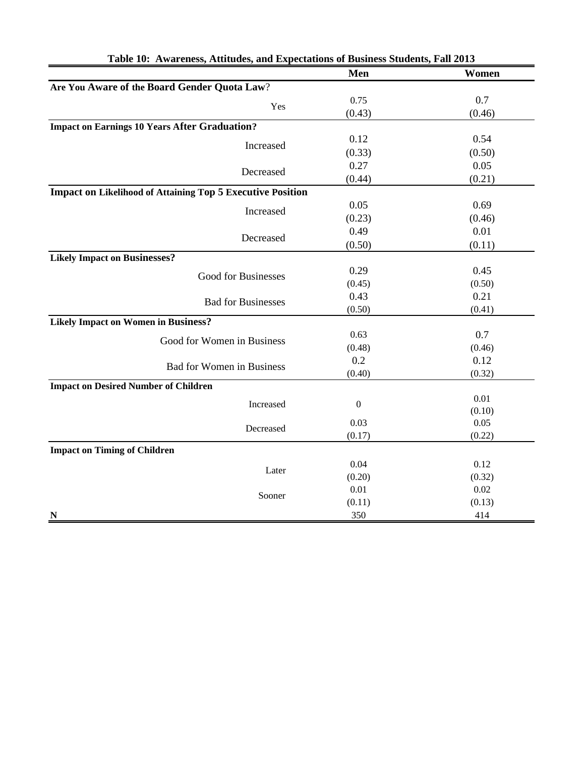**Table 10: Awareness, Attitudes, and Expectations of Business Students, Fall 2013**

| | Men | Women |
|---|---|---|
| **Are You Aware of the Board Gender Quota Law?** | | |
| Yes | 0.75 | 0.7 |
| | (0.43) | (0.46) |
| **Impact on Earnings 10 Years After Graduation?** | | |
| Increased | 0.12 | 0.54 |
| | (0.33) | (0.50) |
| Decreased | 0.27 | 0.05 |
| | (0.44) | (0.21) |
| **Impact on Likelihood of Attaining Top 5 Executive Position** | | |
| Increased | 0.05 | 0.69 |
| | (0.23) | (0.46) |
| Decreased | 0.49 | 0.01 |
| | (0.50) | (0.11) |
| **Likely Impact on Businesses?** | | |
| Good for Businesses | 0.29 | 0.45 |
| | (0.45) | (0.50) |
| Bad for Businesses | 0.43 | 0.21 |
| | (0.50) | (0.41) |
| **Likely Impact on Women in Business?** | | |
| Good for Women in Business | 0.63 | 0.7 |
| | (0.48) | (0.46) |
| Bad for Women in Business | 0.2 | 0.12 |
| | (0.40) | (0.32) |
| **Impact on Desired Number of Children** | | |
| Increased | 0 | 0.01 |
| | | (0.10) |
| Decreased | 0.03 | 0.05 |
| | (0.17) | (0.22) |
| **Impact on Timing of Children** | | |
| Later | 0.04 | 0.12 |
| | (0.20) | (0.32) |
| Sooner | 0.01 | 0.02 |
| | (0.11) | (0.13) |
| **N** | 350 | 414 |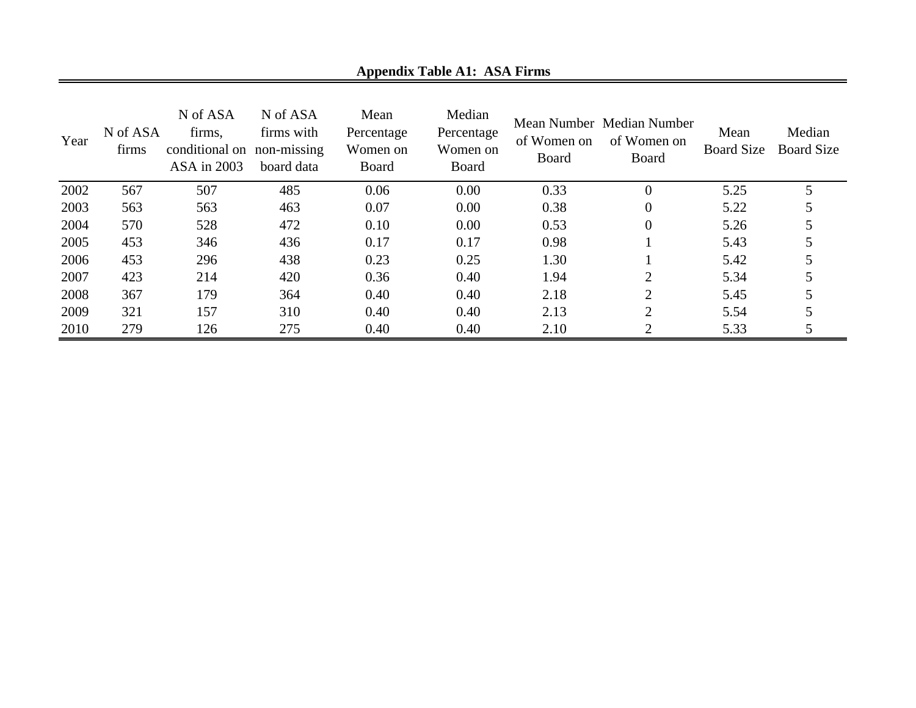**Appendix Table A1: ASA Firms**

| Year | N of ASA firms | N of ASA firms, conditional on ASA in 2003 | N of ASA firms with non-missing board data | Mean Percentage Women on Board | Median Percentage Women on Board | Mean Number of Women on Board | Median Number of Women on Board | Mean Board Size | Median Board Size |
|---|---|---|---|---|---|---|---|---|---|
| 2002 | 567 | 507 | 485 | 0.06 | 0.00 | 0.33 | 0 | 5.25 | 5 |
| 2003 | 563 | 563 | 463 | 0.07 | 0.00 | 0.38 | 0 | 5.22 | 5 |
| 2004 | 570 | 528 | 472 | 0.10 | 0.00 | 0.53 | 0 | 5.26 | 5 |
| 2005 | 453 | 346 | 436 | 0.17 | 0.17 | 0.98 | 1 | 5.43 | 5 |
| 2006 | 453 | 296 | 438 | 0.23 | 0.25 | 1.30 | 1 | 5.42 | 5 |
| 2007 | 423 | 214 | 420 | 0.36 | 0.40 | 1.94 | 2 | 5.34 | 5 |
| 2008 | 367 | 179 | 364 | 0.40 | 0.40 | 2.18 | 2 | 5.45 | 5 |
| 2009 | 321 | 157 | 310 | 0.40 | 0.40 | 2.13 | 2 | 5.54 | 5 |
| 2010 | 279 | 126 | 275 | 0.40 | 0.40 | 2.10 | 2 | 5.33 | 5 |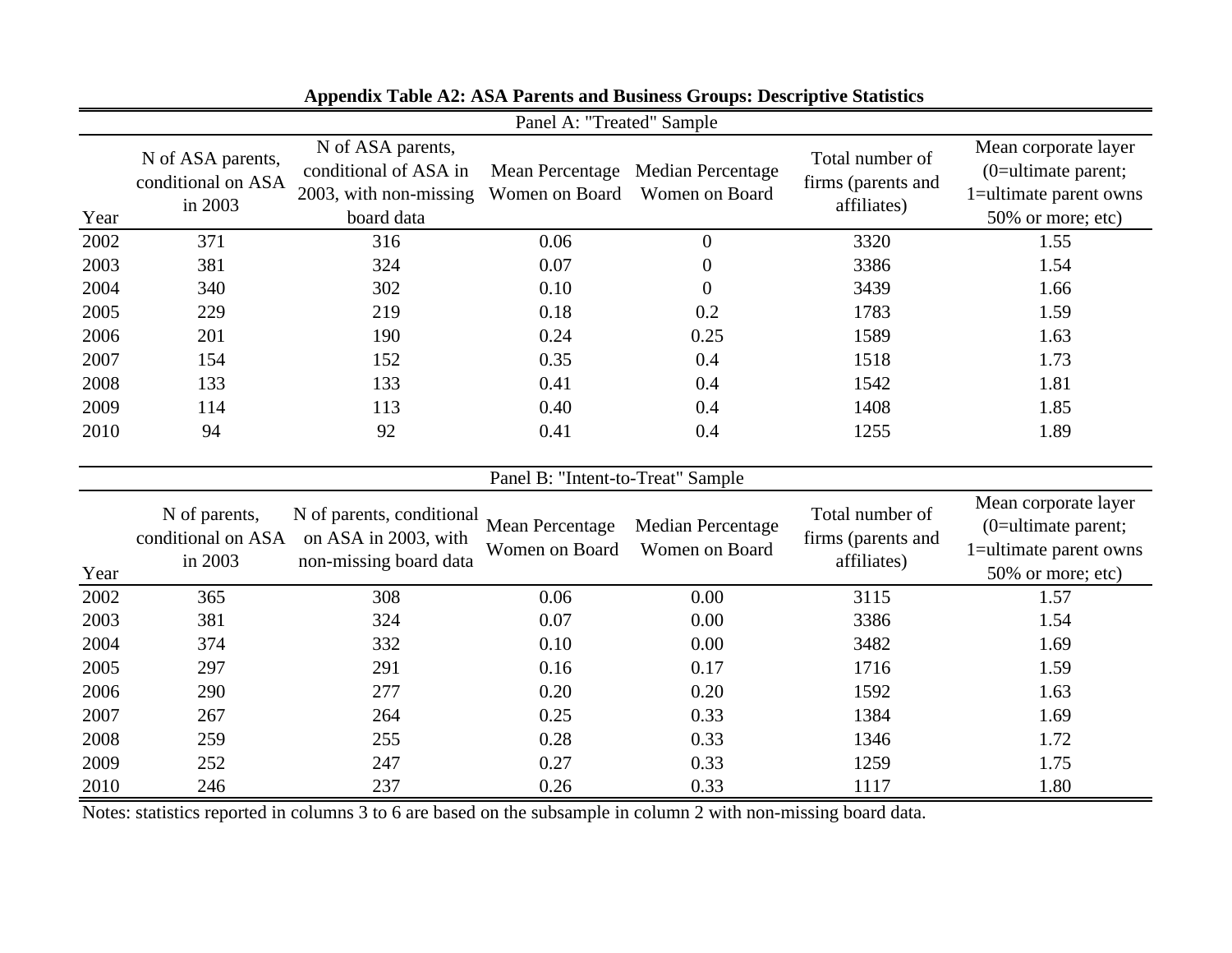**Appendix Table A2: ASA Parents and Business Groups: Descriptive Statistics**

| Panel A: "Treated" Sample | | | | | | |
|---|---|---|---|---|---|---|
| Year | N of ASA parents, conditional on ASA in 2003 | N of ASA parents, conditional of ASA in 2003, with non-missing board data | Mean Percentage Women on Board | Median Percentage Women on Board | Total number of firms (parents and affiliates) | Mean corporate layer (0=ultimate parent; 1=ultimate parent owns 50% or more; etc) |
| 2002 | 371 | 316 | 0.06 | 0 | 3320 | 1.55 |
| 2003 | 381 | 324 | 0.07 | 0 | 3386 | 1.54 |
| 2004 | 340 | 302 | 0.10 | 0 | 3439 | 1.66 |
| 2005 | 229 | 219 | 0.18 | 0.2 | 1783 | 1.59 |
| 2006 | 201 | 190 | 0.24 | 0.25 | 1589 | 1.63 |
| 2007 | 154 | 152 | 0.35 | 0.4 | 1518 | 1.73 |
| 2008 | 133 | 133 | 0.41 | 0.4 | 1542 | 1.81 |
| 2009 | 114 | 113 | 0.40 | 0.4 | 1408 | 1.85 |
| 2010 | 94 | 92 | 0.41 | 0.4 | 1255 | 1.89 |

| Panel B: "Intent-to-Treat" Sample | | | | | | |
|---|---|---|---|---|---|---|
| Year | N of parents, conditional on ASA in 2003 | N of parents, conditional on ASA in 2003, with non-missing board data | Mean Percentage Women on Board | Median Percentage Women on Board | Total number of firms (parents and affiliates) | Mean corporate layer (0=ultimate parent; 1=ultimate parent owns 50% or more; etc) |
| 2002 | 365 | 308 | 0.06 | 0.00 | 3115 | 1.57 |
| 2003 | 381 | 324 | 0.07 | 0.00 | 3386 | 1.54 |
| 2004 | 374 | 332 | 0.10 | 0.00 | 3482 | 1.69 |
| 2005 | 297 | 291 | 0.16 | 0.17 | 1716 | 1.59 |
| 2006 | 290 | 277 | 0.20 | 0.20 | 1592 | 1.63 |
| 2007 | 267 | 264 | 0.25 | 0.33 | 1384 | 1.69 |
| 2008 | 259 | 255 | 0.28 | 0.33 | 1346 | 1.72 |
| 2009 | 252 | 247 | 0.27 | 0.33 | 1259 | 1.75 |
| 2010 | 246 | 237 | 0.26 | 0.33 | 1117 | 1.80 |

Notes: statistics reported in columns 3 to 6 are based on the subsample in column 2 with non-missing board data.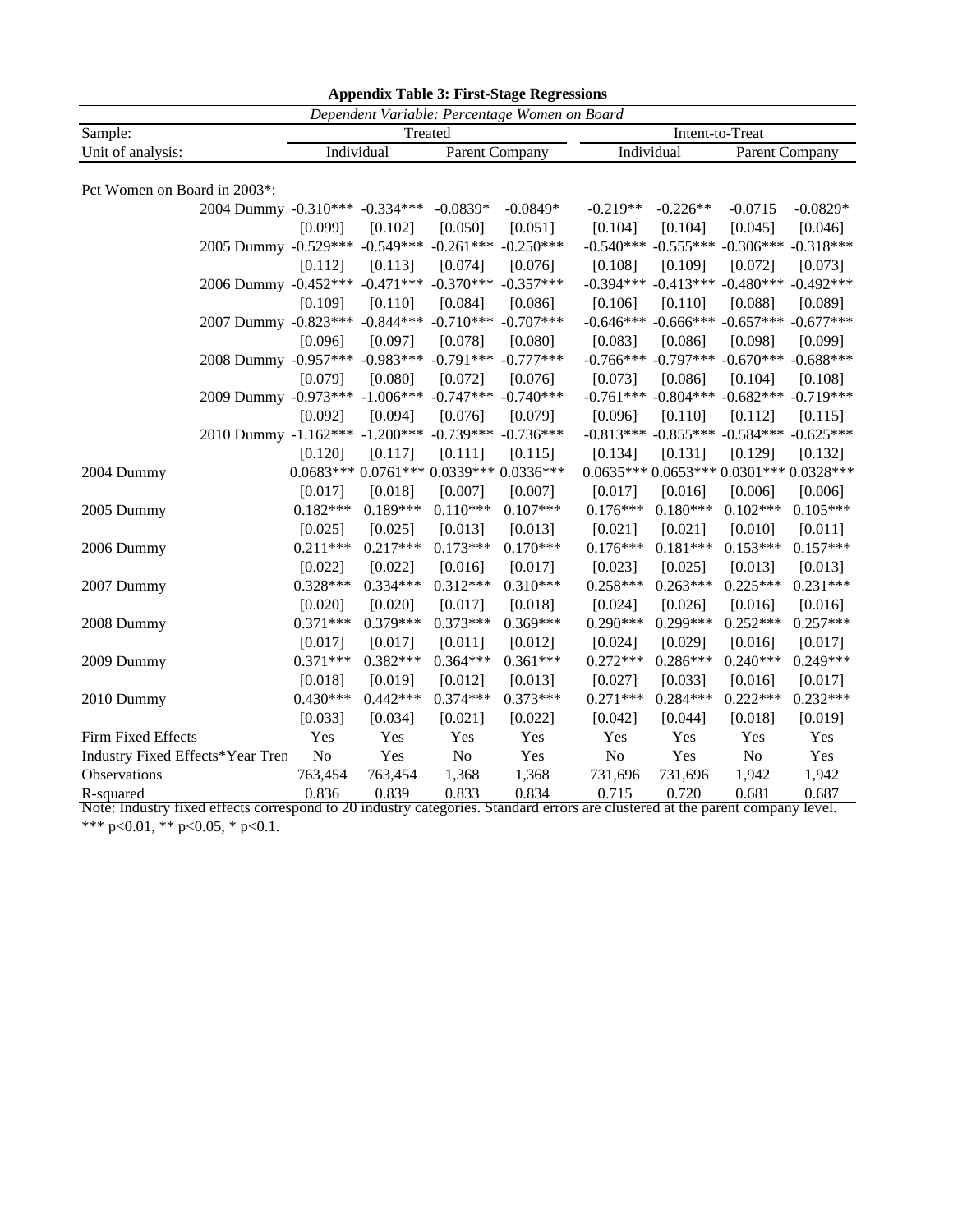**Appendix Table 3: First-Stage Regressions**

| *Dependent Variable: Percentage Women on Board* | | | | | | | | | |
|---|---|---|---|---|---|---|---|---|---|
| Sample: | | Treated | | | | Intent-to-Treat | | | |
| Unit of analysis: | | Individual | | Parent Company | | Individual | | Parent Company | |
| Pct Women on Board in 2003*: | | | | | | | | | |
| | 2004 Dummy | -0.310*** | -0.334*** | -0.0839* | -0.0849* | -0.219** | -0.226** | -0.0715 | -0.0829* |
| | | [0.099] | [0.102] | [0.050] | [0.051] | [0.104] | [0.104] | [0.045] | [0.046] |
| | 2005 Dummy | -0.529*** | -0.549*** | -0.261*** | -0.250*** | -0.540*** | -0.555*** | -0.306*** | -0.318*** |
| | | [0.112] | [0.113] | [0.074] | [0.076] | [0.108] | [0.109] | [0.072] | [0.073] |
| | 2006 Dummy | -0.452*** | -0.471*** | -0.370*** | -0.357*** | -0.394*** | -0.413*** | -0.480*** | -0.492*** |
| | | [0.109] | [0.110] | [0.084] | [0.086] | [0.106] | [0.110] | [0.088] | [0.089] |
| | 2007 Dummy | -0.823*** | -0.844*** | -0.710*** | -0.707*** | -0.646*** | -0.666*** | -0.657*** | -0.677*** |
| | | [0.096] | [0.097] | [0.078] | [0.080] | [0.083] | [0.086] | [0.098] | [0.099] |
| | 2008 Dummy | -0.957*** | -0.983*** | -0.791*** | -0.777*** | -0.766*** | -0.797*** | -0.670*** | -0.688*** |
| | | [0.079] | [0.080] | [0.072] | [0.076] | [0.073] | [0.086] | [0.104] | [0.108] |
| | 2009 Dummy | -0.973*** | -1.006*** | -0.747*** | -0.740*** | -0.761*** | -0.804*** | -0.682*** | -0.719*** |
| | | [0.092] | [0.094] | [0.076] | [0.079] | [0.096] | [0.110] | [0.112] | [0.115] |
| | 2010 Dummy | -1.162*** | -1.200*** | -0.739*** | -0.736*** | -0.813*** | -0.855*** | -0.584*** | -0.625*** |
| | | [0.120] | [0.117] | [0.111] | [0.115] | [0.134] | [0.131] | [0.129] | [0.132] |
| 2004 Dummy | | 0.0683*** | 0.0761*** | 0.0339*** | 0.0336*** | 0.0635*** | 0.0653*** | 0.0301*** | 0.0328*** |
| | | [0.017] | [0.018] | [0.007] | [0.007] | [0.017] | [0.016] | [0.006] | [0.006] |
| 2005 Dummy | | 0.182*** | 0.189*** | 0.110*** | 0.107*** | 0.176*** | 0.180*** | 0.102*** | 0.105*** |
| | | [0.025] | [0.025] | [0.013] | [0.013] | [0.021] | [0.021] | [0.010] | [0.011] |
| 2006 Dummy | | 0.211*** | 0.217*** | 0.173*** | 0.170*** | 0.176*** | 0.181*** | 0.153*** | 0.157*** |
| | | [0.022] | [0.022] | [0.016] | [0.017] | [0.023] | [0.025] | [0.013] | [0.013] |
| 2007 Dummy | | 0.328*** | 0.334*** | 0.312*** | 0.310*** | 0.258*** | 0.263*** | 0.225*** | 0.231*** |
| | | [0.020] | [0.020] | [0.017] | [0.018] | [0.024] | [0.026] | [0.016] | [0.016] |
| 2008 Dummy | | 0.371*** | 0.379*** | 0.373*** | 0.369*** | 0.290*** | 0.299*** | 0.252*** | 0.257*** |
| | | [0.017] | [0.017] | [0.011] | [0.012] | [0.024] | [0.029] | [0.016] | [0.017] |
| 2009 Dummy | | 0.371*** | 0.382*** | 0.364*** | 0.361*** | 0.272*** | 0.286*** | 0.240*** | 0.249*** |
| | | [0.018] | [0.019] | [0.012] | [0.013] | [0.027] | [0.033] | [0.016] | [0.017] |
| 2010 Dummy | | 0.430*** | 0.442*** | 0.374*** | 0.373*** | 0.271*** | 0.284*** | 0.222*** | 0.232*** |
| | | [0.033] | [0.034] | [0.021] | [0.022] | [0.042] | [0.044] | [0.018] | [0.019] |
| Firm Fixed Effects | | Yes | Yes | Yes | Yes | Yes | Yes | Yes | Yes |
| Industry Fixed Effects*Year Tren | | No | Yes | No | Yes | No | Yes | No | Yes |
| Observations | | 763,454 | 763,454 | 1,368 | 1,368 | 731,696 | 731,696 | 1,942 | 1,942 |
| R-squared | | 0.836 | 0.839 | 0.833 | 0.834 | 0.715 | 0.720 | 0.681 | 0.687 |

Note: Industry fixed effects correspond to 20 industry categories. Standard errors are clustered at the parent company level.
*** p<0.01, ** p<0.05, * p<0.1.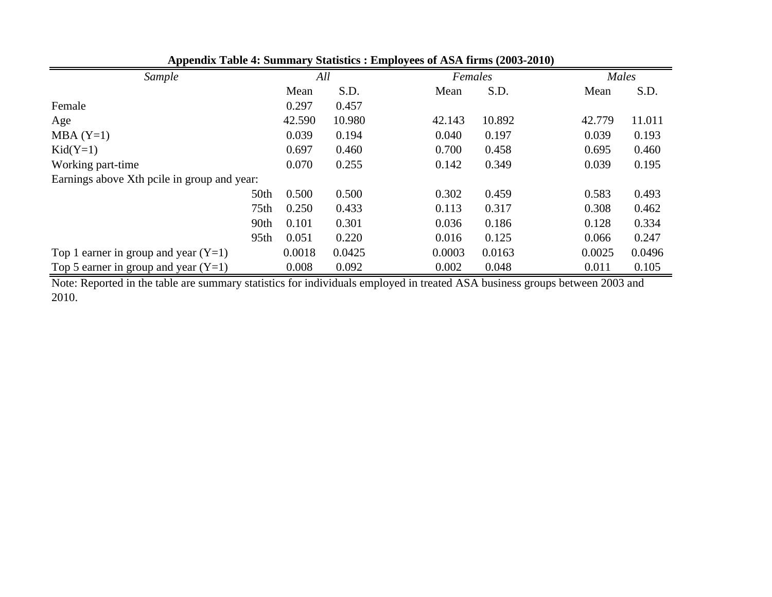**Appendix Table 4: Summary Statistics : Employees of ASA firms (2003-2010)**

| *Sample* | | *All* | | *Females* | | *Males* | |
|---|---|---|---|---|---|---|---|
| | | Mean | S.D. | Mean | S.D. | Mean | S.D. |
| Female | | 0.297 | 0.457 | | | | |
| Age | | 42.590 | 10.980 | 42.143 | 10.892 | 42.779 | 11.011 |
| MBA (Y=1) | | 0.039 | 0.194 | 0.040 | 0.197 | 0.039 | 0.193 |
| Kid(Y=1) | | 0.697 | 0.460 | 0.700 | 0.458 | 0.695 | 0.460 |
| Working part-time | | 0.070 | 0.255 | 0.142 | 0.349 | 0.039 | 0.195 |
| Earnings above Xth pcile in group and year: | | | | | | | |
| | 50th | 0.500 | 0.500 | 0.302 | 0.459 | 0.583 | 0.493 |
| | 75th | 0.250 | 0.433 | 0.113 | 0.317 | 0.308 | 0.462 |
| | 90th | 0.101 | 0.301 | 0.036 | 0.186 | 0.128 | 0.334 |
| | 95th | 0.051 | 0.220 | 0.016 | 0.125 | 0.066 | 0.247 |
| Top 1 earner in group and year (Y=1) | | 0.0018 | 0.0425 | 0.0003 | 0.0163 | 0.0025 | 0.0496 |
| Top 5 earner in group and year (Y=1) | | 0.008 | 0.092 | 0.002 | 0.048 | 0.011 | 0.105 |

Note: Reported in the table are summary statistics for individuals employed in treated ASA business groups between 2003 and 2010.